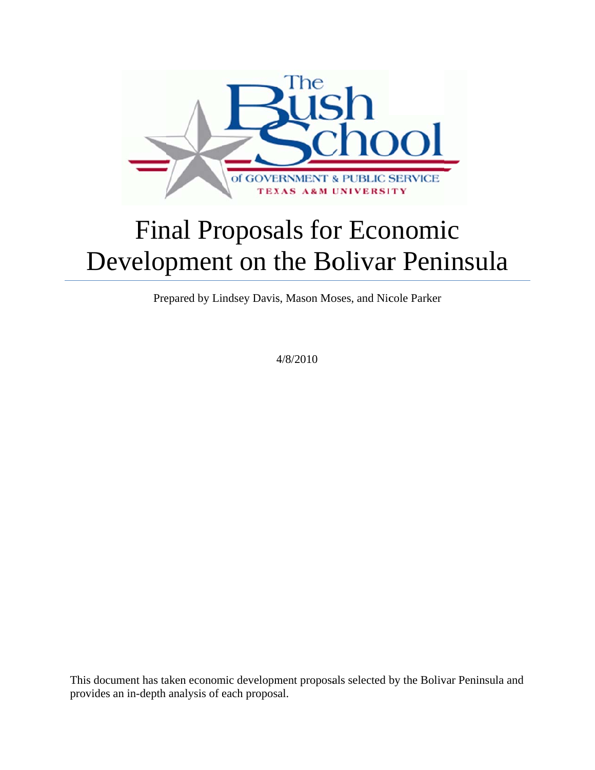# Final Proposals for Economic Development on the Bolivar Peninsula

Prepared by Lindsey Davis, Mason Moses, and Nicole Parker

4/8/2010

This document has taken economic development proposals selected by the Bolivar Peninsula and provides an in-depth analysis of each proposal.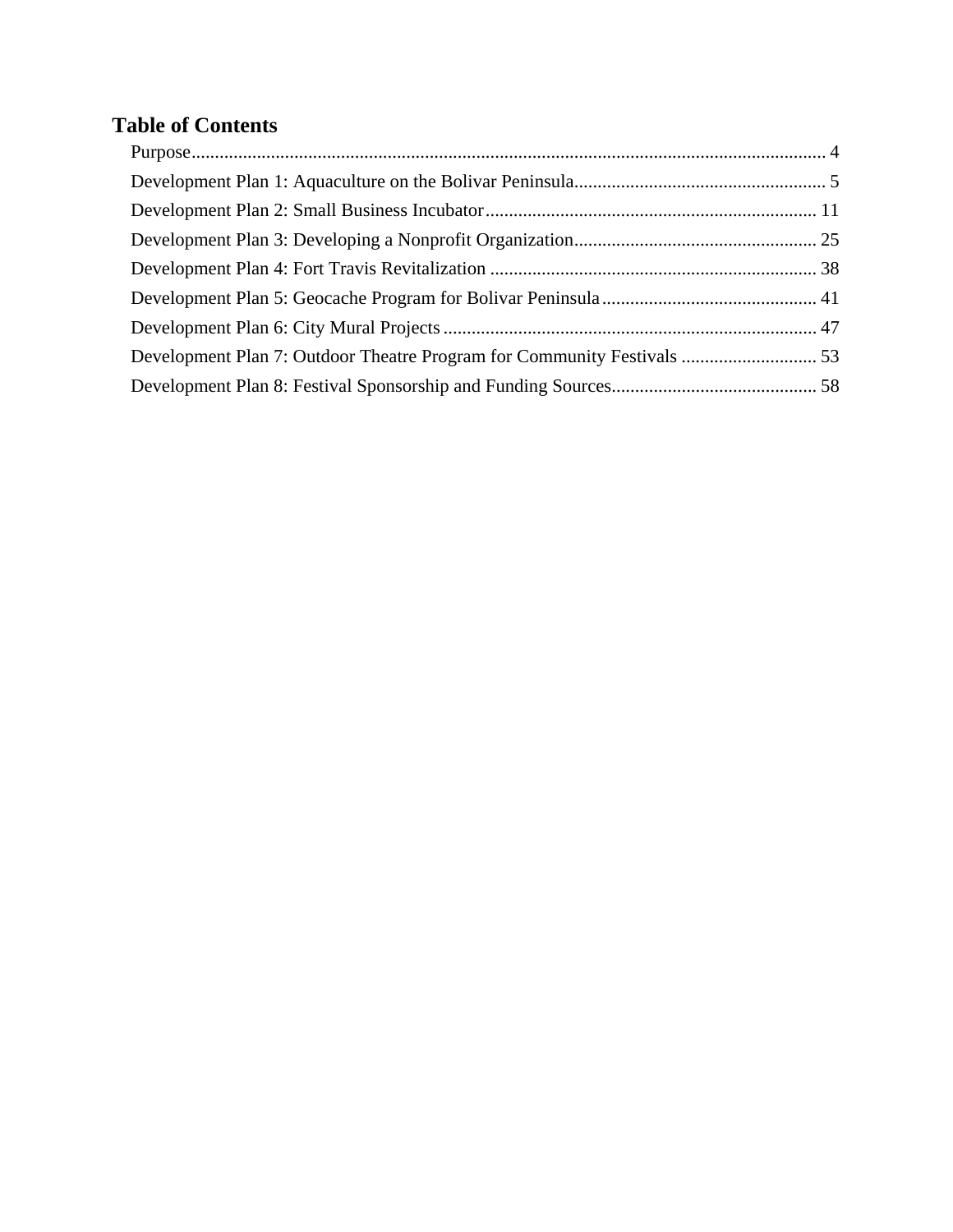# Table of Contents

Purpose ........ 4

Development Plan 1: Aquaculture on the Bolivar Peninsula ........ 5

Development Plan 2: Small Business Incubator ........ 11

Development Plan 3: Developing a Nonprofit Organization ........ 25

Development Plan 4: Fort Travis Revitalization ........ 38

Development Plan 5: Geocache Program for Bolivar Peninsula ........ 41

Development Plan 6: City Mural Projects ........ 47

Development Plan 7: Outdoor Theatre Program for Community Festivals ........ 53

Development Plan 8: Festival Sponsorship and Funding Sources ........ 58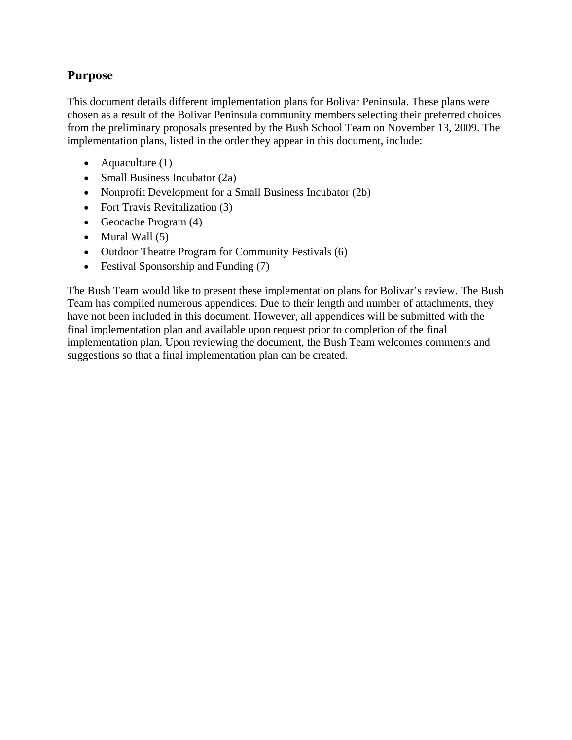## Purpose

This document details different implementation plans for Bolivar Peninsula. These plans were chosen as a result of the Bolivar Peninsula community members selecting their preferred choices from the preliminary proposals presented by the Bush School Team on November 13, 2009. The implementation plans, listed in the order they appear in this document, include:

- Aquaculture (1)
- Small Business Incubator (2a)
- Nonprofit Development for a Small Business Incubator (2b)
- Fort Travis Revitalization (3)
- Geocache Program (4)
- Mural Wall (5)
- Outdoor Theatre Program for Community Festivals (6)
- Festival Sponsorship and Funding (7)

The Bush Team would like to present these implementation plans for Bolivar's review. The Bush Team has compiled numerous appendices. Due to their length and number of attachments, they have not been included in this document. However, all appendices will be submitted with the final implementation plan and available upon request prior to completion of the final implementation plan. Upon reviewing the document, the Bush Team welcomes comments and suggestions so that a final implementation plan can be created.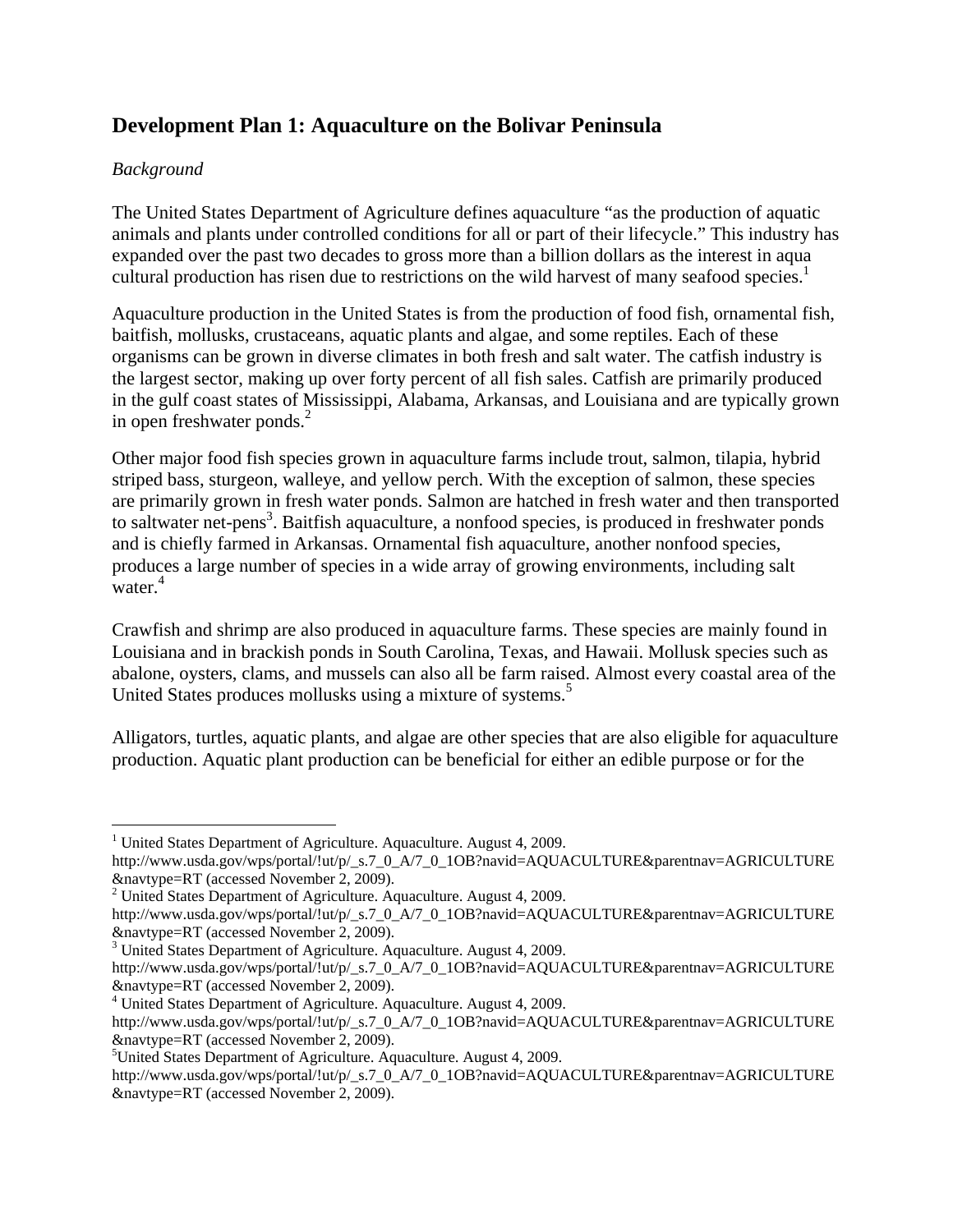## Development Plan 1: Aquaculture on the Bolivar Peninsula

*Background*

The United States Department of Agriculture defines aquaculture "as the production of aquatic animals and plants under controlled conditions for all or part of their lifecycle." This industry has expanded over the past two decades to gross more than a billion dollars as the interest in aqua cultural production has risen due to restrictions on the wild harvest of many seafood species.[1]

Aquaculture production in the United States is from the production of food fish, ornamental fish, baitfish, mollusks, crustaceans, aquatic plants and algae, and some reptiles. Each of these organisms can be grown in diverse climates in both fresh and salt water. The catfish industry is the largest sector, making up over forty percent of all fish sales. Catfish are primarily produced in the gulf coast states of Mississippi, Alabama, Arkansas, and Louisiana and are typically grown in open freshwater ponds.[2]

Other major food fish species grown in aquaculture farms include trout, salmon, tilapia, hybrid striped bass, sturgeon, walleye, and yellow perch. With the exception of salmon, these species are primarily grown in fresh water ponds. Salmon are hatched in fresh water and then transported to saltwater net-pens[3]. Baitfish aquaculture, a nonfood species, is produced in freshwater ponds and is chiefly farmed in Arkansas. Ornamental fish aquaculture, another nonfood species, produces a large number of species in a wide array of growing environments, including salt water.[4]

Crawfish and shrimp are also produced in aquaculture farms. These species are mainly found in Louisiana and in brackish ponds in South Carolina, Texas, and Hawaii. Mollusk species such as abalone, oysters, clams, and mussels can also all be farm raised. Almost every coastal area of the United States produces mollusks using a mixture of systems.[5]

Alligators, turtles, aquatic plants, and algae are other species that are also eligible for aquaculture production. Aquatic plant production can be beneficial for either an edible purpose or for the

---

[1] United States Department of Agriculture. Aquaculture. August 4, 2009. http://www.usda.gov/wps/portal/!ut/p/_s.7_0_A/7_0_1OB?navid=AQUACULTURE&parentnav=AGRICULTURE&navtype=RT (accessed November 2, 2009).

[2] United States Department of Agriculture. Aquaculture. August 4, 2009. http://www.usda.gov/wps/portal/!ut/p/_s.7_0_A/7_0_1OB?navid=AQUACULTURE&parentnav=AGRICULTURE&navtype=RT (accessed November 2, 2009).

[3] United States Department of Agriculture. Aquaculture. August 4, 2009. http://www.usda.gov/wps/portal/!ut/p/_s.7_0_A/7_0_1OB?navid=AQUACULTURE&parentnav=AGRICULTURE&navtype=RT (accessed November 2, 2009).

[4] United States Department of Agriculture. Aquaculture. August 4, 2009. http://www.usda.gov/wps/portal/!ut/p/_s.7_0_A/7_0_1OB?navid=AQUACULTURE&parentnav=AGRICULTURE&navtype=RT (accessed November 2, 2009).

[5] United States Department of Agriculture. Aquaculture. August 4, 2009. http://www.usda.gov/wps/portal/!ut/p/_s.7_0_A/7_0_1OB?navid=AQUACULTURE&parentnav=AGRICULTURE&navtype=RT (accessed November 2, 2009).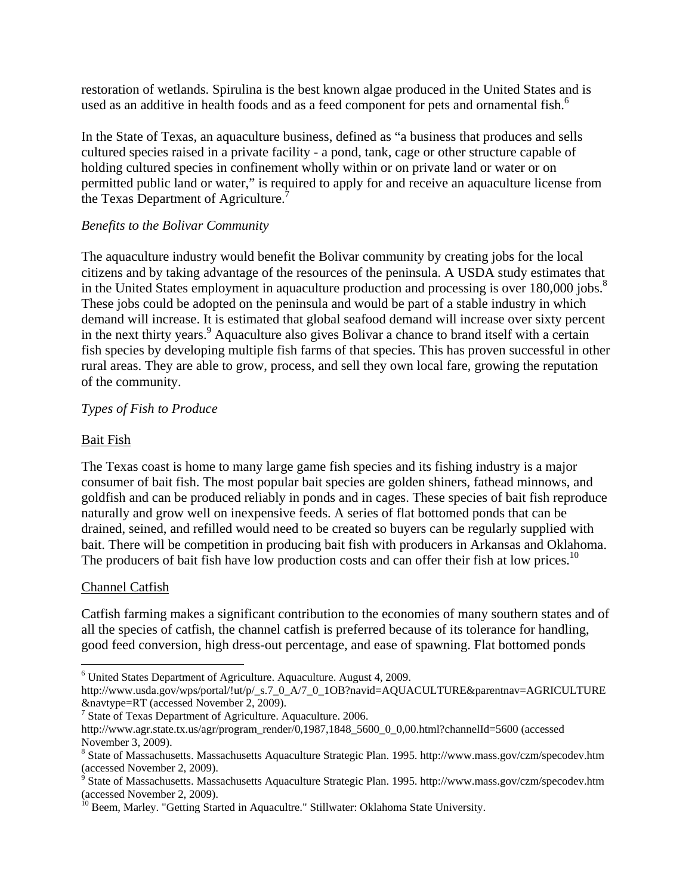restoration of wetlands. Spirulina is the best known algae produced in the United States and is used as an additive in health foods and as a feed component for pets and ornamental fish.[6]

In the State of Texas, an aquaculture business, defined as "a business that produces and sells cultured species raised in a private facility - a pond, tank, cage or other structure capable of holding cultured species in confinement wholly within or on private land or water or on permitted public land or water," is required to apply for and receive an aquaculture license from the Texas Department of Agriculture.[7]

*Benefits to the Bolivar Community*

The aquaculture industry would benefit the Bolivar community by creating jobs for the local citizens and by taking advantage of the resources of the peninsula. A USDA study estimates that in the United States employment in aquaculture production and processing is over 180,000 jobs.[8] These jobs could be adopted on the peninsula and would be part of a stable industry in which demand will increase. It is estimated that global seafood demand will increase over sixty percent in the next thirty years.[9] Aquaculture also gives Bolivar a chance to brand itself with a certain fish species by developing multiple fish farms of that species. This has proven successful in other rural areas. They are able to grow, process, and sell they own local fare, growing the reputation of the community.

*Types of Fish to Produce*

<u>Bait Fish</u>

The Texas coast is home to many large game fish species and its fishing industry is a major consumer of bait fish. The most popular bait species are golden shiners, fathead minnows, and goldfish and can be produced reliably in ponds and in cages. These species of bait fish reproduce naturally and grow well on inexpensive feeds. A series of flat bottomed ponds that can be drained, seined, and refilled would need to be created so buyers can be regularly supplied with bait. There will be competition in producing bait fish with producers in Arkansas and Oklahoma. The producers of bait fish have low production costs and can offer their fish at low prices.[10]

<u>Channel Catfish</u>

Catfish farming makes a significant contribution to the economies of many southern states and of all the species of catfish, the channel catfish is preferred because of its tolerance for handling, good feed conversion, high dress-out percentage, and ease of spawning. Flat bottomed ponds

---

[6] United States Department of Agriculture. Aquaculture. August 4, 2009. http://www.usda.gov/wps/portal/!ut/p/_s.7_0_A/7_0_1OB?navid=AQUACULTURE&parentnav=AGRICULTURE&navtype=RT (accessed November 2, 2009).

[7] State of Texas Department of Agriculture. Aquaculture. 2006. http://www.agr.state.tx.us/agr/program_render/0,1987,1848_5600_0_0,00.html?channelId=5600 (accessed November 3, 2009).

[8] State of Massachusetts. Massachusetts Aquaculture Strategic Plan. 1995. http://www.mass.gov/czm/specodev.htm (accessed November 2, 2009).

[9] State of Massachusetts. Massachusetts Aquaculture Strategic Plan. 1995. http://www.mass.gov/czm/specodev.htm (accessed November 2, 2009).

[10] Beem, Marley. "Getting Started in Aquacultre." Stillwater: Oklahoma State University.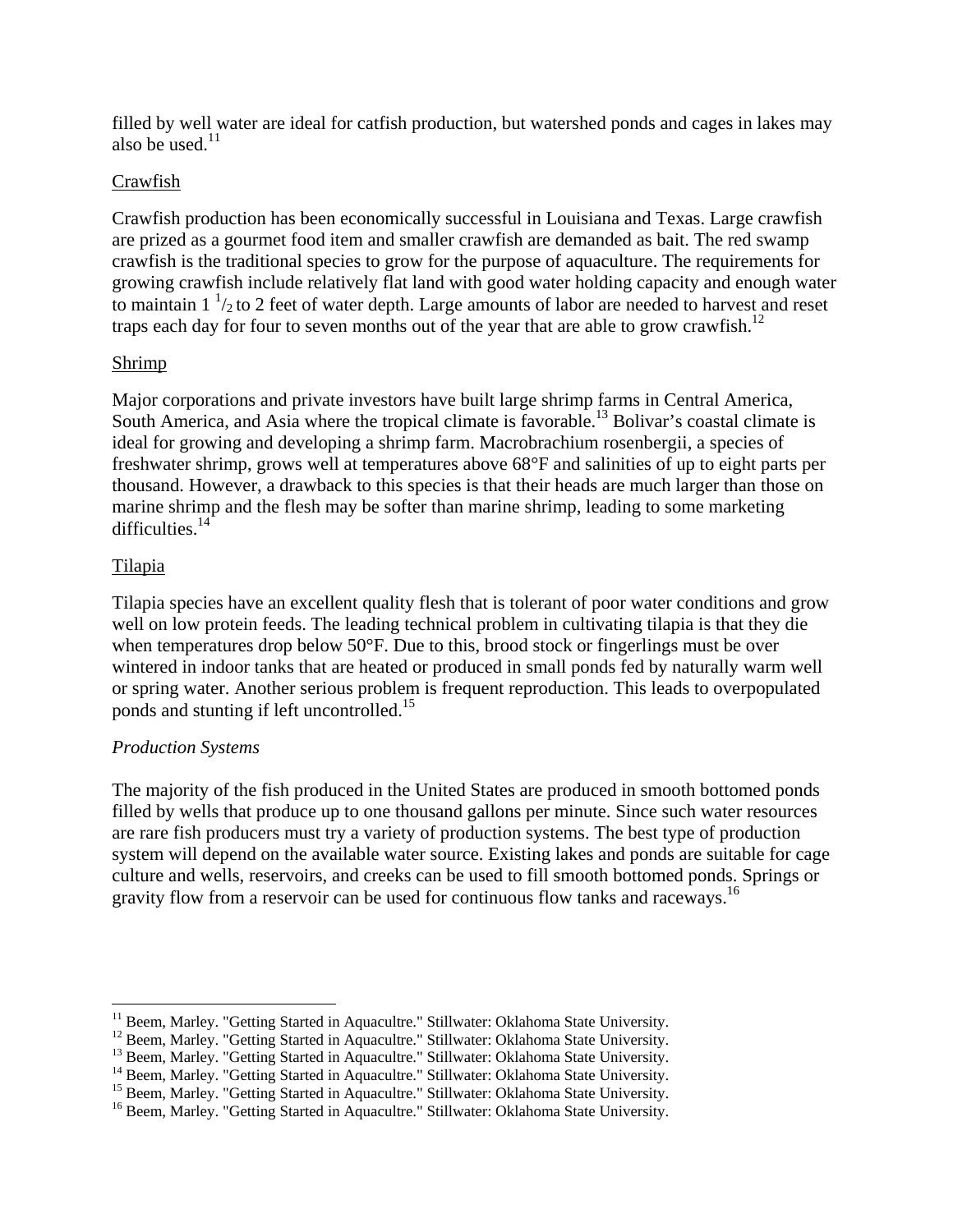filled by well water are ideal for catfish production, but watershed ponds and cages in lakes may also be used.[11]

Crawfish

Crawfish production has been economically successful in Louisiana and Texas. Large crawfish are prized as a gourmet food item and smaller crawfish are demanded as bait. The red swamp crawfish is the traditional species to grow for the purpose of aquaculture. The requirements for growing crawfish include relatively flat land with good water holding capacity and enough water to maintain 1 $^{1}/_{2}$ to 2 feet of water depth. Large amounts of labor are needed to harvest and reset traps each day for four to seven months out of the year that are able to grow crawfish.[12]

Shrimp

Major corporations and private investors have built large shrimp farms in Central America, South America, and Asia where the tropical climate is favorable.[13] Bolivar's coastal climate is ideal for growing and developing a shrimp farm. Macrobrachium rosenbergii, a species of freshwater shrimp, grows well at temperatures above 68°F and salinities of up to eight parts per thousand. However, a drawback to this species is that their heads are much larger than those on marine shrimp and the flesh may be softer than marine shrimp, leading to some marketing difficulties.[14]

Tilapia

Tilapia species have an excellent quality flesh that is tolerant of poor water conditions and grow well on low protein feeds. The leading technical problem in cultivating tilapia is that they die when temperatures drop below 50°F. Due to this, brood stock or fingerlings must be over wintered in indoor tanks that are heated or produced in small ponds fed by naturally warm well or spring water. Another serious problem is frequent reproduction. This leads to overpopulated ponds and stunting if left uncontrolled.[15]

*Production Systems*

The majority of the fish produced in the United States are produced in smooth bottomed ponds filled by wells that produce up to one thousand gallons per minute. Since such water resources are rare fish producers must try a variety of production systems. The best type of production system will depend on the available water source. Existing lakes and ponds are suitable for cage culture and wells, reservoirs, and creeks can be used to fill smooth bottomed ponds. Springs or gravity flow from a reservoir can be used for continuous flow tanks and raceways.[16]

---

[11] Beem, Marley. "Getting Started in Aquacultre." Stillwater: Oklahoma State University.
[12] Beem, Marley. "Getting Started in Aquacultre." Stillwater: Oklahoma State University.
[13] Beem, Marley. "Getting Started in Aquacultre." Stillwater: Oklahoma State University.
[14] Beem, Marley. "Getting Started in Aquacultre." Stillwater: Oklahoma State University.
[15] Beem, Marley. "Getting Started in Aquacultre." Stillwater: Oklahoma State University.
[16] Beem, Marley. "Getting Started in Aquacultre." Stillwater: Oklahoma State University.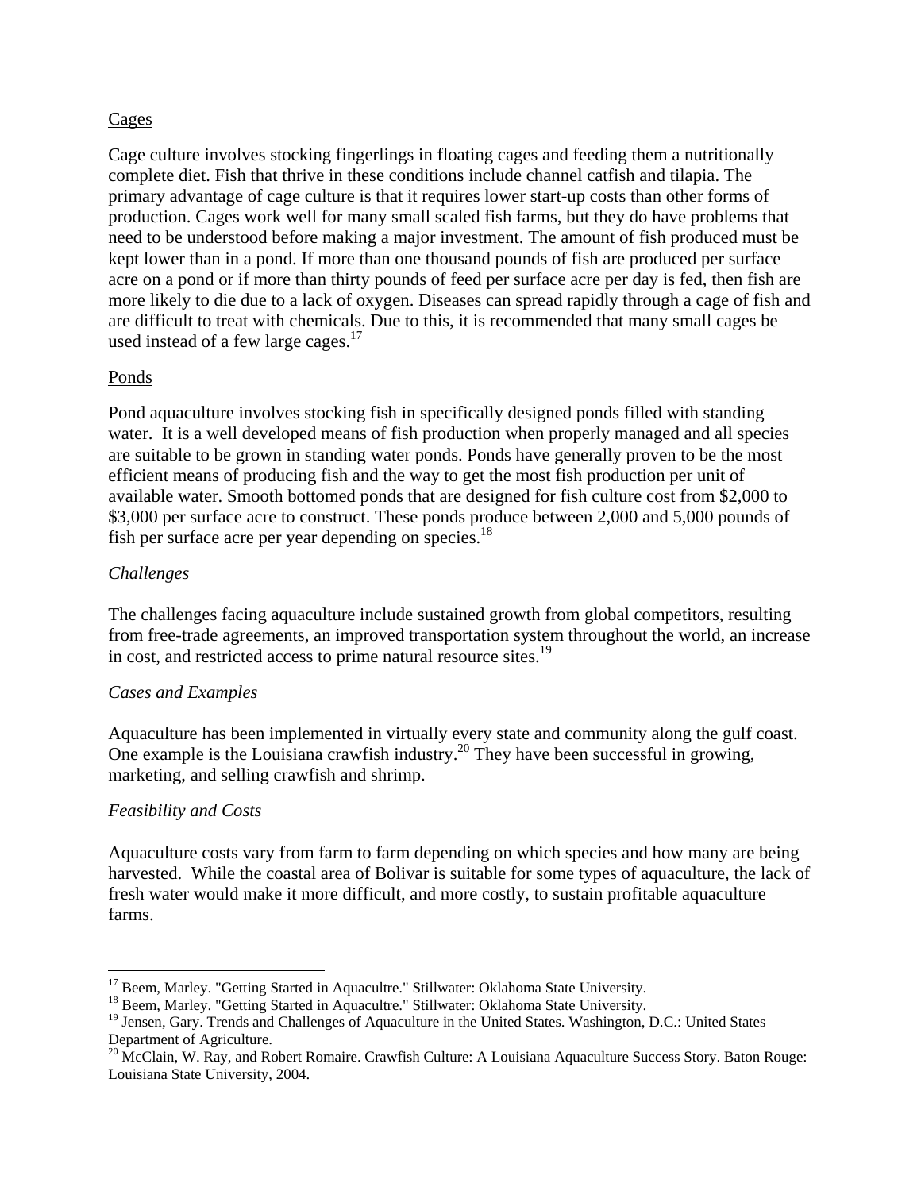<u>Cages</u>

Cage culture involves stocking fingerlings in floating cages and feeding them a nutritionally complete diet. Fish that thrive in these conditions include channel catfish and tilapia. The primary advantage of cage culture is that it requires lower start-up costs than other forms of production. Cages work well for many small scaled fish farms, but they do have problems that need to be understood before making a major investment. The amount of fish produced must be kept lower than in a pond. If more than one thousand pounds of fish are produced per surface acre on a pond or if more than thirty pounds of feed per surface acre per day is fed, then fish are more likely to die due to a lack of oxygen. Diseases can spread rapidly through a cage of fish and are difficult to treat with chemicals. Due to this, it is recommended that many small cages be used instead of a few large cages.[17]

<u>Ponds</u>

Pond aquaculture involves stocking fish in specifically designed ponds filled with standing water. It is a well developed means of fish production when properly managed and all species are suitable to be grown in standing water ponds. Ponds have generally proven to be the most efficient means of producing fish and the way to get the most fish production per unit of available water. Smooth bottomed ponds that are designed for fish culture cost from $2,000 to $3,000 per surface acre to construct. These ponds produce between 2,000 and 5,000 pounds of fish per surface acre per year depending on species.[18]

*Challenges*

The challenges facing aquaculture include sustained growth from global competitors, resulting from free-trade agreements, an improved transportation system throughout the world, an increase in cost, and restricted access to prime natural resource sites.[19]

*Cases and Examples*

Aquaculture has been implemented in virtually every state and community along the gulf coast. One example is the Louisiana crawfish industry.[20] They have been successful in growing, marketing, and selling crawfish and shrimp.

*Feasibility and Costs*

Aquaculture costs vary from farm to farm depending on which species and how many are being harvested. While the coastal area of Bolivar is suitable for some types of aquaculture, the lack of fresh water would make it more difficult, and more costly, to sustain profitable aquaculture farms.

---

[17] Beem, Marley. "Getting Started in Aquacultre." Stillwater: Oklahoma State University.

[18] Beem, Marley. "Getting Started in Aquacultre." Stillwater: Oklahoma State University.

[19] Jensen, Gary. Trends and Challenges of Aquaculture in the United States. Washington, D.C.: United States Department of Agriculture.

[20] McClain, W. Ray, and Robert Romaire. Crawfish Culture: A Louisiana Aquaculture Success Story. Baton Rouge: Louisiana State University, 2004.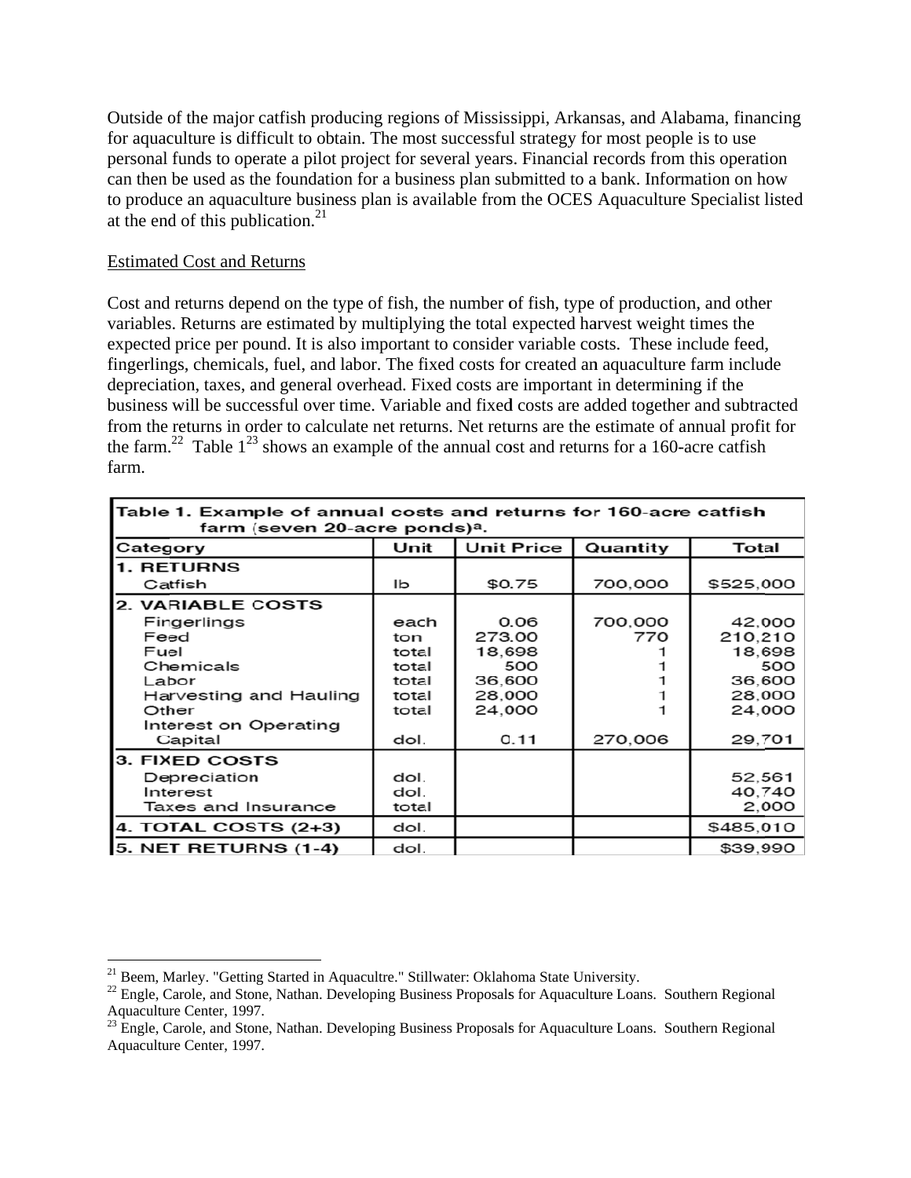Outside of the major catfish producing regions of Mississippi, Arkansas, and Alabama, financing for aquaculture is difficult to obtain. The most successful strategy for most people is to use personal funds to operate a pilot project for several years. Financial records from this operation can then be used as the foundation for a business plan submitted to a bank. Information on how to produce an aquaculture business plan is available from the OCES Aquaculture Specialist listed at the end of this publication.[21]

Estimated Cost and Returns

Cost and returns depend on the type of fish, the number of fish, type of production, and other variables. Returns are estimated by multiplying the total expected harvest weight times the expected price per pound. It is also important to consider variable costs. These include feed, fingerlings, chemicals, fuel, and labor. The fixed costs for created an aquaculture farm include depreciation, taxes, and general overhead. Fixed costs are important in determining if the business will be successful over time. Variable and fixed costs are added together and subtracted from the returns in order to calculate net returns. Net returns are the estimate of annual profit for the farm.[22] Table 1[23] shows an example of the annual cost and returns for a 160-acre catfish farm.

**Table 1. Example of annual costs and returns for 160-acre catfish farm (seven 20-acre ponds)a.**

| Category | Unit | Unit Price | Quantity | Total |
|---|---|---|---|---|
| **1. RETURNS** | | | | |
| Catfish | lb | $0.75 | 700,000 | $525,000 |
| **2. VARIABLE COSTS** | | | | |
| Fingerlings | each | 0.06 | 700,000 | 42,000 |
| Feed | ton | 273.00 | 770 | 210,210 |
| Fuel | total | 18,698 | 1 | 18,698 |
| Chemicals | total | 500 | 1 | 500 |
| Labor | total | 36,600 | 1 | 36,600 |
| Harvesting and Hauling | total | 28,000 | 1 | 28,000 |
| Other | total | 24,000 | 1 | 24,000 |
| Interest on Operating Capital | dol. | 0.11 | 270,006 | 29,701 |
| **3. FIXED COSTS** | | | | |
| Depreciation | dol. | | | 52,561 |
| Interest | dol. | | | 40,740 |
| Taxes and Insurance | total | | | 2,000 |
| **4. TOTAL COSTS (2+3)** | dol. | | | $485,010 |
| **5. NET RETURNS (1-4)** | dol. | | | $39,990 |

---

[21] Beem, Marley. "Getting Started in Aquacultre." Stillwater: Oklahoma State University.

[22] Engle, Carole, and Stone, Nathan. Developing Business Proposals for Aquaculture Loans. Southern Regional Aquaculture Center, 1997.

[23] Engle, Carole, and Stone, Nathan. Developing Business Proposals for Aquaculture Loans. Southern Regional Aquaculture Center, 1997.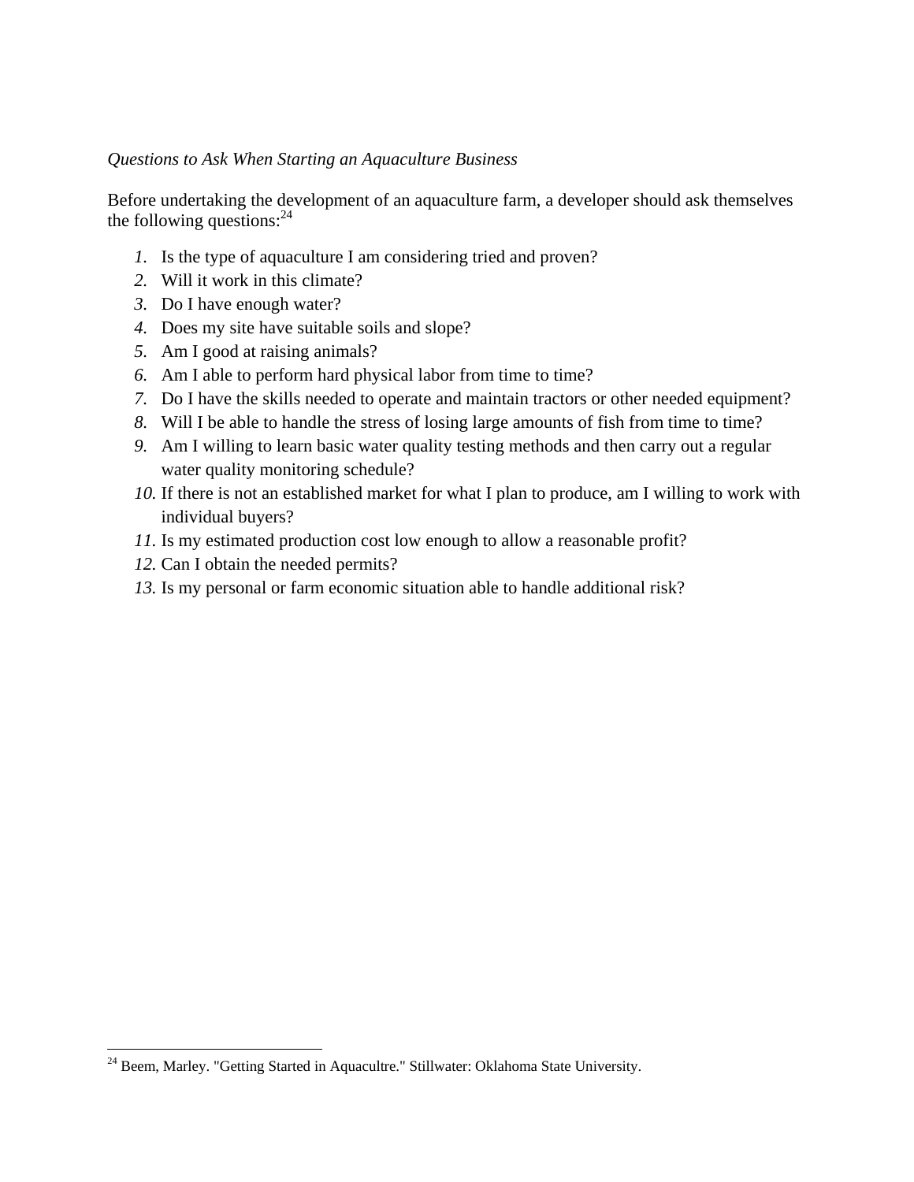*Questions to Ask When Starting an Aquaculture Business*

Before undertaking the development of an aquaculture farm, a developer should ask themselves the following questions:[24]

1. Is the type of aquaculture I am considering tried and proven?
2. Will it work in this climate?
3. Do I have enough water?
4. Does my site have suitable soils and slope?
5. Am I good at raising animals?
6. Am I able to perform hard physical labor from time to time?
7. Do I have the skills needed to operate and maintain tractors or other needed equipment?
8. Will I be able to handle the stress of losing large amounts of fish from time to time?
9. Am I willing to learn basic water quality testing methods and then carry out a regular water quality monitoring schedule?
10. If there is not an established market for what I plan to produce, am I willing to work with individual buyers?
11. Is my estimated production cost low enough to allow a reasonable profit?
12. Can I obtain the needed permits?
13. Is my personal or farm economic situation able to handle additional risk?

---

[24] Beem, Marley. "Getting Started in Aquacultre." Stillwater: Oklahoma State University.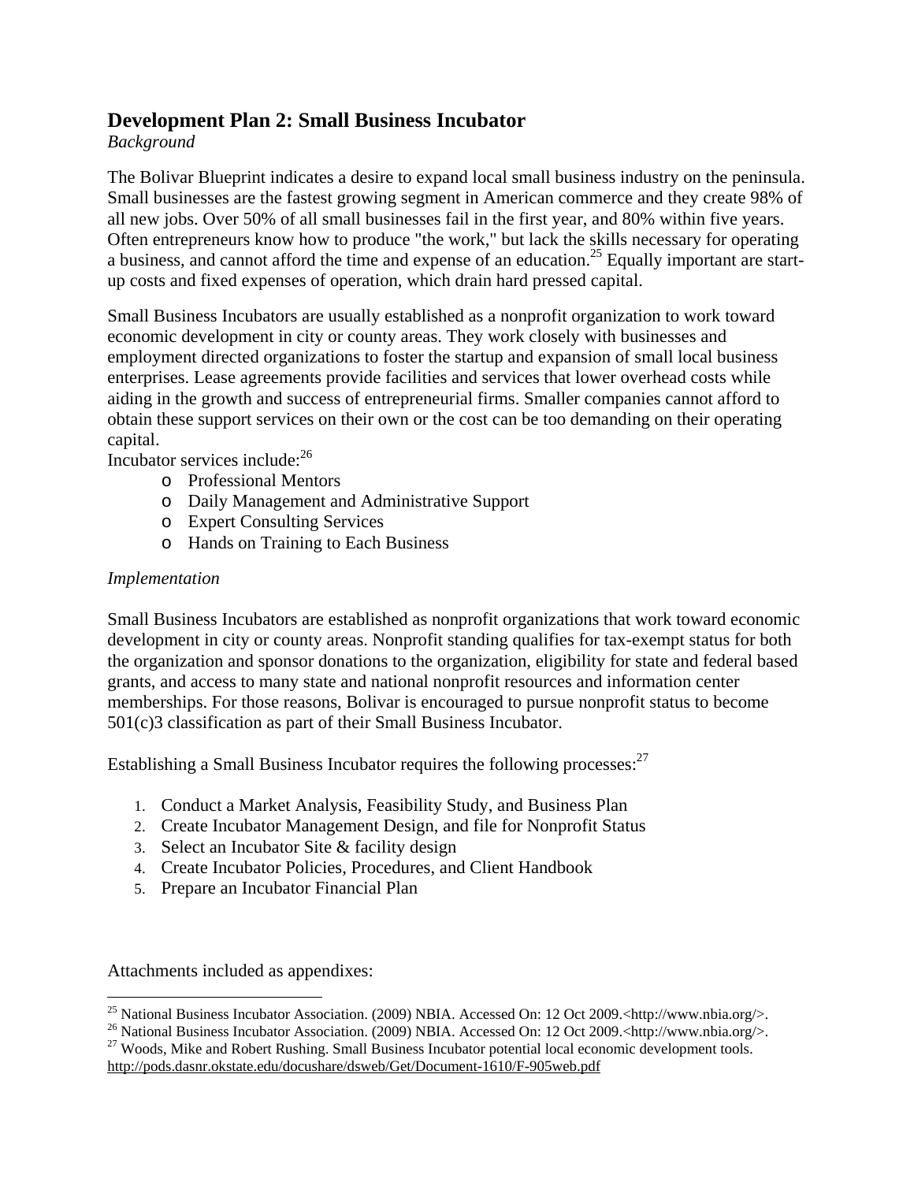## Development Plan 2: Small Business Incubator

*Background*

The Bolivar Blueprint indicates a desire to expand local small business industry on the peninsula. Small businesses are the fastest growing segment in American commerce and they create 98% of all new jobs. Over 50% of all small businesses fail in the first year, and 80% within five years. Often entrepreneurs know how to produce "the work," but lack the skills necessary for operating a business, and cannot afford the time and expense of an education.[25] Equally important are start-up costs and fixed expenses of operation, which drain hard pressed capital.

Small Business Incubators are usually established as a nonprofit organization to work toward economic development in city or county areas. They work closely with businesses and employment directed organizations to foster the startup and expansion of small local business enterprises. Lease agreements provide facilities and services that lower overhead costs while aiding in the growth and success of entrepreneurial firms. Smaller companies cannot afford to obtain these support services on their own or the cost can be too demanding on their operating capital.

Incubator services include:[26]

- Professional Mentors
- Daily Management and Administrative Support
- Expert Consulting Services
- Hands on Training to Each Business

*Implementation*

Small Business Incubators are established as nonprofit organizations that work toward economic development in city or county areas. Nonprofit standing qualifies for tax-exempt status for both the organization and sponsor donations to the organization, eligibility for state and federal based grants, and access to many state and national nonprofit resources and information center memberships. For those reasons, Bolivar is encouraged to pursue nonprofit status to become 501(c)3 classification as part of their Small Business Incubator.

Establishing a Small Business Incubator requires the following processes:[27]

1. Conduct a Market Analysis, Feasibility Study, and Business Plan
2. Create Incubator Management Design, and file for Nonprofit Status
3. Select an Incubator Site & facility design
4. Create Incubator Policies, Procedures, and Client Handbook
5. Prepare an Incubator Financial Plan

Attachments included as appendixes:

---

[25] National Business Incubator Association. (2009) NBIA. Accessed On: 12 Oct 2009.<http://www.nbia.org/>.

[26] National Business Incubator Association. (2009) NBIA. Accessed On: 12 Oct 2009.<http://www.nbia.org/>.

[27] Woods, Mike and Robert Rushing. Small Business Incubator potential local economic development tools. http://pods.dasnr.okstate.edu/docushare/dsweb/Get/Document-1610/F-905web.pdf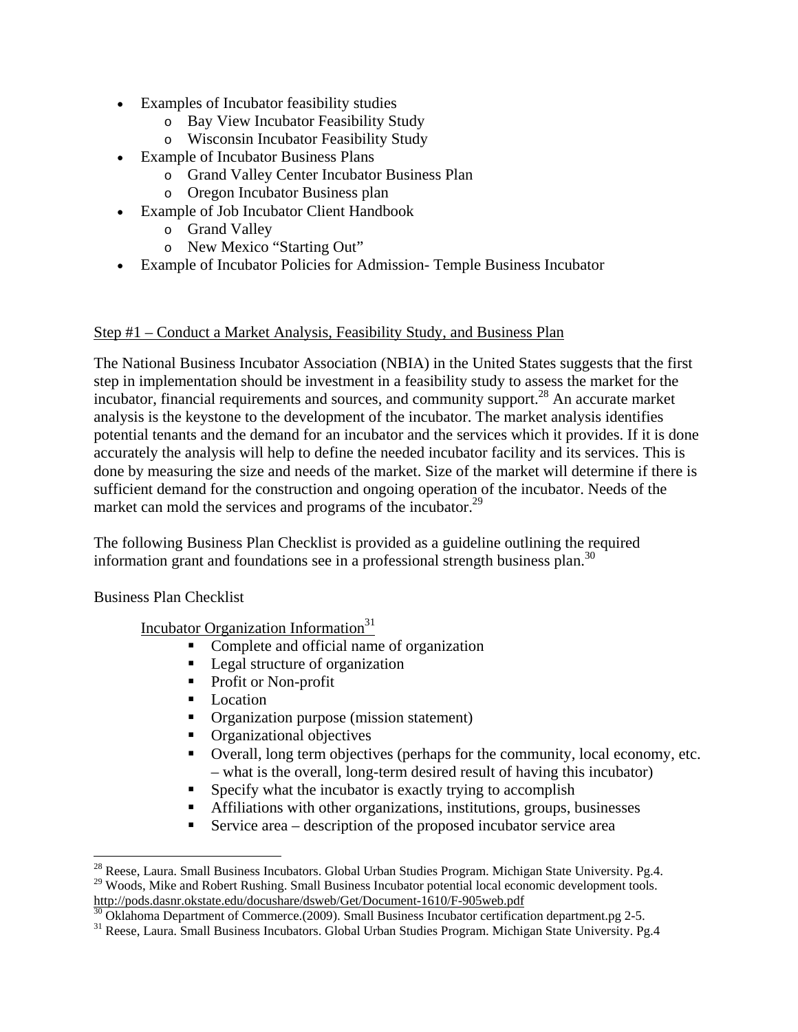- Examples of Incubator feasibility studies
  - Bay View Incubator Feasibility Study
  - Wisconsin Incubator Feasibility Study
- Example of Incubator Business Plans
  - Grand Valley Center Incubator Business Plan
  - Oregon Incubator Business plan
- Example of Job Incubator Client Handbook
  - Grand Valley
  - New Mexico "Starting Out"
- Example of Incubator Policies for Admission- Temple Business Incubator

## Step #1 – Conduct a Market Analysis, Feasibility Study, and Business Plan

The National Business Incubator Association (NBIA) in the United States suggests that the first step in implementation should be investment in a feasibility study to assess the market for the incubator, financial requirements and sources, and community support.[28] An accurate market analysis is the keystone to the development of the incubator. The market analysis identifies potential tenants and the demand for an incubator and the services which it provides. If it is done accurately the analysis will help to define the needed incubator facility and its services. This is done by measuring the size and needs of the market. Size of the market will determine if there is sufficient demand for the construction and ongoing operation of the incubator. Needs of the market can mold the services and programs of the incubator.[29]

The following Business Plan Checklist is provided as a guideline outlining the required information grant and foundations see in a professional strength business plan.[30]

Business Plan Checklist

Incubator Organization Information[31]

- Complete and official name of organization
- Legal structure of organization
- Profit or Non-profit
- Location
- Organization purpose (mission statement)
- Organizational objectives
- Overall, long term objectives (perhaps for the community, local economy, etc. – what is the overall, long-term desired result of having this incubator)
- Specify what the incubator is exactly trying to accomplish
- Affiliations with other organizations, institutions, groups, businesses
- Service area – description of the proposed incubator service area

---

[28] Reese, Laura. Small Business Incubators. Global Urban Studies Program. Michigan State University. Pg.4.

[29] Woods, Mike and Robert Rushing. Small Business Incubator potential local economic development tools. http://pods.dasnr.okstate.edu/docushare/dsweb/Get/Document-1610/F-905web.pdf

[30] Oklahoma Department of Commerce.(2009). Small Business Incubator certification department.pg 2-5.

[31] Reese, Laura. Small Business Incubators. Global Urban Studies Program. Michigan State University. Pg.4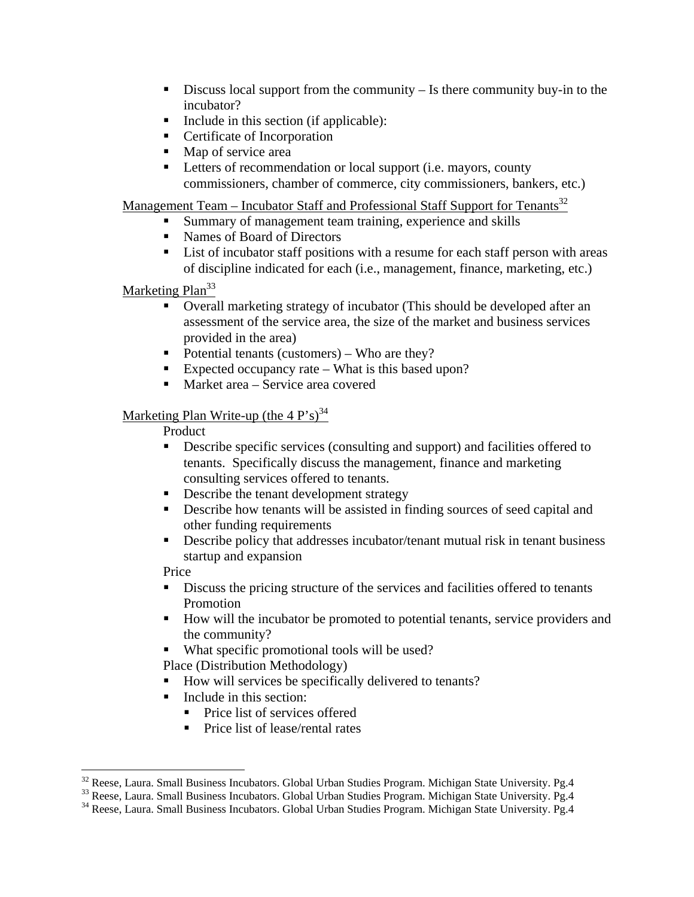- Discuss local support from the community – Is there community buy-in to the incubator?
- Include in this section (if applicable):
- Certificate of Incorporation
- Map of service area
- Letters of recommendation or local support (i.e. mayors, county commissioners, chamber of commerce, city commissioners, bankers, etc.)

Management Team – Incubator Staff and Professional Staff Support for Tenants[32]

- Summary of management team training, experience and skills
- Names of Board of Directors
- List of incubator staff positions with a resume for each staff person with areas of discipline indicated for each (i.e., management, finance, marketing, etc.)

Marketing Plan[33]

- Overall marketing strategy of incubator (This should be developed after an assessment of the service area, the size of the market and business services provided in the area)
- Potential tenants (customers) – Who are they?
- Expected occupancy rate – What is this based upon?
- Market area – Service area covered

Marketing Plan Write-up (the 4 P's)[34]

Product

- Describe specific services (consulting and support) and facilities offered to tenants. Specifically discuss the management, finance and marketing consulting services offered to tenants.
- Describe the tenant development strategy
- Describe how tenants will be assisted in finding sources of seed capital and other funding requirements
- Describe policy that addresses incubator/tenant mutual risk in tenant business startup and expansion

Price

- Discuss the pricing structure of the services and facilities offered to tenants

Promotion

- How will the incubator be promoted to potential tenants, service providers and the community?
- What specific promotional tools will be used?

Place (Distribution Methodology)

- How will services be specifically delivered to tenants?
- Include in this section:
  - Price list of services offered
  - Price list of lease/rental rates

---

[32] Reese, Laura. Small Business Incubators. Global Urban Studies Program. Michigan State University. Pg.4

[33] Reese, Laura. Small Business Incubators. Global Urban Studies Program. Michigan State University. Pg.4

[34] Reese, Laura. Small Business Incubators. Global Urban Studies Program. Michigan State University. Pg.4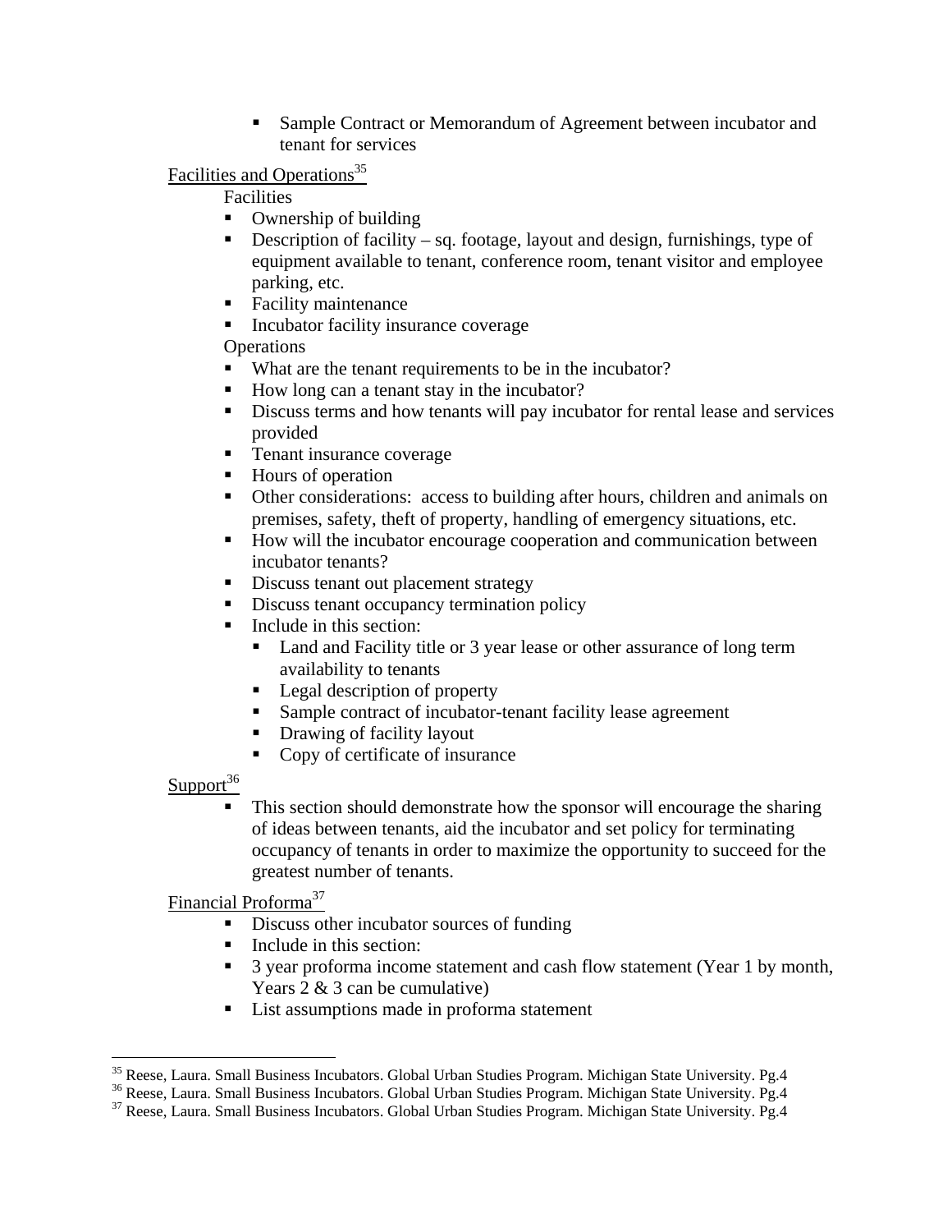- Sample Contract or Memorandum of Agreement between incubator and tenant for services

Facilities and Operations[35]

Facilities

- Ownership of building
- Description of facility – sq. footage, layout and design, furnishings, type of equipment available to tenant, conference room, tenant visitor and employee parking, etc.
- Facility maintenance
- Incubator facility insurance coverage

Operations

- What are the tenant requirements to be in the incubator?
- How long can a tenant stay in the incubator?
- Discuss terms and how tenants will pay incubator for rental lease and services provided
- Tenant insurance coverage
- Hours of operation
- Other considerations: access to building after hours, children and animals on premises, safety, theft of property, handling of emergency situations, etc.
- How will the incubator encourage cooperation and communication between incubator tenants?
- Discuss tenant out placement strategy
- Discuss tenant occupancy termination policy
- Include in this section:
    - Land and Facility title or 3 year lease or other assurance of long term availability to tenants
    - Legal description of property
    - Sample contract of incubator-tenant facility lease agreement
    - Drawing of facility layout
    - Copy of certificate of insurance

Support[36]

- This section should demonstrate how the sponsor will encourage the sharing of ideas between tenants, aid the incubator and set policy for terminating occupancy of tenants in order to maximize the opportunity to succeed for the greatest number of tenants.

Financial Proforma[37]

- Discuss other incubator sources of funding
- Include in this section:
- 3 year proforma income statement and cash flow statement (Year 1 by month, Years 2 & 3 can be cumulative)
- List assumptions made in proforma statement

---

[35] Reese, Laura. Small Business Incubators. Global Urban Studies Program. Michigan State University. Pg.4

[36] Reese, Laura. Small Business Incubators. Global Urban Studies Program. Michigan State University. Pg.4

[37] Reese, Laura. Small Business Incubators. Global Urban Studies Program. Michigan State University. Pg.4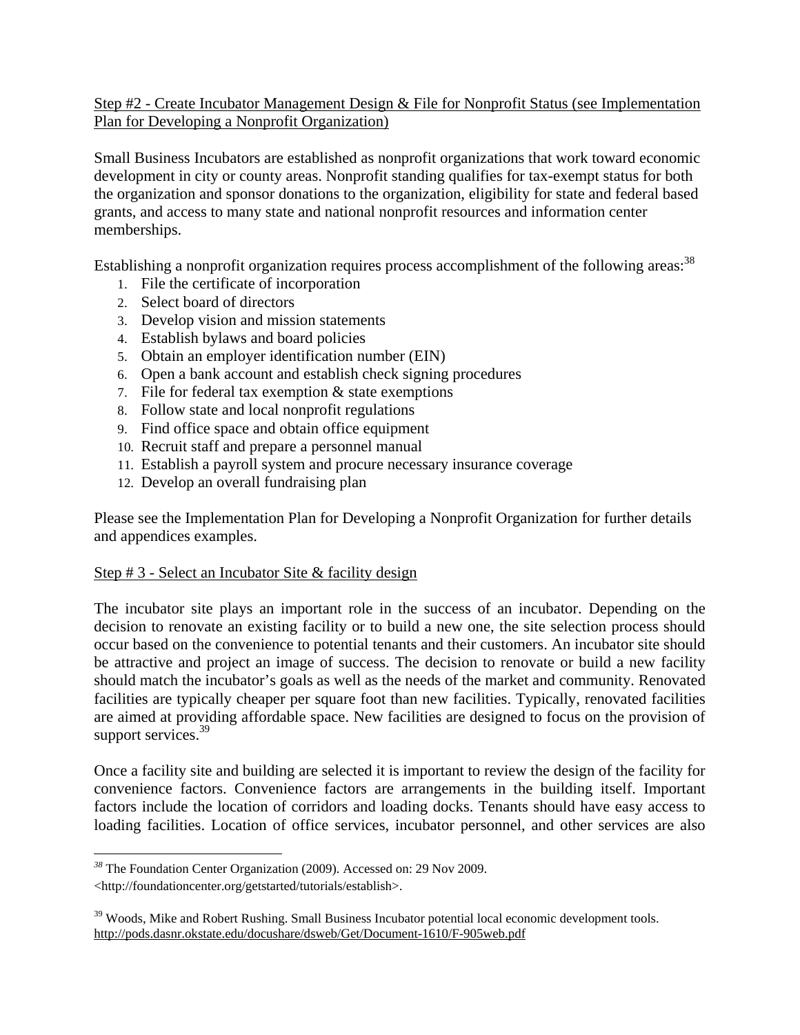Step #2 - Create Incubator Management Design & File for Nonprofit Status (see Implementation Plan for Developing a Nonprofit Organization)

Small Business Incubators are established as nonprofit organizations that work toward economic development in city or county areas. Nonprofit standing qualifies for tax-exempt status for both the organization and sponsor donations to the organization, eligibility for state and federal based grants, and access to many state and national nonprofit resources and information center memberships.

Establishing a nonprofit organization requires process accomplishment of the following areas:[38]

1. File the certificate of incorporation
2. Select board of directors
3. Develop vision and mission statements
4. Establish bylaws and board policies
5. Obtain an employer identification number (EIN)
6. Open a bank account and establish check signing procedures
7. File for federal tax exemption & state exemptions
8. Follow state and local nonprofit regulations
9. Find office space and obtain office equipment
10. Recruit staff and prepare a personnel manual
11. Establish a payroll system and procure necessary insurance coverage
12. Develop an overall fundraising plan

Please see the Implementation Plan for Developing a Nonprofit Organization for further details and appendices examples.

Step # 3 - Select an Incubator Site & facility design

The incubator site plays an important role in the success of an incubator. Depending on the decision to renovate an existing facility or to build a new one, the site selection process should occur based on the convenience to potential tenants and their customers. An incubator site should be attractive and project an image of success. The decision to renovate or build a new facility should match the incubator's goals as well as the needs of the market and community. Renovated facilities are typically cheaper per square foot than new facilities. Typically, renovated facilities are aimed at providing affordable space. New facilities are designed to focus on the provision of support services.[39]

Once a facility site and building are selected it is important to review the design of the facility for convenience factors. Convenience factors are arrangements in the building itself. Important factors include the location of corridors and loading docks. Tenants should have easy access to loading facilities. Location of office services, incubator personnel, and other services are also

---

[38] The Foundation Center Organization (2009). Accessed on: 29 Nov 2009. <http://foundationcenter.org/getstarted/tutorials/establish>.

[39] Woods, Mike and Robert Rushing. Small Business Incubator potential local economic development tools. http://pods.dasnr.okstate.edu/docushare/dsweb/Get/Document-1610/F-905web.pdf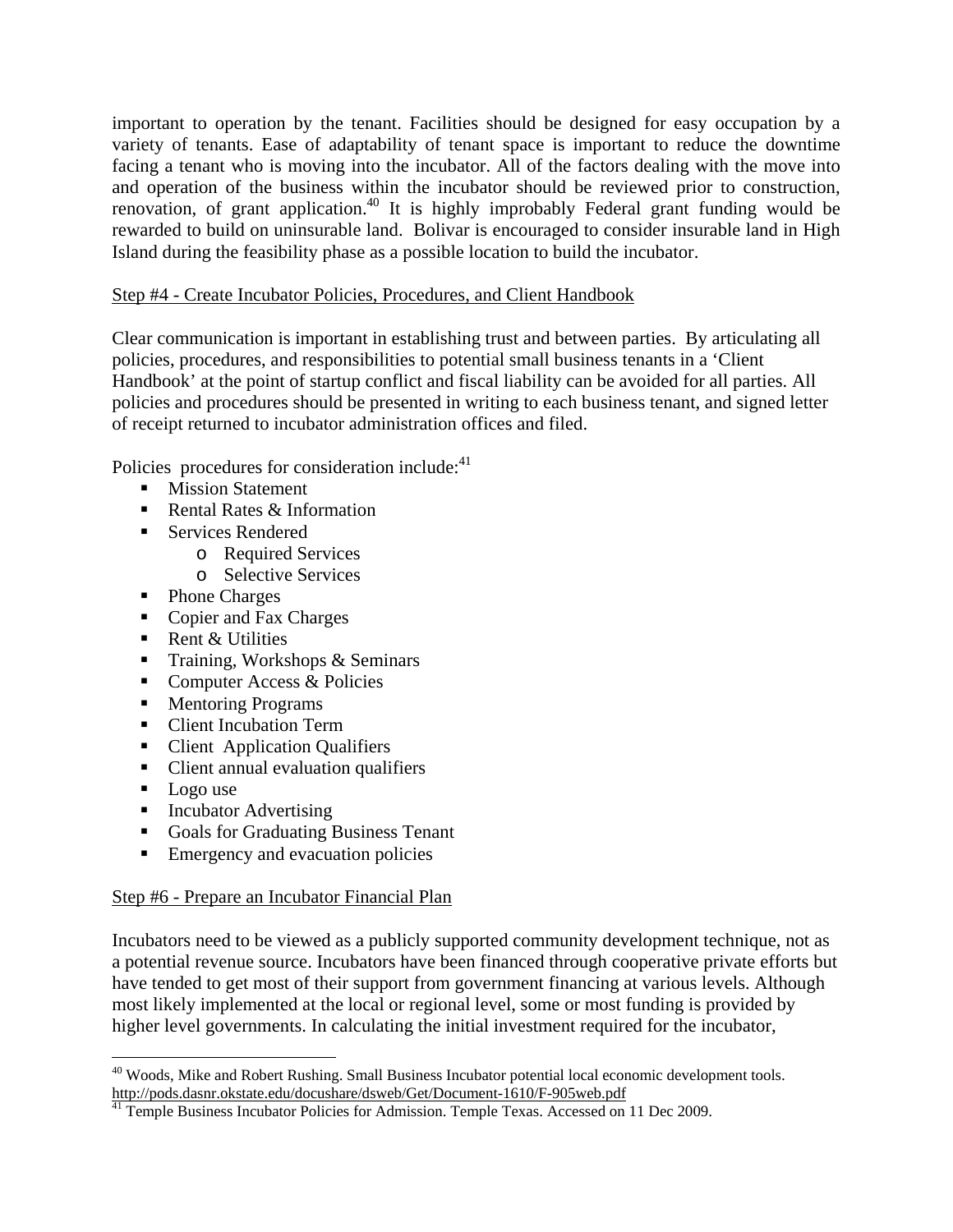important to operation by the tenant. Facilities should be designed for easy occupation by a variety of tenants. Ease of adaptability of tenant space is important to reduce the downtime facing a tenant who is moving into the incubator. All of the factors dealing with the move into and operation of the business within the incubator should be reviewed prior to construction, renovation, of grant application.[40] It is highly improbably Federal grant funding would be rewarded to build on uninsurable land. Bolivar is encouraged to consider insurable land in High Island during the feasibility phase as a possible location to build the incubator.

Step #4 - Create Incubator Policies, Procedures, and Client Handbook

Clear communication is important in establishing trust and between parties. By articulating all policies, procedures, and responsibilities to potential small business tenants in a 'Client Handbook' at the point of startup conflict and fiscal liability can be avoided for all parties. All policies and procedures should be presented in writing to each business tenant, and signed letter of receipt returned to incubator administration offices and filed.

Policies procedures for consideration include:[41]

- Mission Statement
- Rental Rates & Information
- Services Rendered
  - Required Services
  - Selective Services
- Phone Charges
- Copier and Fax Charges
- Rent & Utilities
- Training, Workshops & Seminars
- Computer Access & Policies
- Mentoring Programs
- Client Incubation Term
- Client Application Qualifiers
- Client annual evaluation qualifiers
- Logo use
- Incubator Advertising
- Goals for Graduating Business Tenant
- Emergency and evacuation policies

Step #6 - Prepare an Incubator Financial Plan

Incubators need to be viewed as a publicly supported community development technique, not as a potential revenue source. Incubators have been financed through cooperative private efforts but have tended to get most of their support from government financing at various levels. Although most likely implemented at the local or regional level, some or most funding is provided by higher level governments. In calculating the initial investment required for the incubator,

---

[40] Woods, Mike and Robert Rushing. Small Business Incubator potential local economic development tools. http://pods.dasnr.okstate.edu/docushare/dsweb/Get/Document-1610/F-905web.pdf

[41] Temple Business Incubator Policies for Admission. Temple Texas. Accessed on 11 Dec 2009.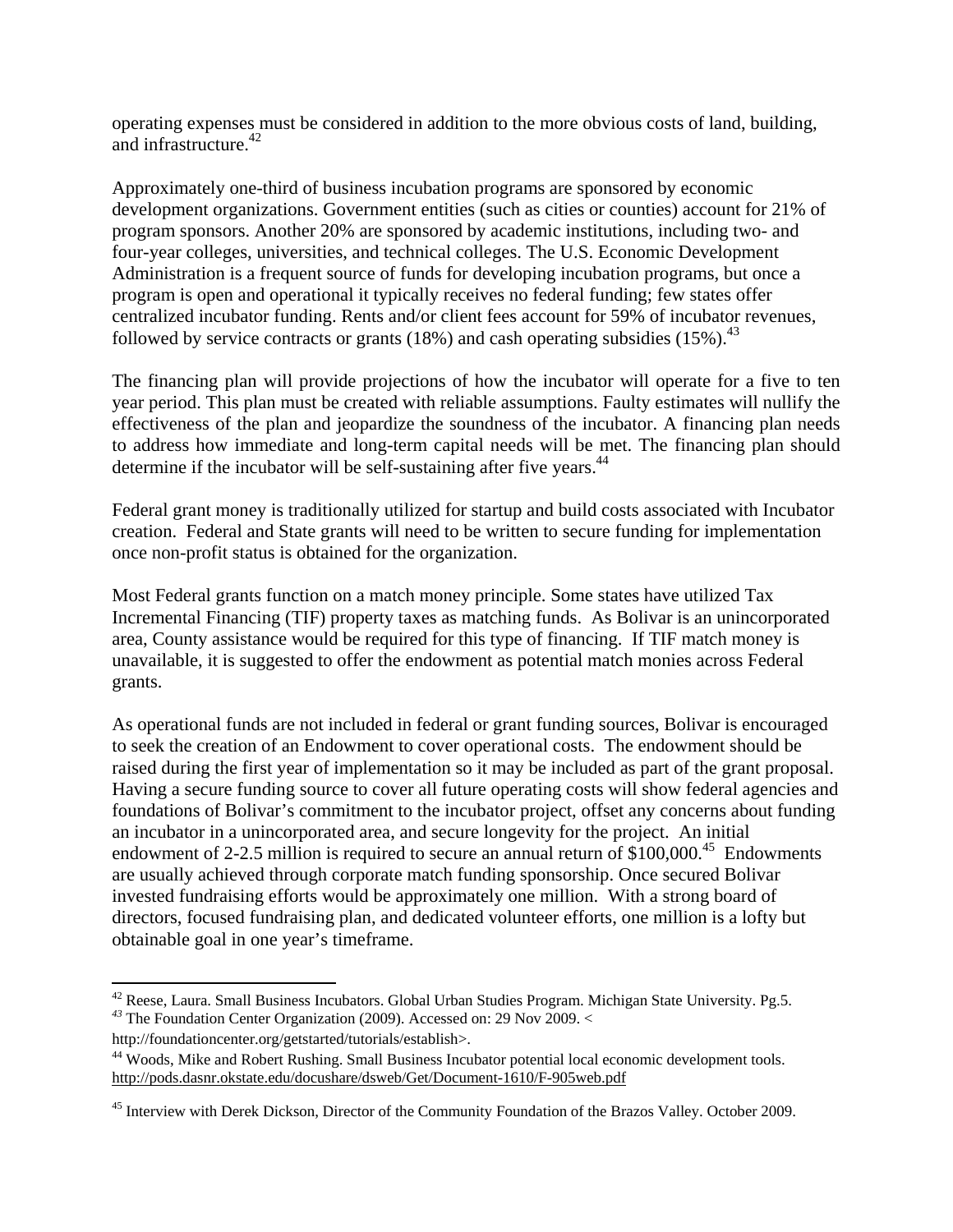operating expenses must be considered in addition to the more obvious costs of land, building, and infrastructure.[42]

Approximately one-third of business incubation programs are sponsored by economic development organizations. Government entities (such as cities or counties) account for 21% of program sponsors. Another 20% are sponsored by academic institutions, including two- and four-year colleges, universities, and technical colleges. The U.S. Economic Development Administration is a frequent source of funds for developing incubation programs, but once a program is open and operational it typically receives no federal funding; few states offer centralized incubator funding. Rents and/or client fees account for 59% of incubator revenues, followed by service contracts or grants (18%) and cash operating subsidies (15%).[43]

The financing plan will provide projections of how the incubator will operate for a five to ten year period. This plan must be created with reliable assumptions. Faulty estimates will nullify the effectiveness of the plan and jeopardize the soundness of the incubator. A financing plan needs to address how immediate and long-term capital needs will be met. The financing plan should determine if the incubator will be self-sustaining after five years.[44]

Federal grant money is traditionally utilized for startup and build costs associated with Incubator creation. Federal and State grants will need to be written to secure funding for implementation once non-profit status is obtained for the organization.

Most Federal grants function on a match money principle. Some states have utilized Tax Incremental Financing (TIF) property taxes as matching funds. As Bolivar is an unincorporated area, County assistance would be required for this type of financing. If TIF match money is unavailable, it is suggested to offer the endowment as potential match monies across Federal grants.

As operational funds are not included in federal or grant funding sources, Bolivar is encouraged to seek the creation of an Endowment to cover operational costs. The endowment should be raised during the first year of implementation so it may be included as part of the grant proposal. Having a secure funding source to cover all future operating costs will show federal agencies and foundations of Bolivar's commitment to the incubator project, offset any concerns about funding an incubator in a unincorporated area, and secure longevity for the project. An initial endowment of 2-2.5 million is required to secure an annual return of $100,000.[45] Endowments are usually achieved through corporate match funding sponsorship. Once secured Bolivar invested fundraising efforts would be approximately one million. With a strong board of directors, focused fundraising plan, and dedicated volunteer efforts, one million is a lofty but obtainable goal in one year's timeframe.

---

[42] Reese, Laura. Small Business Incubators. Global Urban Studies Program. Michigan State University. Pg.5.

[43] The Foundation Center Organization (2009). Accessed on: 29 Nov 2009. < http://foundationcenter.org/getstarted/tutorials/establish>.

[44] Woods, Mike and Robert Rushing. Small Business Incubator potential local economic development tools. http://pods.dasnr.okstate.edu/docushare/dsweb/Get/Document-1610/F-905web.pdf

[45] Interview with Derek Dickson, Director of the Community Foundation of the Brazos Valley. October 2009.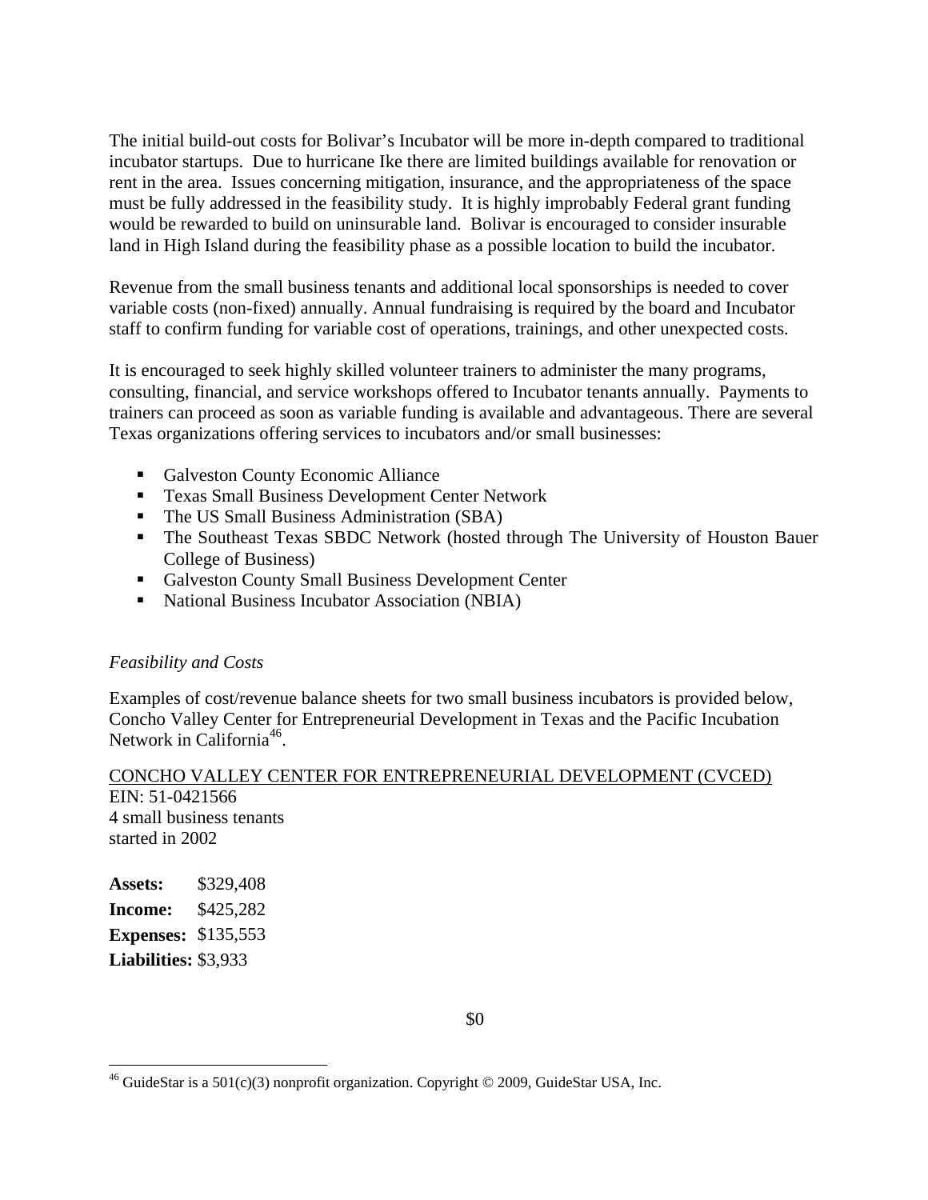The initial build-out costs for Bolivar's Incubator will be more in-depth compared to traditional incubator startups. Due to hurricane Ike there are limited buildings available for renovation or rent in the area. Issues concerning mitigation, insurance, and the appropriateness of the space must be fully addressed in the feasibility study. It is highly improbably Federal grant funding would be rewarded to build on uninsurable land. Bolivar is encouraged to consider insurable land in High Island during the feasibility phase as a possible location to build the incubator.

Revenue from the small business tenants and additional local sponsorships is needed to cover variable costs (non-fixed) annually. Annual fundraising is required by the board and Incubator staff to confirm funding for variable cost of operations, trainings, and other unexpected costs.

It is encouraged to seek highly skilled volunteer trainers to administer the many programs, consulting, financial, and service workshops offered to Incubator tenants annually. Payments to trainers can proceed as soon as variable funding is available and advantageous. There are several Texas organizations offering services to incubators and/or small businesses:

- Galveston County Economic Alliance
- Texas Small Business Development Center Network
- The US Small Business Administration (SBA)
- The Southeast Texas SBDC Network (hosted through The University of Houston Bauer College of Business)
- Galveston County Small Business Development Center
- National Business Incubator Association (NBIA)

*Feasibility and Costs*

Examples of cost/revenue balance sheets for two small business incubators is provided below, Concho Valley Center for Entrepreneurial Development in Texas and the Pacific Incubation Network in California[46].

<u>CONCHO VALLEY CENTER FOR ENTREPRENEURIAL DEVELOPMENT (CVCED)</u>
EIN: 51-0421566
4 small business tenants
started in 2002

**Assets:** $329,408
**Income:** $425,282
**Expenses:** $135,553
**Liabilities:** $3,933

$0

[46] GuideStar is a 501(c)(3) nonprofit organization. Copyright © 2009, GuideStar USA, Inc.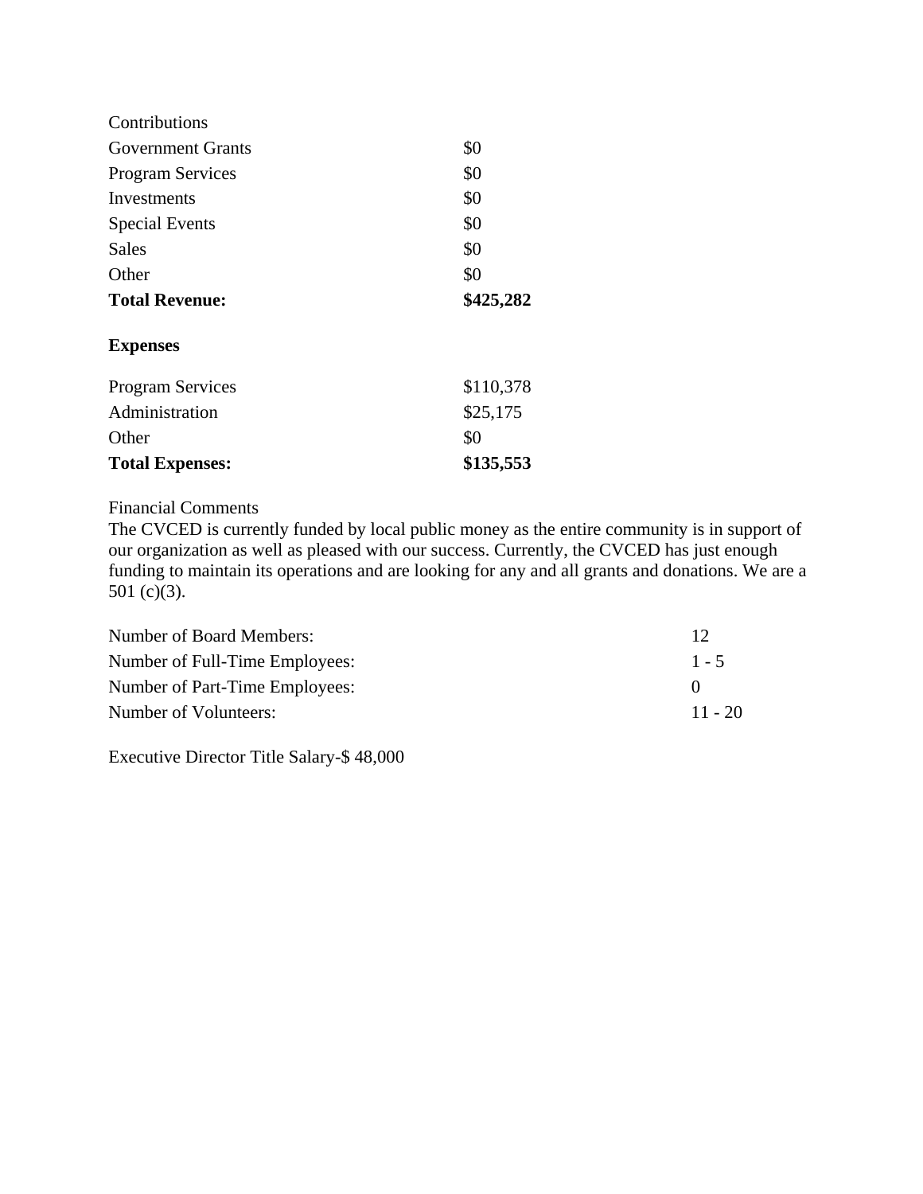| | |
|---|---|
| Contributions | |
| Government Grants | $0 |
| Program Services | $0 |
| Investments | $0 |
| Special Events | $0 |
| Sales | $0 |
| Other | $0 |
| **Total Revenue:** | **$425,282** |

**Expenses**

| | |
|---|---|
| Program Services | $110,378 |
| Administration | $25,175 |
| Other | $0 |
| **Total Expenses:** | **$135,553** |

Financial Comments

The CVCED is currently funded by local public money as the entire community is in support of our organization as well as pleased with our success. Currently, the CVCED has just enough funding to maintain its operations and are looking for any and all grants and donations. We are a 501 (c)(3).

| | |
|---|---|
| Number of Board Members: | 12 |
| Number of Full-Time Employees: | 1 - 5 |
| Number of Part-Time Employees: | 0 |
| Number of Volunteers: | 11 - 20 |

Executive Director Title Salary-$ 48,000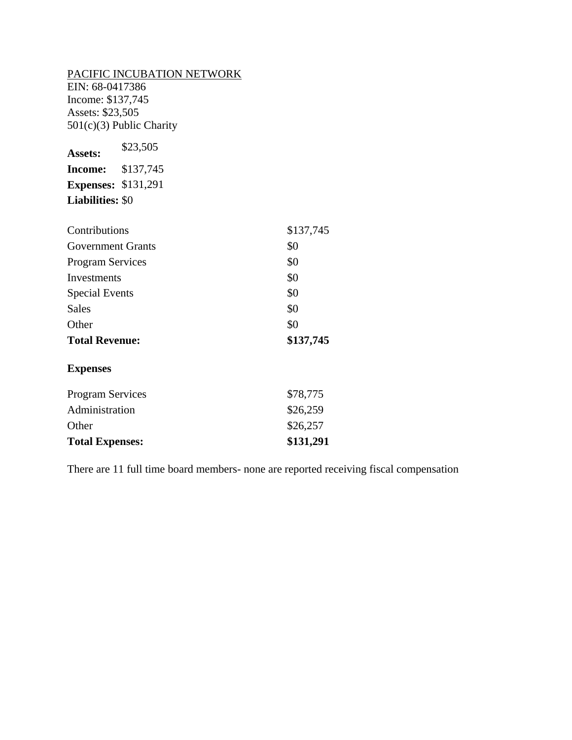<u>PACIFIC INCUBATION NETWORK</u>
EIN: 68-0417386
Income: $137,745
Assets: $23,505
501(c)(3) Public Charity

**Assets:** $23,505
**Income:** $137,745
**Expenses:** $131,291
**Liabilities:** $0

| | |
|---|---|
| Contributions | $137,745 |
| Government Grants | $0 |
| Program Services | $0 |
| Investments | $0 |
| Special Events | $0 |
| Sales | $0 |
| Other | $0 |
| **Total Revenue:** | **$137,745** |

**Expenses**

| | |
|---|---|
| Program Services | $78,775 |
| Administration | $26,259 |
| Other | $26,257 |
| **Total Expenses:** | **$131,291** |

There are 11 full time board members- none are reported receiving fiscal compensation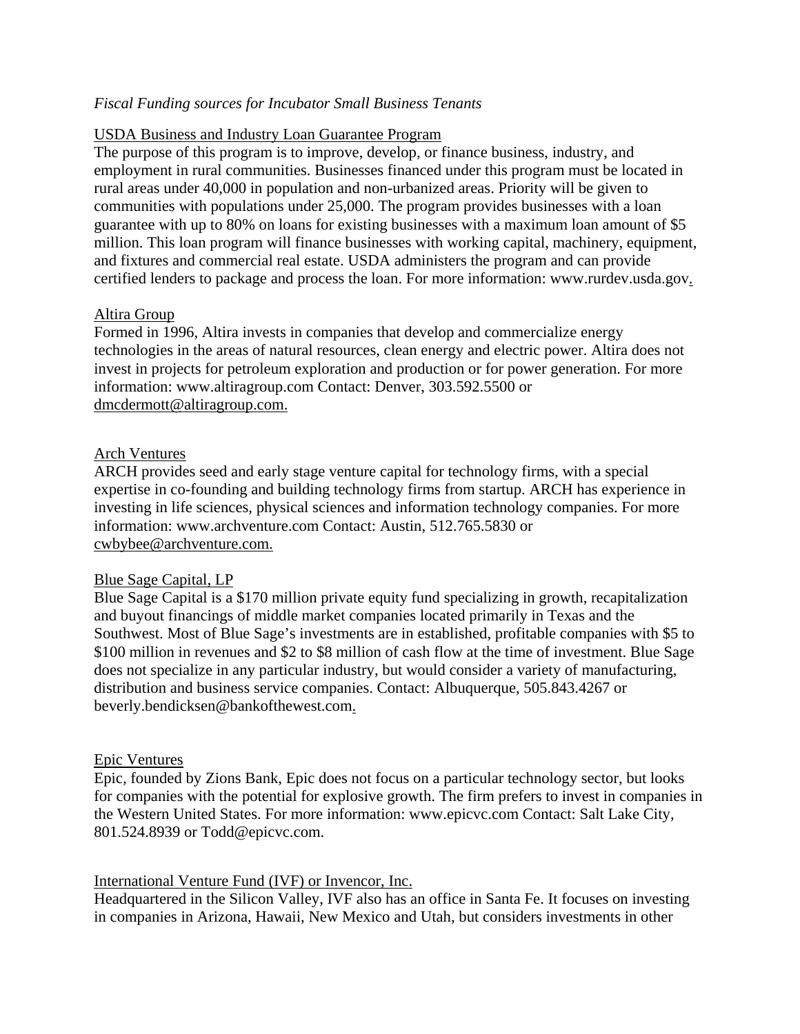*Fiscal Funding sources for Incubator Small Business Tenants*

USDA Business and Industry Loan Guarantee Program

The purpose of this program is to improve, develop, or finance business, industry, and employment in rural communities. Businesses financed under this program must be located in rural areas under 40,000 in population and non-urbanized areas. Priority will be given to communities with populations under 25,000. The program provides businesses with a loan guarantee with up to 80% on loans for existing businesses with a maximum loan amount of $5 million. This loan program will finance businesses with working capital, machinery, equipment, and fixtures and commercial real estate. USDA administers the program and can provide certified lenders to package and process the loan. For more information: www.rurdev.usda.gov.

Altira Group

Formed in 1996, Altira invests in companies that develop and commercialize energy technologies in the areas of natural resources, clean energy and electric power. Altira does not invest in projects for petroleum exploration and production or for power generation. For more information: www.altiragroup.com Contact: Denver, 303.592.5500 or dmcdermott@altiragroup.com.

Arch Ventures

ARCH provides seed and early stage venture capital for technology firms, with a special expertise in co-founding and building technology firms from startup. ARCH has experience in investing in life sciences, physical sciences and information technology companies. For more information: www.archventure.com Contact: Austin, 512.765.5830 or cwbybee@archventure.com.

Blue Sage Capital, LP

Blue Sage Capital is a $170 million private equity fund specializing in growth, recapitalization and buyout financings of middle market companies located primarily in Texas and the Southwest. Most of Blue Sage's investments are in established, profitable companies with $5 to $100 million in revenues and $2 to $8 million of cash flow at the time of investment. Blue Sage does not specialize in any particular industry, but would consider a variety of manufacturing, distribution and business service companies. Contact: Albuquerque, 505.843.4267 or beverly.bendicksen@bankofthewest.com.

Epic Ventures

Epic, founded by Zions Bank, Epic does not focus on a particular technology sector, but looks for companies with the potential for explosive growth. The firm prefers to invest in companies in the Western United States. For more information: www.epicvc.com Contact: Salt Lake City, 801.524.8939 or Todd@epicvc.com.

International Venture Fund (IVF) or Invencor, Inc.

Headquartered in the Silicon Valley, IVF also has an office in Santa Fe. It focuses on investing in companies in Arizona, Hawaii, New Mexico and Utah, but considers investments in other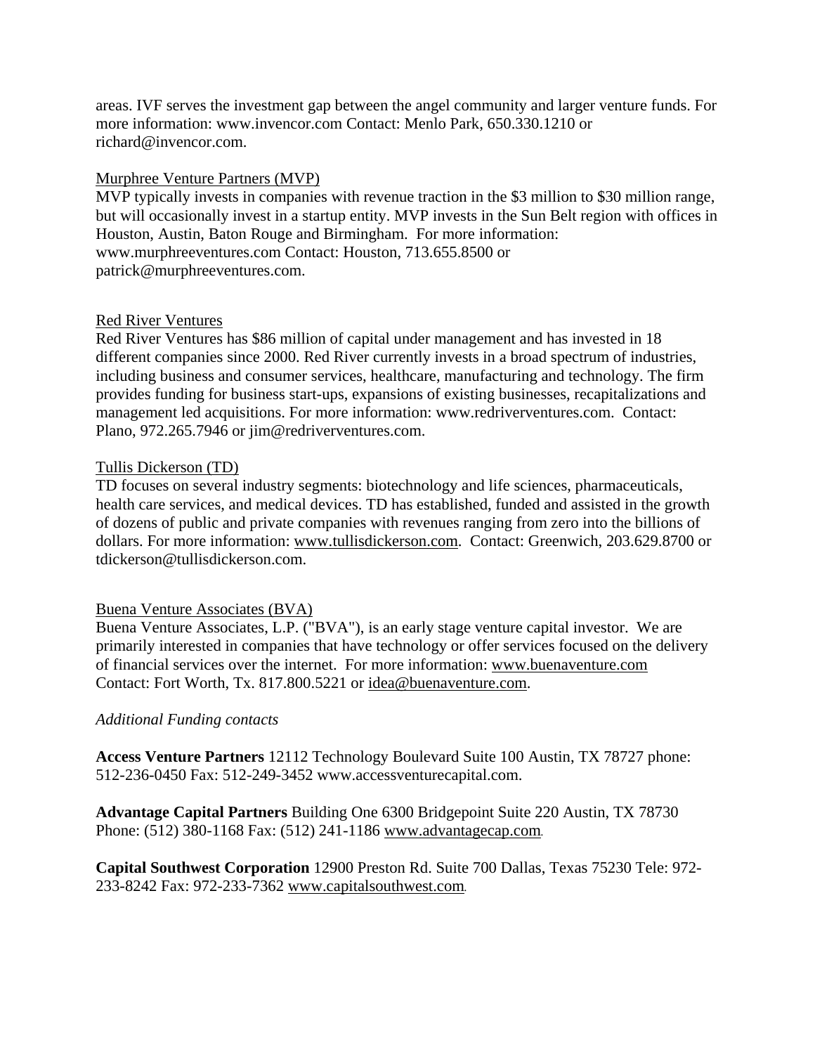areas. IVF serves the investment gap between the angel community and larger venture funds. For more information: www.invencor.com Contact: Menlo Park, 650.330.1210 or richard@invencor.com.

Murphree Venture Partners (MVP)

MVP typically invests in companies with revenue traction in the $3 million to $30 million range, but will occasionally invest in a startup entity. MVP invests in the Sun Belt region with offices in Houston, Austin, Baton Rouge and Birmingham. For more information: www.murphreeventures.com Contact: Houston, 713.655.8500 or patrick@murphreeventures.com.

Red River Ventures

Red River Ventures has $86 million of capital under management and has invested in 18 different companies since 2000. Red River currently invests in a broad spectrum of industries, including business and consumer services, healthcare, manufacturing and technology. The firm provides funding for business start-ups, expansions of existing businesses, recapitalizations and management led acquisitions. For more information: www.redriverventures.com. Contact: Plano, 972.265.7946 or jim@redriverventures.com.

Tullis Dickerson (TD)

TD focuses on several industry segments: biotechnology and life sciences, pharmaceuticals, health care services, and medical devices. TD has established, funded and assisted in the growth of dozens of public and private companies with revenues ranging from zero into the billions of dollars. For more information: www.tullisdickerson.com. Contact: Greenwich, 203.629.8700 or tdickerson@tullisdickerson.com.

Buena Venture Associates (BVA)

Buena Venture Associates, L.P. ("BVA"), is an early stage venture capital investor. We are primarily interested in companies that have technology or offer services focused on the delivery of financial services over the internet. For more information: www.buenaventure.com Contact: Fort Worth, Tx. 817.800.5221 or idea@buenaventure.com.

*Additional Funding contacts*

**Access Venture Partners** 12112 Technology Boulevard Suite 100 Austin, TX 78727 phone: 512-236-0450 Fax: 512-249-3452 www.accessventurecapital.com.

**Advantage Capital Partners** Building One 6300 Bridgepoint Suite 220 Austin, TX 78730 Phone: (512) 380-1168 Fax: (512) 241-1186 www.advantagecap.com.

**Capital Southwest Corporation** 12900 Preston Rd. Suite 700 Dallas, Texas 75230 Tele: 972-233-8242 Fax: 972-233-7362 www.capitalsouthwest.com.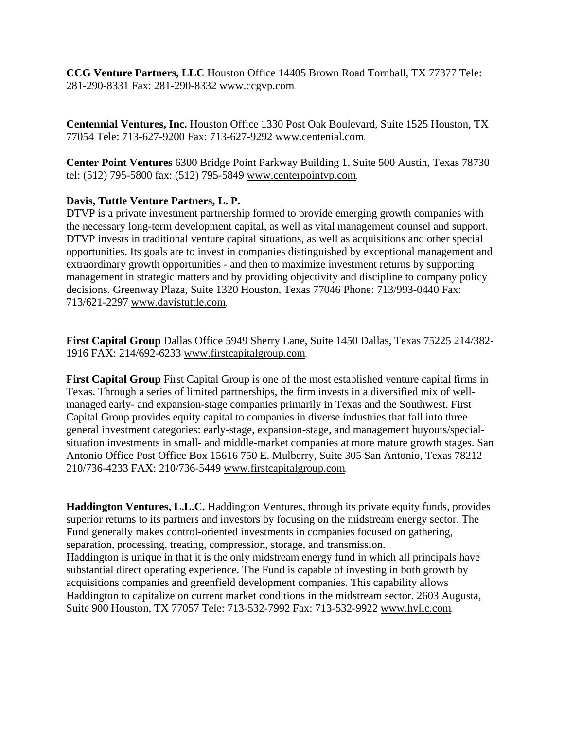**CCG Venture Partners, LLC** Houston Office 14405 Brown Road Tornball, TX 77377 Tele: 281-290-8331 Fax: 281-290-8332 www.ccgvp.com.

**Centennial Ventures, Inc.** Houston Office 1330 Post Oak Boulevard, Suite 1525 Houston, TX 77054 Tele: 713-627-9200 Fax: 713-627-9292 www.centenial.com.

**Center Point Ventures** 6300 Bridge Point Parkway Building 1, Suite 500 Austin, Texas 78730 tel: (512) 795-5800 fax: (512) 795-5849 www.centerpointvp.com.

**Davis, Tuttle Venture Partners, L. P.**
DTVP is a private investment partnership formed to provide emerging growth companies with the necessary long-term development capital, as well as vital management counsel and support. DTVP invests in traditional venture capital situations, as well as acquisitions and other special opportunities. Its goals are to invest in companies distinguished by exceptional management and extraordinary growth opportunities - and then to maximize investment returns by supporting management in strategic matters and by providing objectivity and discipline to company policy decisions. Greenway Plaza, Suite 1320 Houston, Texas 77046 Phone: 713/993-0440 Fax: 713/621-2297 www.davistuttle.com.

**First Capital Group** Dallas Office 5949 Sherry Lane, Suite 1450 Dallas, Texas 75225 214/382-1916 FAX: 214/692-6233 www.firstcapitalgroup.com.

**First Capital Group** First Capital Group is one of the most established venture capital firms in Texas. Through a series of limited partnerships, the firm invests in a diversified mix of well-managed early- and expansion-stage companies primarily in Texas and the Southwest. First Capital Group provides equity capital to companies in diverse industries that fall into three general investment categories: early-stage, expansion-stage, and management buyouts/special-situation investments in small- and middle-market companies at more mature growth stages. San Antonio Office Post Office Box 15616 750 E. Mulberry, Suite 305 San Antonio, Texas 78212 210/736-4233 FAX: 210/736-5449 www.firstcapitalgroup.com.

**Haddington Ventures, L.L.C.** Haddington Ventures, through its private equity funds, provides superior returns to its partners and investors by focusing on the midstream energy sector. The Fund generally makes control-oriented investments in companies focused on gathering, separation, processing, treating, compression, storage, and transmission.
Haddington is unique in that it is the only midstream energy fund in which all principals have substantial direct operating experience. The Fund is capable of investing in both growth by acquisitions companies and greenfield development companies. This capability allows Haddington to capitalize on current market conditions in the midstream sector. 2603 Augusta, Suite 900 Houston, TX 77057 Tele: 713-532-7992 Fax: 713-532-9922 www.hvllc.com.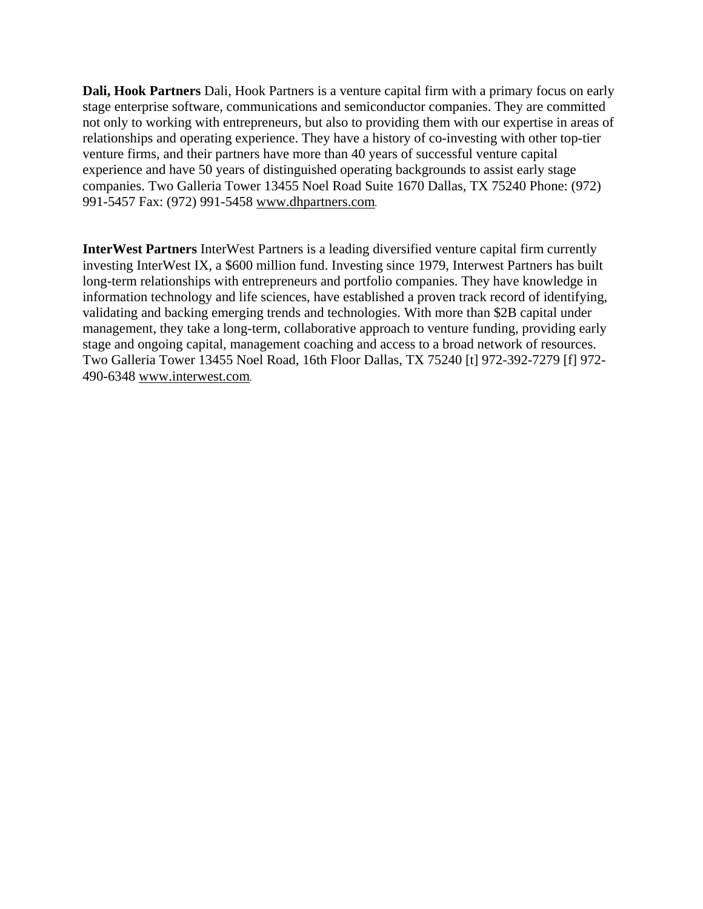**Dali, Hook Partners** Dali, Hook Partners is a venture capital firm with a primary focus on early stage enterprise software, communications and semiconductor companies. They are committed not only to working with entrepreneurs, but also to providing them with our expertise in areas of relationships and operating experience. They have a history of co-investing with other top-tier venture firms, and their partners have more than 40 years of successful venture capital experience and have 50 years of distinguished operating backgrounds to assist early stage companies. Two Galleria Tower 13455 Noel Road Suite 1670 Dallas, TX 75240 Phone: (972) 991-5457 Fax: (972) 991-5458 www.dhpartners.com.

**InterWest Partners** InterWest Partners is a leading diversified venture capital firm currently investing InterWest IX, a $600 million fund. Investing since 1979, Interwest Partners has built long-term relationships with entrepreneurs and portfolio companies. They have knowledge in information technology and life sciences, have established a proven track record of identifying, validating and backing emerging trends and technologies. With more than $2B capital under management, they take a long-term, collaborative approach to venture funding, providing early stage and ongoing capital, management coaching and access to a broad network of resources. Two Galleria Tower 13455 Noel Road, 16th Floor Dallas, TX 75240 [t] 972-392-7279 [f] 972-490-6348 www.interwest.com.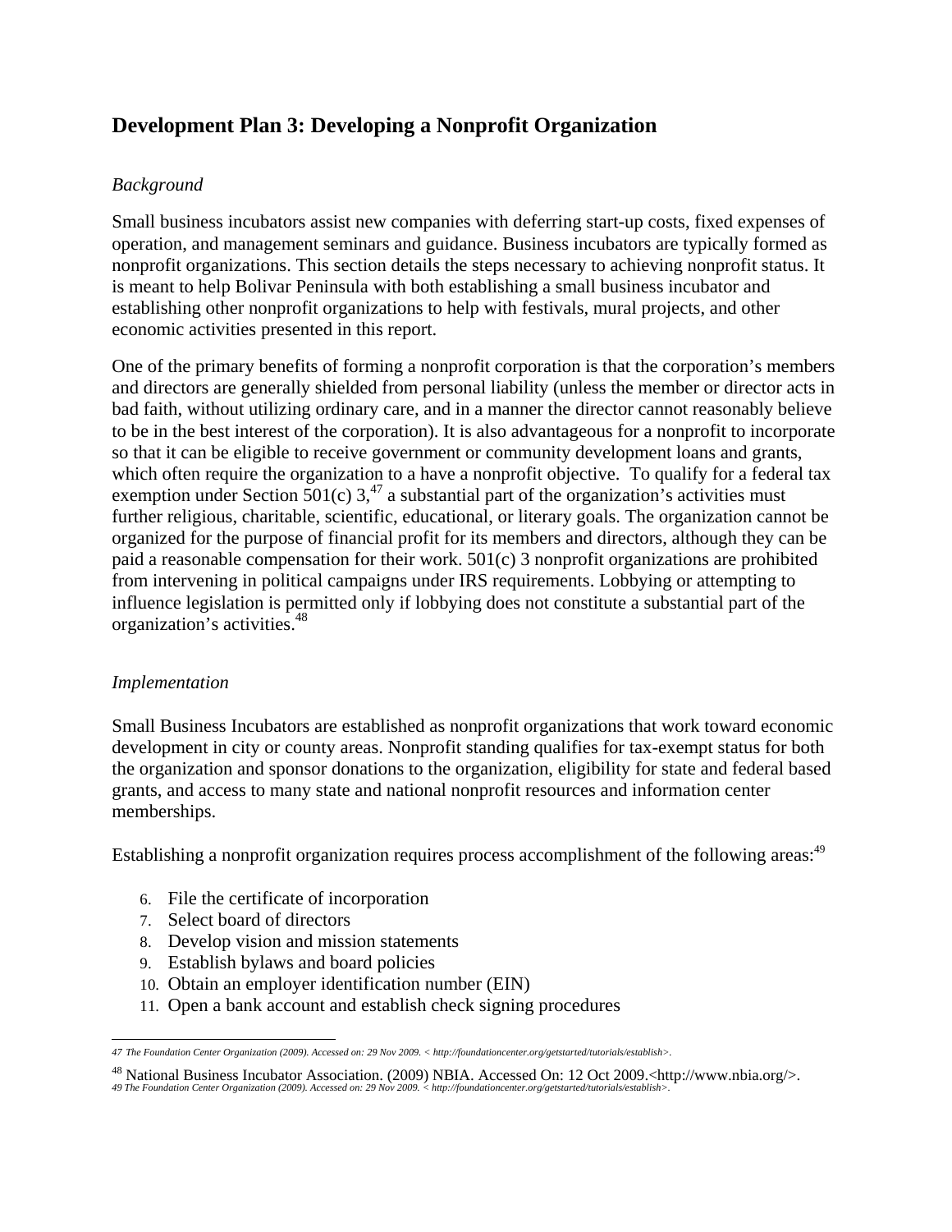## Development Plan 3: Developing a Nonprofit Organization

*Background*

Small business incubators assist new companies with deferring start-up costs, fixed expenses of operation, and management seminars and guidance. Business incubators are typically formed as nonprofit organizations. This section details the steps necessary to achieving nonprofit status. It is meant to help Bolivar Peninsula with both establishing a small business incubator and establishing other nonprofit organizations to help with festivals, mural projects, and other economic activities presented in this report.

One of the primary benefits of forming a nonprofit corporation is that the corporation's members and directors are generally shielded from personal liability (unless the member or director acts in bad faith, without utilizing ordinary care, and in a manner the director cannot reasonably believe to be in the best interest of the corporation). It is also advantageous for a nonprofit to incorporate so that it can be eligible to receive government or community development loans and grants, which often require the organization to a have a nonprofit objective. To qualify for a federal tax exemption under Section 501(c) 3,[47] a substantial part of the organization's activities must further religious, charitable, scientific, educational, or literary goals. The organization cannot be organized for the purpose of financial profit for its members and directors, although they can be paid a reasonable compensation for their work. 501(c) 3 nonprofit organizations are prohibited from intervening in political campaigns under IRS requirements. Lobbying or attempting to influence legislation is permitted only if lobbying does not constitute a substantial part of the organization's activities.[48]

*Implementation*

Small Business Incubators are established as nonprofit organizations that work toward economic development in city or county areas. Nonprofit standing qualifies for tax-exempt status for both the organization and sponsor donations to the organization, eligibility for state and federal based grants, and access to many state and national nonprofit resources and information center memberships.

Establishing a nonprofit organization requires process accomplishment of the following areas:[49]

6. File the certificate of incorporation
7. Select board of directors
8. Develop vision and mission statements
9. Establish bylaws and board policies
10. Obtain an employer identification number (EIN)
11. Open a bank account and establish check signing procedures

---

*47 The Foundation Center Organization (2009). Accessed on: 29 Nov 2009. < http://foundationcenter.org/getstarted/tutorials/establish>.*

48 National Business Incubator Association. (2009) NBIA. Accessed On: 12 Oct 2009.<http://www.nbia.org/>.

*49 The Foundation Center Organization (2009). Accessed on: 29 Nov 2009. < http://foundationcenter.org/getstarted/tutorials/establish>.*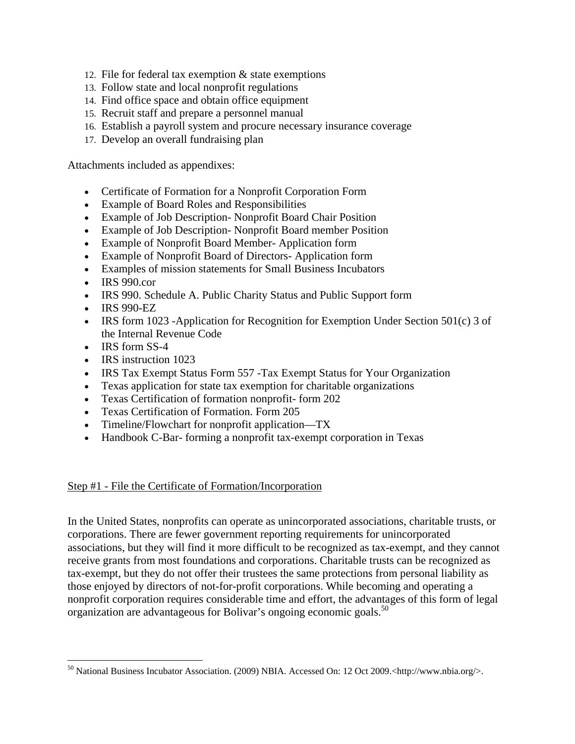12. File for federal tax exemption & state exemptions
13. Follow state and local nonprofit regulations
14. Find office space and obtain office equipment
15. Recruit staff and prepare a personnel manual
16. Establish a payroll system and procure necessary insurance coverage
17. Develop an overall fundraising plan

Attachments included as appendixes:

- Certificate of Formation for a Nonprofit Corporation Form
- Example of Board Roles and Responsibilities
- Example of Job Description- Nonprofit Board Chair Position
- Example of Job Description- Nonprofit Board member Position
- Example of Nonprofit Board Member- Application form
- Example of Nonprofit Board of Directors- Application form
- Examples of mission statements for Small Business Incubators
- IRS 990.cor
- IRS 990. Schedule A. Public Charity Status and Public Support form
- IRS 990-EZ
- IRS form 1023 -Application for Recognition for Exemption Under Section 501(c) 3 of the Internal Revenue Code
- IRS form SS-4
- IRS instruction 1023
- IRS Tax Exempt Status Form 557 -Tax Exempt Status for Your Organization
- Texas application for state tax exemption for charitable organizations
- Texas Certification of formation nonprofit- form 202
- Texas Certification of Formation. Form 205
- Timeline/Flowchart for nonprofit application—TX
- Handbook C-Bar- forming a nonprofit tax-exempt corporation in Texas

Step #1 - File the Certificate of Formation/Incorporation

In the United States, nonprofits can operate as unincorporated associations, charitable trusts, or corporations. There are fewer government reporting requirements for unincorporated associations, but they will find it more difficult to be recognized as tax-exempt, and they cannot receive grants from most foundations and corporations. Charitable trusts can be recognized as tax-exempt, but they do not offer their trustees the same protections from personal liability as those enjoyed by directors of not-for-profit corporations. While becoming and operating a nonprofit corporation requires considerable time and effort, the advantages of this form of legal organization are advantageous for Bolivar's ongoing economic goals.[50]

[50] National Business Incubator Association. (2009) NBIA. Accessed On: 12 Oct 2009.<http://www.nbia.org/>.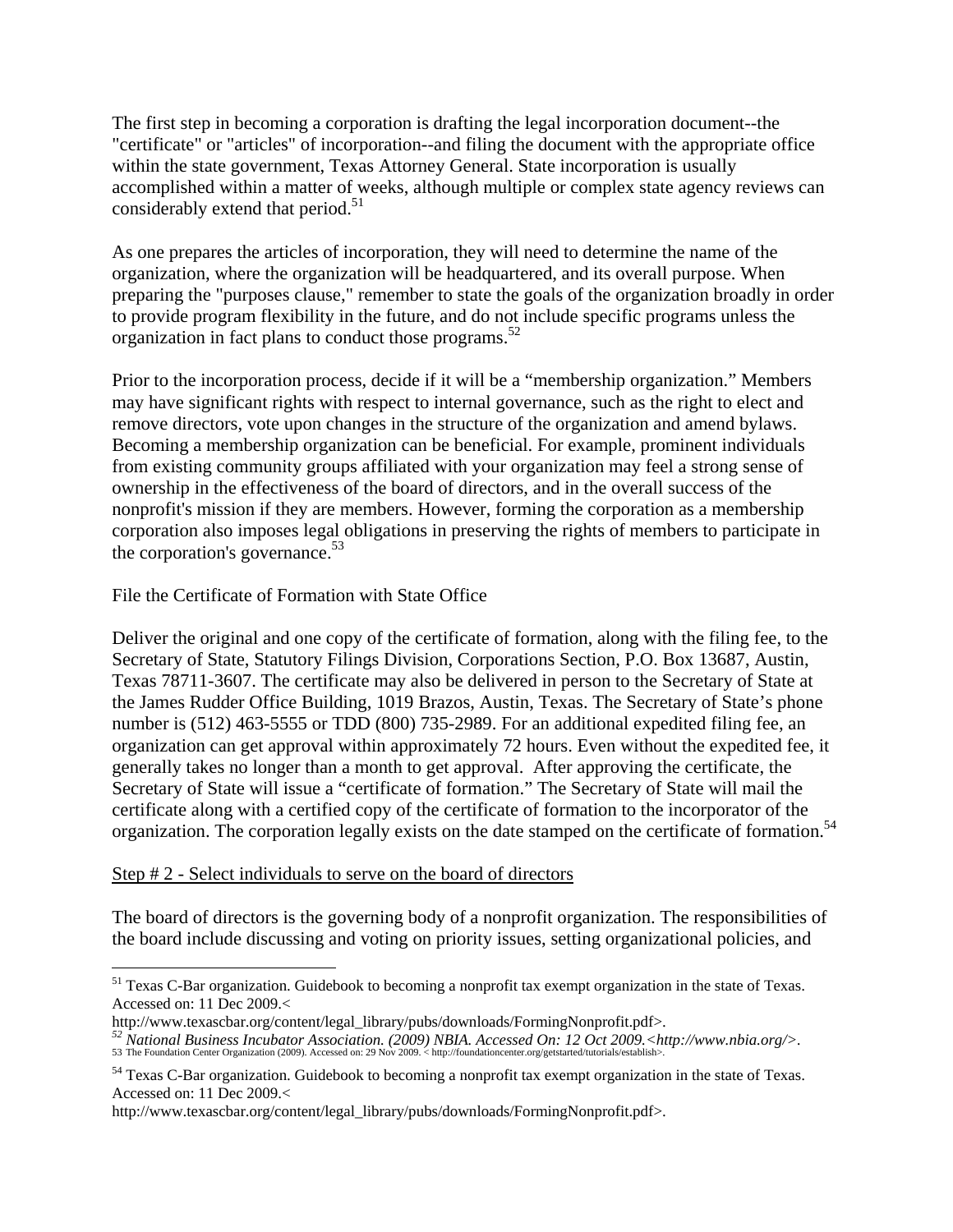The first step in becoming a corporation is drafting the legal incorporation document--the "certificate" or "articles" of incorporation--and filing the document with the appropriate office within the state government, Texas Attorney General. State incorporation is usually accomplished within a matter of weeks, although multiple or complex state agency reviews can considerably extend that period.[51]

As one prepares the articles of incorporation, they will need to determine the name of the organization, where the organization will be headquartered, and its overall purpose. When preparing the "purposes clause," remember to state the goals of the organization broadly in order to provide program flexibility in the future, and do not include specific programs unless the organization in fact plans to conduct those programs.[52]

Prior to the incorporation process, decide if it will be a "membership organization." Members may have significant rights with respect to internal governance, such as the right to elect and remove directors, vote upon changes in the structure of the organization and amend bylaws. Becoming a membership organization can be beneficial. For example, prominent individuals from existing community groups affiliated with your organization may feel a strong sense of ownership in the effectiveness of the board of directors, and in the overall success of the nonprofit's mission if they are members. However, forming the corporation as a membership corporation also imposes legal obligations in preserving the rights of members to participate in the corporation's governance.[53]

File the Certificate of Formation with State Office

Deliver the original and one copy of the certificate of formation, along with the filing fee, to the Secretary of State, Statutory Filings Division, Corporations Section, P.O. Box 13687, Austin, Texas 78711-3607. The certificate may also be delivered in person to the Secretary of State at the James Rudder Office Building, 1019 Brazos, Austin, Texas. The Secretary of State's phone number is (512) 463-5555 or TDD (800) 735-2989. For an additional expedited filing fee, an organization can get approval within approximately 72 hours. Even without the expedited fee, it generally takes no longer than a month to get approval. After approving the certificate, the Secretary of State will issue a "certificate of formation." The Secretary of State will mail the certificate along with a certified copy of the certificate of formation to the incorporator of the organization. The corporation legally exists on the date stamped on the certificate of formation.[54]

Step # 2 - Select individuals to serve on the board of directors

The board of directors is the governing body of a nonprofit organization. The responsibilities of the board include discussing and voting on priority issues, setting organizational policies, and

---

[51] Texas C-Bar organization. Guidebook to becoming a nonprofit tax exempt organization in the state of Texas. Accessed on: 11 Dec 2009.< http://www.texascbar.org/content/legal_library/pubs/downloads/FormingNonprofit.pdf>.

[52] *National Business Incubator Association. (2009) NBIA. Accessed On: 12 Oct 2009.<http://www.nbia.org/>.*

[53] The Foundation Center Organization (2009). Accessed on: 29 Nov 2009. < http://foundationcenter.org/getstarted/tutorials/establish>.

[54] Texas C-Bar organization. Guidebook to becoming a nonprofit tax exempt organization in the state of Texas. Accessed on: 11 Dec 2009.< http://www.texascbar.org/content/legal_library/pubs/downloads/FormingNonprofit.pdf>.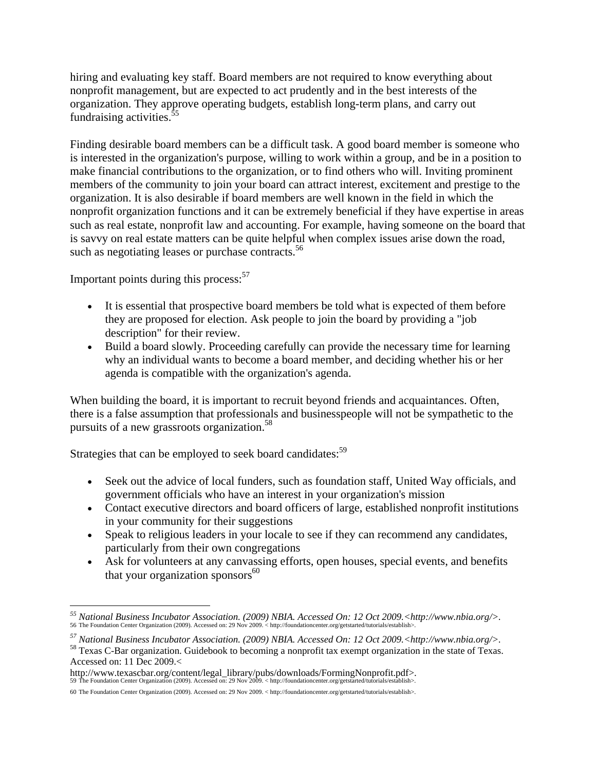hiring and evaluating key staff. Board members are not required to know everything about nonprofit management, but are expected to act prudently and in the best interests of the organization. They approve operating budgets, establish long-term plans, and carry out fundraising activities.[55]

Finding desirable board members can be a difficult task. A good board member is someone who is interested in the organization's purpose, willing to work within a group, and be in a position to make financial contributions to the organization, or to find others who will. Inviting prominent members of the community to join your board can attract interest, excitement and prestige to the organization. It is also desirable if board members are well known in the field in which the nonprofit organization functions and it can be extremely beneficial if they have expertise in areas such as real estate, nonprofit law and accounting. For example, having someone on the board that is savvy on real estate matters can be quite helpful when complex issues arise down the road, such as negotiating leases or purchase contracts.[56]

Important points during this process:[57]

- It is essential that prospective board members be told what is expected of them before they are proposed for election. Ask people to join the board by providing a "job description" for their review.
- Build a board slowly. Proceeding carefully can provide the necessary time for learning why an individual wants to become a board member, and deciding whether his or her agenda is compatible with the organization's agenda.

When building the board, it is important to recruit beyond friends and acquaintances. Often, there is a false assumption that professionals and businesspeople will not be sympathetic to the pursuits of a new grassroots organization.[58]

Strategies that can be employed to seek board candidates:[59]

- Seek out the advice of local funders, such as foundation staff, United Way officials, and government officials who have an interest in your organization's mission
- Contact executive directors and board officers of large, established nonprofit institutions in your community for their suggestions
- Speak to religious leaders in your locale to see if they can recommend any candidates, particularly from their own congregations
- Ask for volunteers at any canvassing efforts, open houses, special events, and benefits that your organization sponsors[60]

---

[55] *National Business Incubator Association. (2009) NBIA. Accessed On: 12 Oct 2009.<http://www.nbia.org/>.*

[56] The Foundation Center Organization (2009). Accessed on: 29 Nov 2009. < http://foundationcenter.org/getstarted/tutorials/establish>.

[57] *National Business Incubator Association. (2009) NBIA. Accessed On: 12 Oct 2009.<http://www.nbia.org/>.*

[58] Texas C-Bar organization. Guidebook to becoming a nonprofit tax exempt organization in the state of Texas. Accessed on: 11 Dec 2009.< http://www.texascbar.org/content/legal_library/pubs/downloads/FormingNonprofit.pdf>.

[59] The Foundation Center Organization (2009). Accessed on: 29 Nov 2009. < http://foundationcenter.org/getstarted/tutorials/establish>.

[60] The Foundation Center Organization (2009). Accessed on: 29 Nov 2009. < http://foundationcenter.org/getstarted/tutorials/establish>.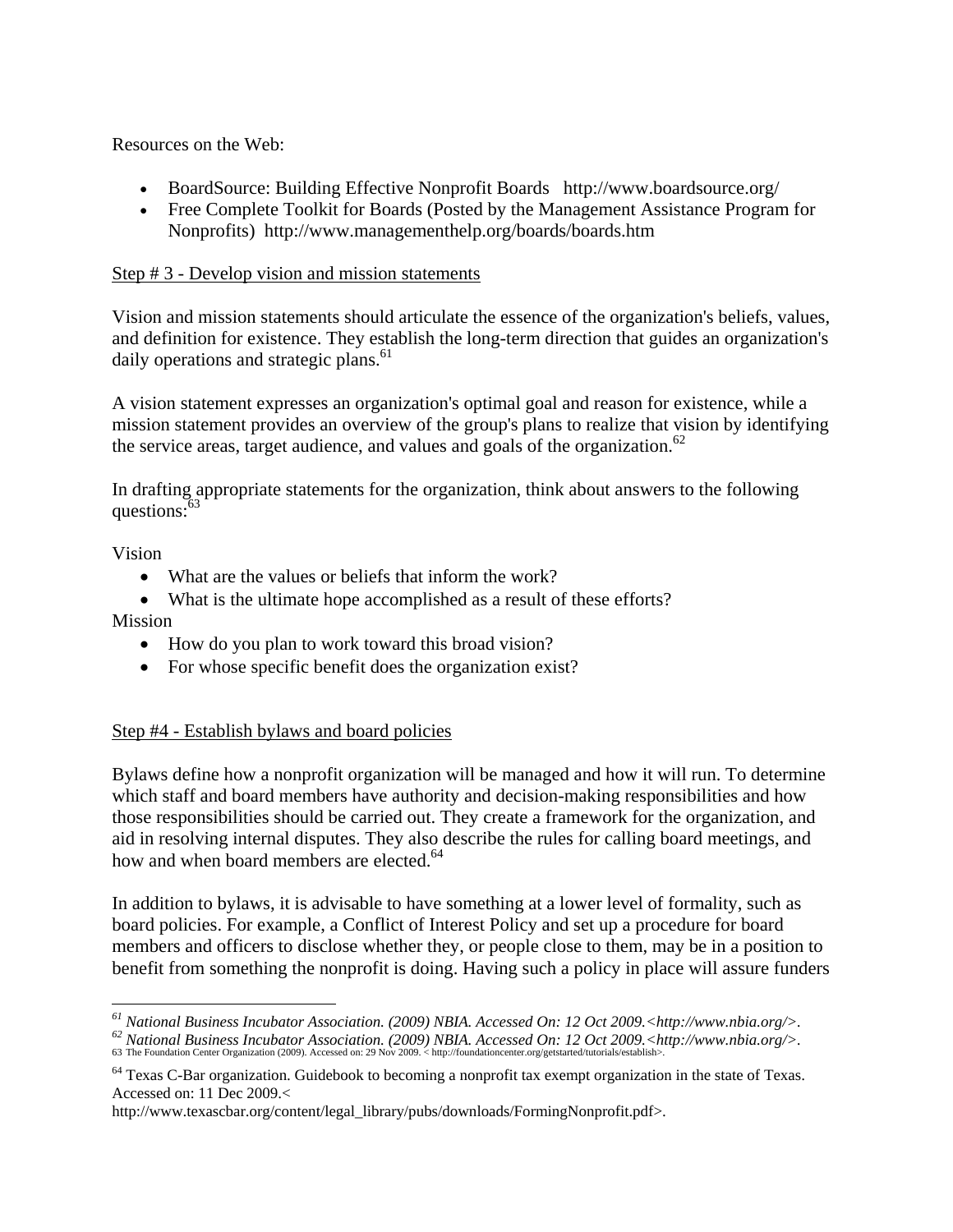Resources on the Web:

- BoardSource: Building Effective Nonprofit Boards http://www.boardsource.org/
- Free Complete Toolkit for Boards (Posted by the Management Assistance Program for Nonprofits) http://www.managementhelp.org/boards/boards.htm

Step # 3 - Develop vision and mission statements

Vision and mission statements should articulate the essence of the organization's beliefs, values, and definition for existence. They establish the long-term direction that guides an organization's daily operations and strategic plans.[61]

A vision statement expresses an organization's optimal goal and reason for existence, while a mission statement provides an overview of the group's plans to realize that vision by identifying the service areas, target audience, and values and goals of the organization.[62]

In drafting appropriate statements for the organization, think about answers to the following questions:[63]

Vision

- What are the values or beliefs that inform the work?
- What is the ultimate hope accomplished as a result of these efforts?

Mission

- How do you plan to work toward this broad vision?
- For whose specific benefit does the organization exist?

Step #4 - Establish bylaws and board policies

Bylaws define how a nonprofit organization will be managed and how it will run. To determine which staff and board members have authority and decision-making responsibilities and how those responsibilities should be carried out. They create a framework for the organization, and aid in resolving internal disputes. They also describe the rules for calling board meetings, and how and when board members are elected.[64]

In addition to bylaws, it is advisable to have something at a lower level of formality, such as board policies. For example, a Conflict of Interest Policy and set up a procedure for board members and officers to disclose whether they, or people close to them, may be in a position to benefit from something the nonprofit is doing. Having such a policy in place will assure funders

---

[61] *National Business Incubator Association. (2009) NBIA. Accessed On: 12 Oct 2009.<http://www.nbia.org/>.*

[62] *National Business Incubator Association. (2009) NBIA. Accessed On: 12 Oct 2009.<http://www.nbia.org/>.*

[63] The Foundation Center Organization (2009). Accessed on: 29 Nov 2009. < http://foundationcenter.org/getstarted/tutorials/establish>.

[64] Texas C-Bar organization. Guidebook to becoming a nonprofit tax exempt organization in the state of Texas. Accessed on: 11 Dec 2009.< http://www.texascbar.org/content/legal_library/pubs/downloads/FormingNonprofit.pdf>.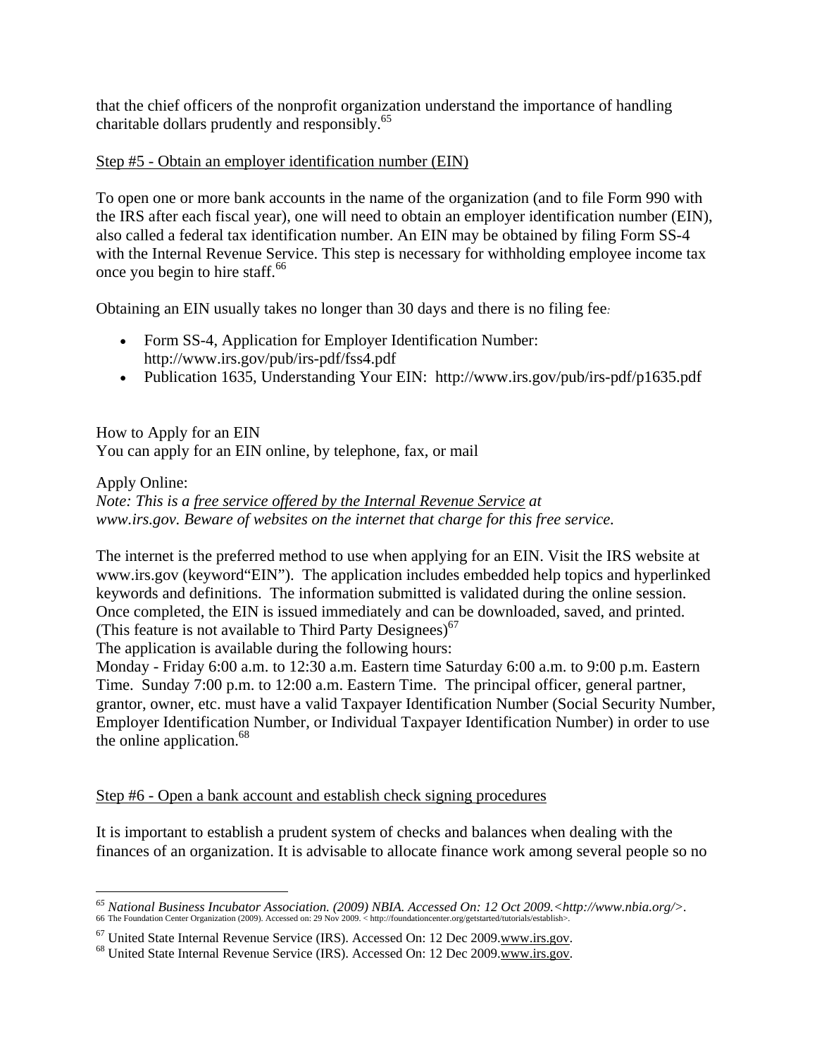that the chief officers of the nonprofit organization understand the importance of handling charitable dollars prudently and responsibly.[65]

Step #5 - Obtain an employer identification number (EIN)

To open one or more bank accounts in the name of the organization (and to file Form 990 with the IRS after each fiscal year), one will need to obtain an employer identification number (EIN), also called a federal tax identification number. An EIN may be obtained by filing Form SS-4 with the Internal Revenue Service. This step is necessary for withholding employee income tax once you begin to hire staff.[66]

Obtaining an EIN usually takes no longer than 30 days and there is no filing fee:

- Form SS-4, Application for Employer Identification Number: http://www.irs.gov/pub/irs-pdf/fss4.pdf
- Publication 1635, Understanding Your EIN: http://www.irs.gov/pub/irs-pdf/p1635.pdf

How to Apply for an EIN
You can apply for an EIN online, by telephone, fax, or mail

Apply Online:
*Note: This is a free service offered by the Internal Revenue Service at www.irs.gov. Beware of websites on the internet that charge for this free service.*

The internet is the preferred method to use when applying for an EIN. Visit the IRS website at www.irs.gov (keyword"EIN"). The application includes embedded help topics and hyperlinked keywords and definitions. The information submitted is validated during the online session. Once completed, the EIN is issued immediately and can be downloaded, saved, and printed. (This feature is not available to Third Party Designees)[67]
The application is available during the following hours:
Monday - Friday 6:00 a.m. to 12:30 a.m. Eastern time Saturday 6:00 a.m. to 9:00 p.m. Eastern Time. Sunday 7:00 p.m. to 12:00 a.m. Eastern Time. The principal officer, general partner, grantor, owner, etc. must have a valid Taxpayer Identification Number (Social Security Number, Employer Identification Number, or Individual Taxpayer Identification Number) in order to use the online application.[68]

Step #6 - Open a bank account and establish check signing procedures

It is important to establish a prudent system of checks and balances when dealing with the finances of an organization. It is advisable to allocate finance work among several people so no

---

[65] *National Business Incubator Association. (2009) NBIA. Accessed On: 12 Oct 2009.<http://www.nbia.org/>.*
[66] The Foundation Center Organization (2009). Accessed on: 29 Nov 2009. < http://foundationcenter.org/getstarted/tutorials/establish>.

[67] United State Internal Revenue Service (IRS). Accessed On: 12 Dec 2009.www.irs.gov.
[68] United State Internal Revenue Service (IRS). Accessed On: 12 Dec 2009.www.irs.gov.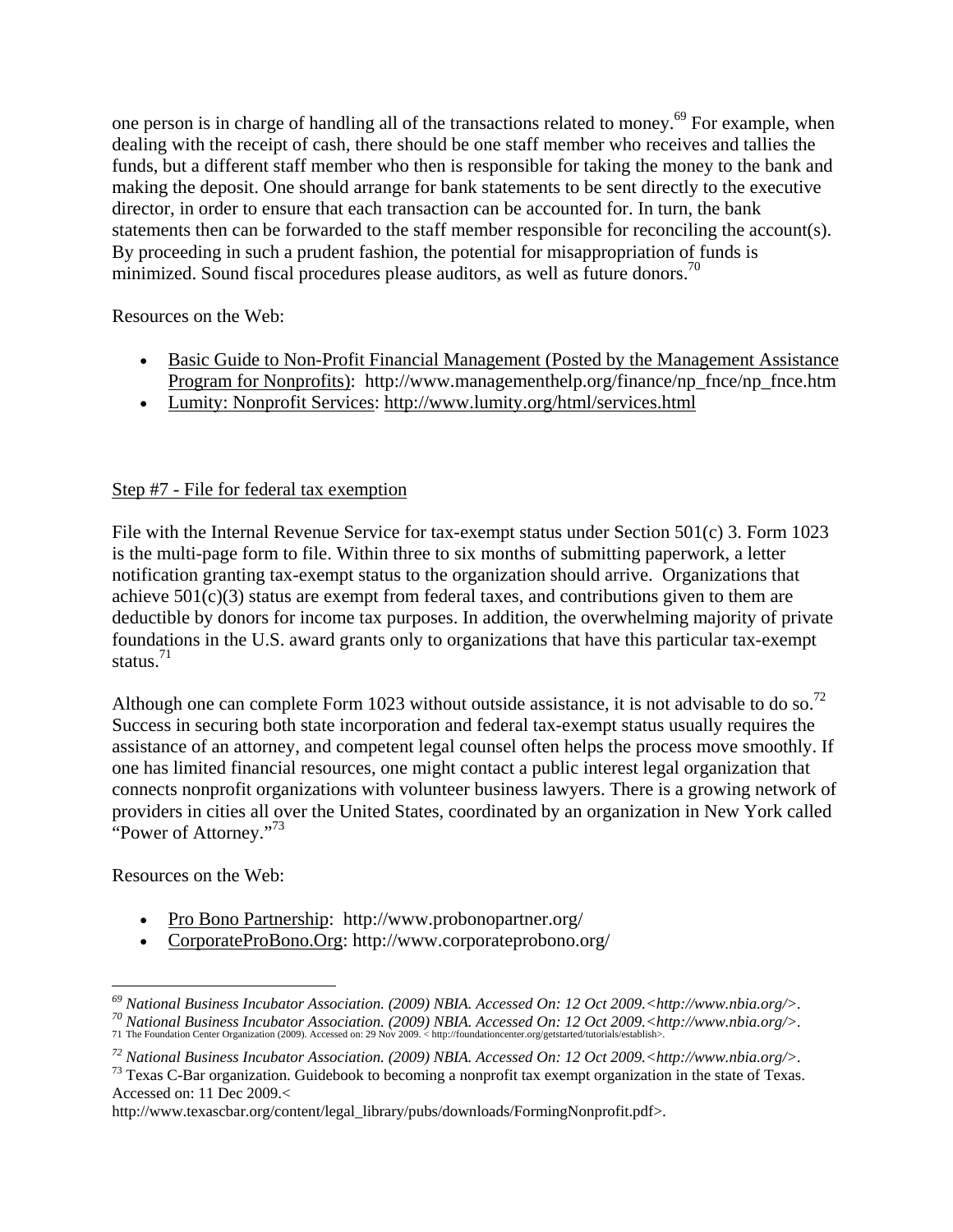one person is in charge of handling all of the transactions related to money.[69] For example, when dealing with the receipt of cash, there should be one staff member who receives and tallies the funds, but a different staff member who then is responsible for taking the money to the bank and making the deposit. One should arrange for bank statements to be sent directly to the executive director, in order to ensure that each transaction can be accounted for. In turn, the bank statements then can be forwarded to the staff member responsible for reconciling the account(s). By proceeding in such a prudent fashion, the potential for misappropriation of funds is minimized. Sound fiscal procedures please auditors, as well as future donors.[70]

Resources on the Web:

- Basic Guide to Non-Profit Financial Management (Posted by the Management Assistance Program for Nonprofits): http://www.managementhelp.org/finance/np_fnce/np_fnce.htm
- Lumity: Nonprofit Services: http://www.lumity.org/html/services.html

## Step #7 - File for federal tax exemption

File with the Internal Revenue Service for tax-exempt status under Section 501(c) 3. Form 1023 is the multi-page form to file. Within three to six months of submitting paperwork, a letter notification granting tax-exempt status to the organization should arrive. Organizations that achieve 501(c)(3) status are exempt from federal taxes, and contributions given to them are deductible by donors for income tax purposes. In addition, the overwhelming majority of private foundations in the U.S. award grants only to organizations that have this particular tax-exempt status.[71]

Although one can complete Form 1023 without outside assistance, it is not advisable to do so.[72] Success in securing both state incorporation and federal tax-exempt status usually requires the assistance of an attorney, and competent legal counsel often helps the process move smoothly. If one has limited financial resources, one might contact a public interest legal organization that connects nonprofit organizations with volunteer business lawyers. There is a growing network of providers in cities all over the United States, coordinated by an organization in New York called "Power of Attorney."[73]

Resources on the Web:

- Pro Bono Partnership: http://www.probonopartner.org/
- CorporateProBono.Org: http://www.corporateprobono.org/

---

[69] *National Business Incubator Association. (2009) NBIA. Accessed On: 12 Oct 2009.<http://www.nbia.org/>.*

[70] *National Business Incubator Association. (2009) NBIA. Accessed On: 12 Oct 2009.<http://www.nbia.org/>.*

[71] The Foundation Center Organization (2009). Accessed on: 29 Nov 2009. < http://foundationcenter.org/getstarted/tutorials/establish>.

[72] *National Business Incubator Association. (2009) NBIA. Accessed On: 12 Oct 2009.<http://www.nbia.org/>.*

[73] Texas C-Bar organization. Guidebook to becoming a nonprofit tax exempt organization in the state of Texas. Accessed on: 11 Dec 2009.< http://www.texascbar.org/content/legal_library/pubs/downloads/FormingNonprofit.pdf>.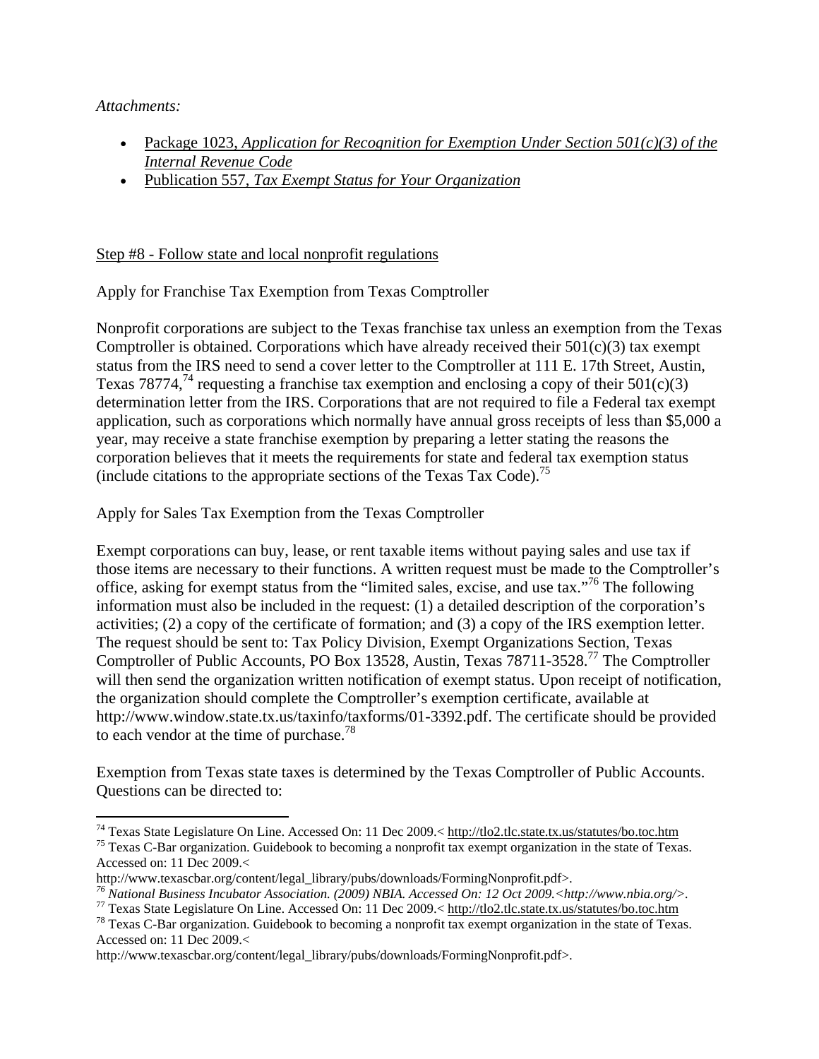*Attachments:*

- Package 1023, *Application for Recognition for Exemption Under Section 501(c)(3) of the Internal Revenue Code*
- Publication 557, *Tax Exempt Status for Your Organization*

Step #8 - Follow state and local nonprofit regulations

Apply for Franchise Tax Exemption from Texas Comptroller

Nonprofit corporations are subject to the Texas franchise tax unless an exemption from the Texas Comptroller is obtained. Corporations which have already received their 501(c)(3) tax exempt status from the IRS need to send a cover letter to the Comptroller at 111 E. 17th Street, Austin, Texas 78774,[74] requesting a franchise tax exemption and enclosing a copy of their 501(c)(3) determination letter from the IRS. Corporations that are not required to file a Federal tax exempt application, such as corporations which normally have annual gross receipts of less than \$5,000 a year, may receive a state franchise exemption by preparing a letter stating the reasons the corporation believes that it meets the requirements for state and federal tax exemption status (include citations to the appropriate sections of the Texas Tax Code).[75]

Apply for Sales Tax Exemption from the Texas Comptroller

Exempt corporations can buy, lease, or rent taxable items without paying sales and use tax if those items are necessary to their functions. A written request must be made to the Comptroller's office, asking for exempt status from the "limited sales, excise, and use tax."[76] The following information must also be included in the request: (1) a detailed description of the corporation's activities; (2) a copy of the certificate of formation; and (3) a copy of the IRS exemption letter. The request should be sent to: Tax Policy Division, Exempt Organizations Section, Texas Comptroller of Public Accounts, PO Box 13528, Austin, Texas 78711-3528.[77] The Comptroller will then send the organization written notification of exempt status. Upon receipt of notification, the organization should complete the Comptroller's exemption certificate, available at http://www.window.state.tx.us/taxinfo/taxforms/01-3392.pdf. The certificate should be provided to each vendor at the time of purchase.[78]

Exemption from Texas state taxes is determined by the Texas Comptroller of Public Accounts. Questions can be directed to:

---

[74] Texas State Legislature On Line. Accessed On: 11 Dec 2009.< http://tlo2.tlc.state.tx.us/statutes/bo.toc.htm

[75] Texas C-Bar organization. Guidebook to becoming a nonprofit tax exempt organization in the state of Texas. Accessed on: 11 Dec 2009.< http://www.texascbar.org/content/legal_library/pubs/downloads/FormingNonprofit.pdf>.

[76] *National Business Incubator Association. (2009) NBIA. Accessed On: 12 Oct 2009.<http://www.nbia.org/>.*

[77] Texas State Legislature On Line. Accessed On: 11 Dec 2009.< http://tlo2.tlc.state.tx.us/statutes/bo.toc.htm

[78] Texas C-Bar organization. Guidebook to becoming a nonprofit tax exempt organization in the state of Texas. Accessed on: 11 Dec 2009.< http://www.texascbar.org/content/legal_library/pubs/downloads/FormingNonprofit.pdf>.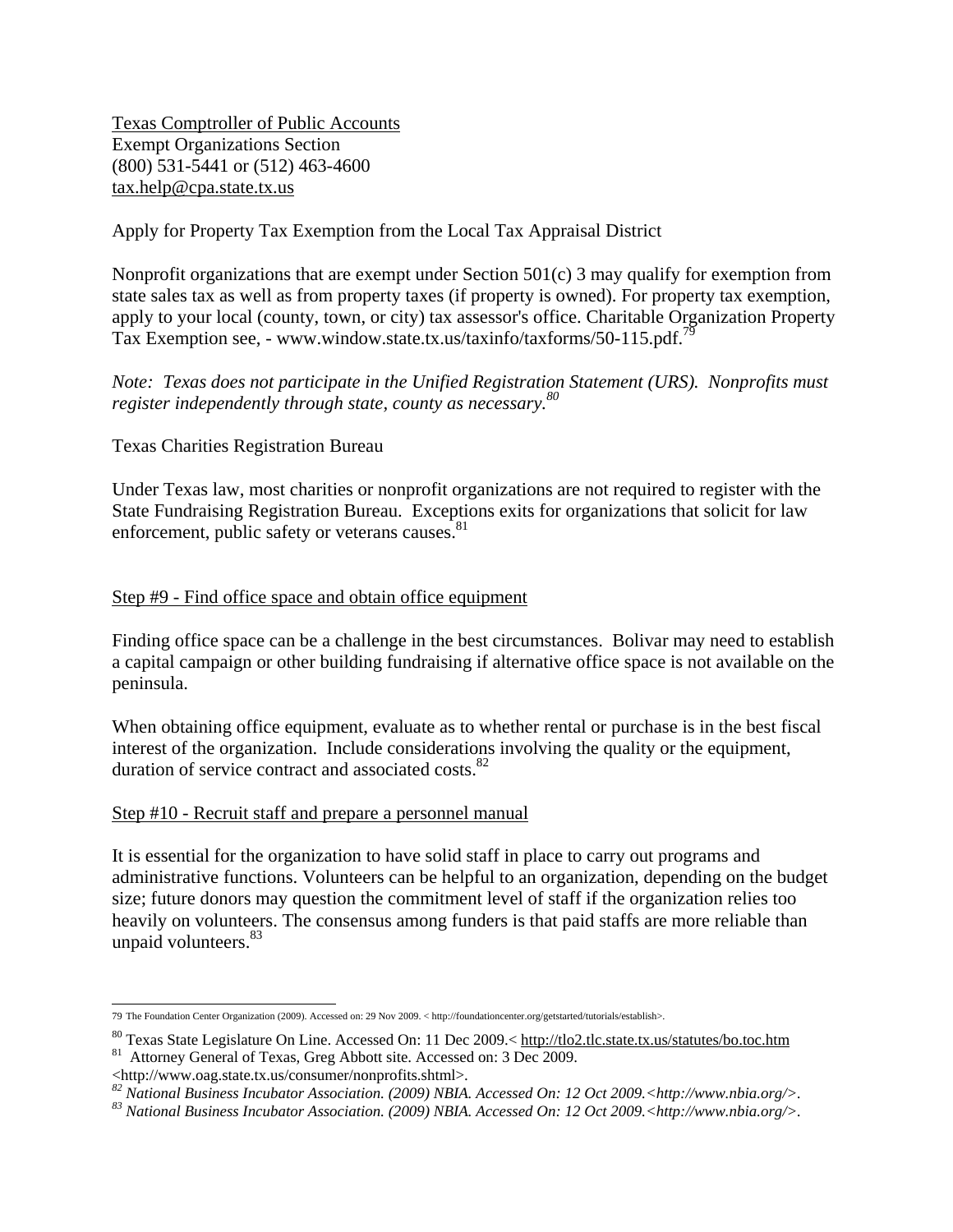Texas Comptroller of Public Accounts
Exempt Organizations Section
(800) 531-5441 or (512) 463-4600
tax.help@cpa.state.tx.us

Apply for Property Tax Exemption from the Local Tax Appraisal District

Nonprofit organizations that are exempt under Section 501(c) 3 may qualify for exemption from state sales tax as well as from property taxes (if property is owned). For property tax exemption, apply to your local (county, town, or city) tax assessor's office. Charitable Organization Property Tax Exemption see, - www.window.state.tx.us/taxinfo/taxforms/50-115.pdf.[79]

*Note: Texas does not participate in the Unified Registration Statement (URS). Nonprofits must register independently through state, county as necessary.*[80]

Texas Charities Registration Bureau

Under Texas law, most charities or nonprofit organizations are not required to register with the State Fundraising Registration Bureau. Exceptions exits for organizations that solicit for law enforcement, public safety or veterans causes.[81]

## Step #9 - Find office space and obtain office equipment

Finding office space can be a challenge in the best circumstances. Bolivar may need to establish a capital campaign or other building fundraising if alternative office space is not available on the peninsula.

When obtaining office equipment, evaluate as to whether rental or purchase is in the best fiscal interest of the organization. Include considerations involving the quality or the equipment, duration of service contract and associated costs.[82]

## Step #10 - Recruit staff and prepare a personnel manual

It is essential for the organization to have solid staff in place to carry out programs and administrative functions. Volunteers can be helpful to an organization, depending on the budget size; future donors may question the commitment level of staff if the organization relies too heavily on volunteers. The consensus among funders is that paid staffs are more reliable than unpaid volunteers.[83]

---

79 The Foundation Center Organization (2009). Accessed on: 29 Nov 2009. < http://foundationcenter.org/getstarted/tutorials/establish>.

80 Texas State Legislature On Line. Accessed On: 11 Dec 2009.< http://tlo2.tlc.state.tx.us/statutes/bo.toc.htm

81 Attorney General of Texas, Greg Abbott site. Accessed on: 3 Dec 2009. <http://www.oag.state.tx.us/consumer/nonprofits.shtml>.

82 *National Business Incubator Association. (2009) NBIA. Accessed On: 12 Oct 2009.<http://www.nbia.org/>.*

83 *National Business Incubator Association. (2009) NBIA. Accessed On: 12 Oct 2009.<http://www.nbia.org/>.*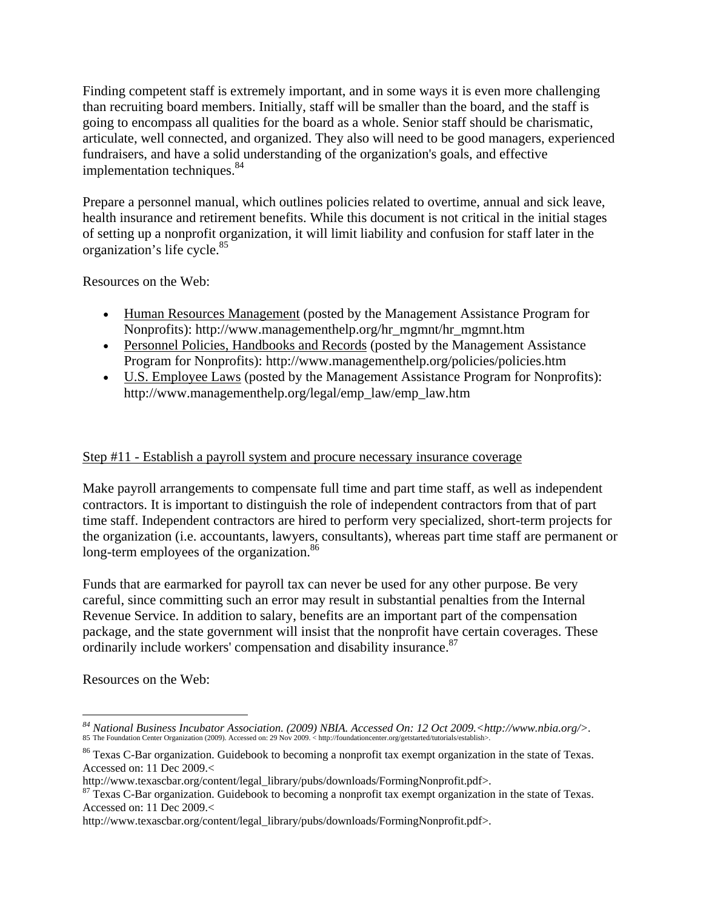Finding competent staff is extremely important, and in some ways it is even more challenging than recruiting board members. Initially, staff will be smaller than the board, and the staff is going to encompass all qualities for the board as a whole. Senior staff should be charismatic, articulate, well connected, and organized. They also will need to be good managers, experienced fundraisers, and have a solid understanding of the organization's goals, and effective implementation techniques.[84]

Prepare a personnel manual, which outlines policies related to overtime, annual and sick leave, health insurance and retirement benefits. While this document is not critical in the initial stages of setting up a nonprofit organization, it will limit liability and confusion for staff later in the organization's life cycle.[85]

Resources on the Web:

- Human Resources Management (posted by the Management Assistance Program for Nonprofits): http://www.managementhelp.org/hr_mgmnt/hr_mgmnt.htm
- Personnel Policies, Handbooks and Records (posted by the Management Assistance Program for Nonprofits): http://www.managementhelp.org/policies/policies.htm
- U.S. Employee Laws (posted by the Management Assistance Program for Nonprofits): http://www.managementhelp.org/legal/emp_law/emp_law.htm

## Step #11 - Establish a payroll system and procure necessary insurance coverage

Make payroll arrangements to compensate full time and part time staff, as well as independent contractors. It is important to distinguish the role of independent contractors from that of part time staff. Independent contractors are hired to perform very specialized, short-term projects for the organization (i.e. accountants, lawyers, consultants), whereas part time staff are permanent or long-term employees of the organization.[86]

Funds that are earmarked for payroll tax can never be used for any other purpose. Be very careful, since committing such an error may result in substantial penalties from the Internal Revenue Service. In addition to salary, benefits are an important part of the compensation package, and the state government will insist that the nonprofit have certain coverages. These ordinarily include workers' compensation and disability insurance.[87]

Resources on the Web:

---

[84] *National Business Incubator Association. (2009) NBIA. Accessed On: 12 Oct 2009.<http://www.nbia.org/>.*

[85] The Foundation Center Organization (2009). Accessed on: 29 Nov 2009. < http://foundationcenter.org/getstarted/tutorials/establish>.

[86] Texas C-Bar organization. Guidebook to becoming a nonprofit tax exempt organization in the state of Texas. Accessed on: 11 Dec 2009.< http://www.texascbar.org/content/legal_library/pubs/downloads/FormingNonprofit.pdf>.

[87] Texas C-Bar organization. Guidebook to becoming a nonprofit tax exempt organization in the state of Texas. Accessed on: 11 Dec 2009.< http://www.texascbar.org/content/legal_library/pubs/downloads/FormingNonprofit.pdf>.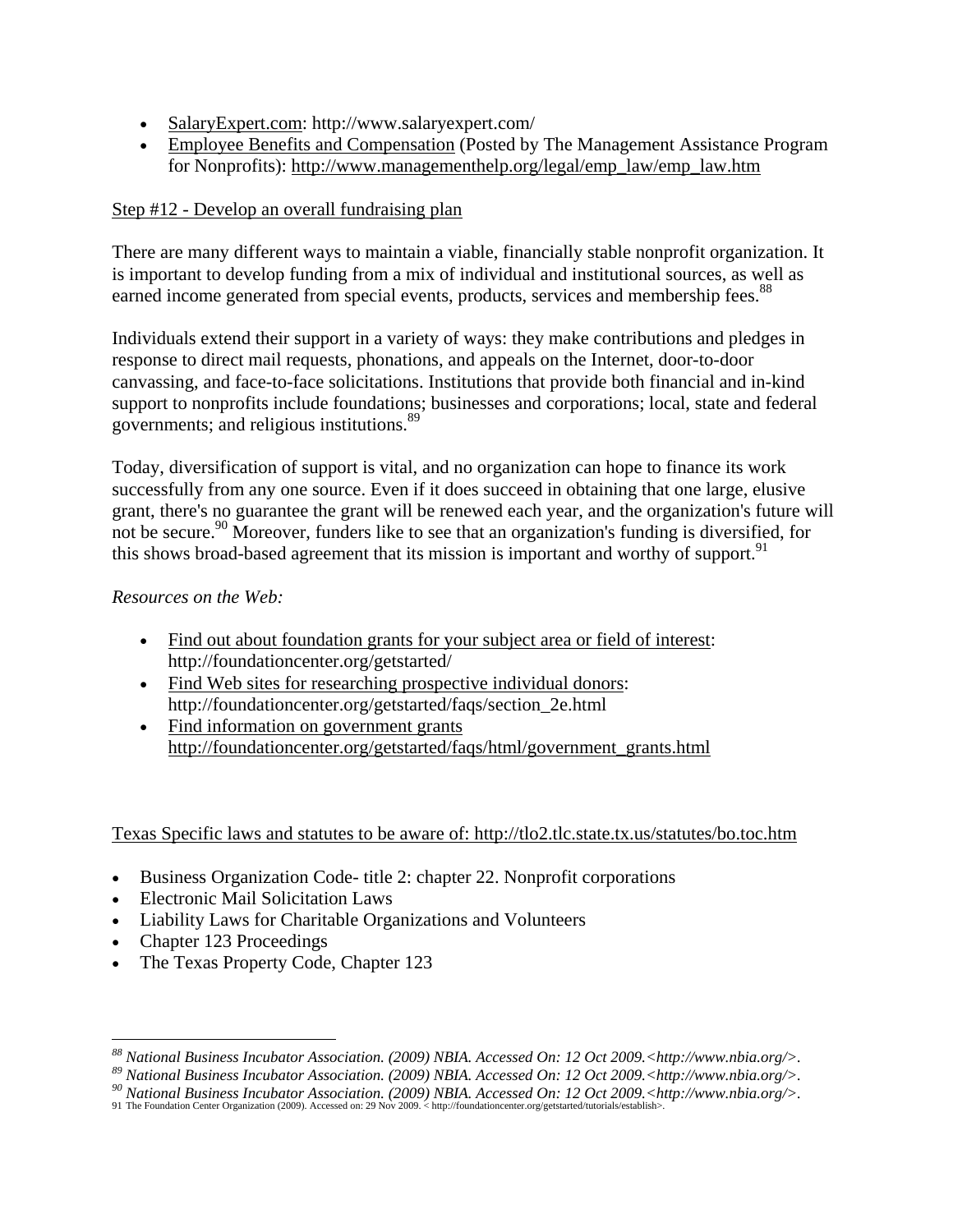- SalaryExpert.com: http://www.salaryexpert.com/
- Employee Benefits and Compensation (Posted by The Management Assistance Program for Nonprofits): http://www.managementhelp.org/legal/emp_law/emp_law.htm

Step #12 - Develop an overall fundraising plan

There are many different ways to maintain a viable, financially stable nonprofit organization. It is important to develop funding from a mix of individual and institutional sources, as well as earned income generated from special events, products, services and membership fees.[88]

Individuals extend their support in a variety of ways: they make contributions and pledges in response to direct mail requests, phonations, and appeals on the Internet, door-to-door canvassing, and face-to-face solicitations. Institutions that provide both financial and in-kind support to nonprofits include foundations; businesses and corporations; local, state and federal governments; and religious institutions.[89]

Today, diversification of support is vital, and no organization can hope to finance its work successfully from any one source. Even if it does succeed in obtaining that one large, elusive grant, there's no guarantee the grant will be renewed each year, and the organization's future will not be secure.[90] Moreover, funders like to see that an organization's funding is diversified, for this shows broad-based agreement that its mission is important and worthy of support.[91]

*Resources on the Web:*

- Find out about foundation grants for your subject area or field of interest: http://foundationcenter.org/getstarted/
- Find Web sites for researching prospective individual donors: http://foundationcenter.org/getstarted/faqs/section_2e.html
- Find information on government grants http://foundationcenter.org/getstarted/faqs/html/government_grants.html

Texas Specific laws and statutes to be aware of: http://tlo2.tlc.state.tx.us/statutes/bo.toc.htm

- Business Organization Code- title 2: chapter 22. Nonprofit corporations
- Electronic Mail Solicitation Laws
- Liability Laws for Charitable Organizations and Volunteers
- Chapter 123 Proceedings
- The Texas Property Code, Chapter 123

---

[88] *National Business Incubator Association. (2009) NBIA. Accessed On: 12 Oct 2009.<http://www.nbia.org/>.*

[89] *National Business Incubator Association. (2009) NBIA. Accessed On: 12 Oct 2009.<http://www.nbia.org/>.*

[90] *National Business Incubator Association. (2009) NBIA. Accessed On: 12 Oct 2009.<http://www.nbia.org/>.*

[91] The Foundation Center Organization (2009). Accessed on: 29 Nov 2009. < http://foundationcenter.org/getstarted/tutorials/establish>.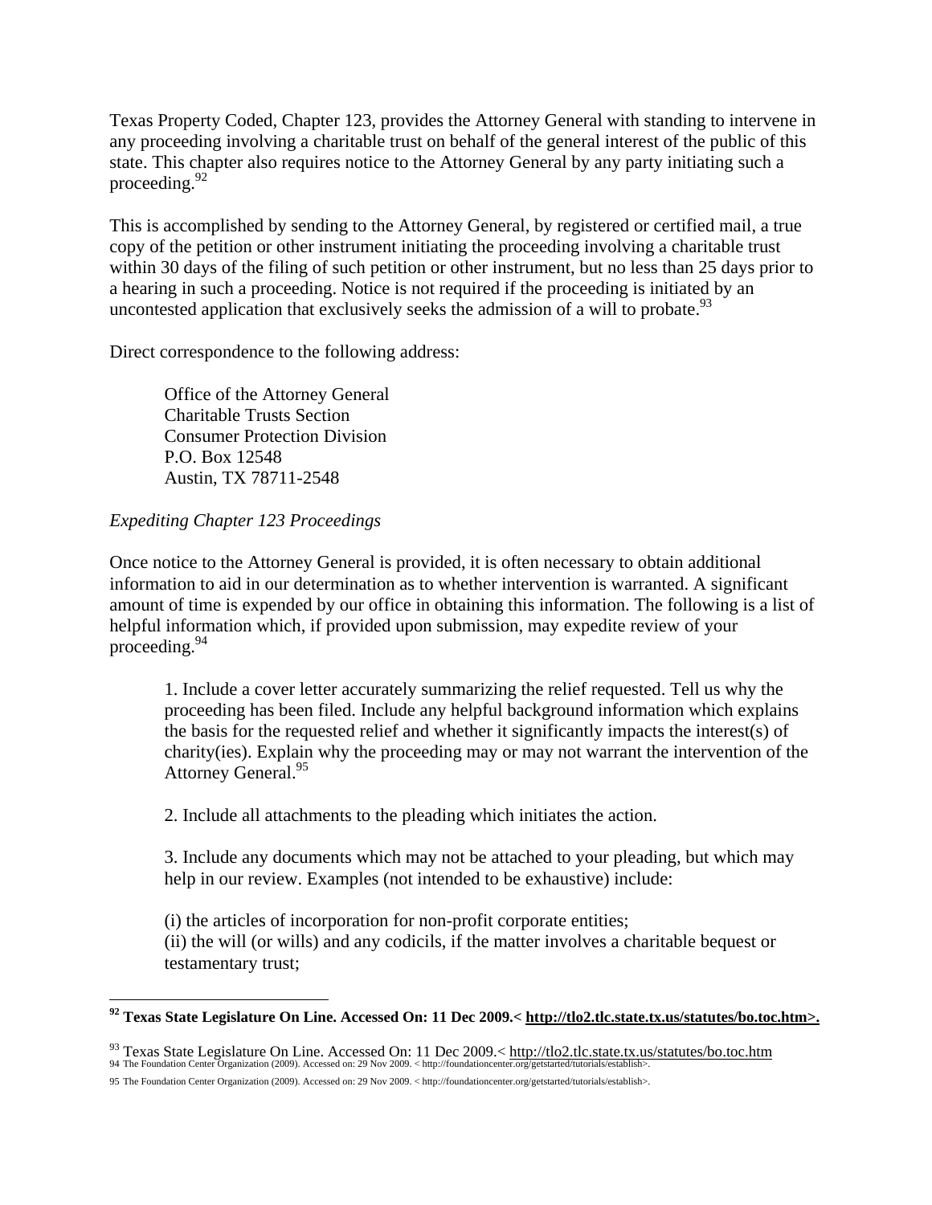Texas Property Coded, Chapter 123, provides the Attorney General with standing to intervene in any proceeding involving a charitable trust on behalf of the general interest of the public of this state. This chapter also requires notice to the Attorney General by any party initiating such a proceeding.[92]

This is accomplished by sending to the Attorney General, by registered or certified mail, a true copy of the petition or other instrument initiating the proceeding involving a charitable trust within 30 days of the filing of such petition or other instrument, but no less than 25 days prior to a hearing in such a proceeding. Notice is not required if the proceeding is initiated by an uncontested application that exclusively seeks the admission of a will to probate.[93]

Direct correspondence to the following address:

> Office of the Attorney General
> Charitable Trusts Section
> Consumer Protection Division
> P.O. Box 12548
> Austin, TX 78711-2548

*Expediting Chapter 123 Proceedings*

Once notice to the Attorney General is provided, it is often necessary to obtain additional information to aid in our determination as to whether intervention is warranted. A significant amount of time is expended by our office in obtaining this information. The following is a list of helpful information which, if provided upon submission, may expedite review of your proceeding.[94]

1. Include a cover letter accurately summarizing the relief requested. Tell us why the proceeding has been filed. Include any helpful background information which explains the basis for the requested relief and whether it significantly impacts the interest(s) of charity(ies). Explain why the proceeding may or may not warrant the intervention of the Attorney General.[95]

2. Include all attachments to the pleading which initiates the action.

3. Include any documents which may not be attached to your pleading, but which may help in our review. Examples (not intended to be exhaustive) include:

(i) the articles of incorporation for non-profit corporate entities;
(ii) the will (or wills) and any codicils, if the matter involves a charitable bequest or testamentary trust;

---

**[92] Texas State Legislature On Line. Accessed On: 11 Dec 2009.< http://tlo2.tlc.state.tx.us/statutes/bo.toc.htm>.**

[93] Texas State Legislature On Line. Accessed On: 11 Dec 2009.< http://tlo2.tlc.state.tx.us/statutes/bo.toc.htm

[94] The Foundation Center Organization (2009). Accessed on: 29 Nov 2009. < http://foundationcenter.org/getstarted/tutorials/establish>.

[95] The Foundation Center Organization (2009). Accessed on: 29 Nov 2009. < http://foundationcenter.org/getstarted/tutorials/establish>.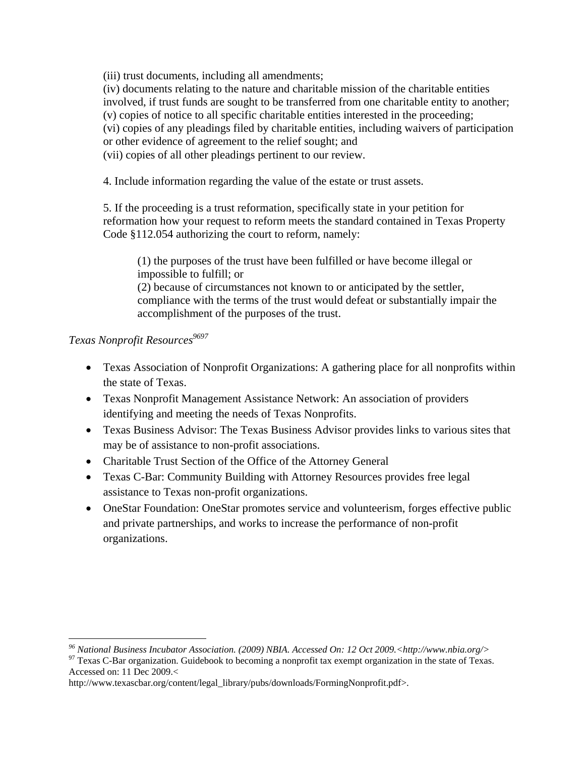(iii) trust documents, including all amendments;
(iv) documents relating to the nature and charitable mission of the charitable entities involved, if trust funds are sought to be transferred from one charitable entity to another;
(v) copies of notice to all specific charitable entities interested in the proceeding;
(vi) copies of any pleadings filed by charitable entities, including waivers of participation or other evidence of agreement to the relief sought; and
(vii) copies of all other pleadings pertinent to our review.

4. Include information regarding the value of the estate or trust assets.

5. If the proceeding is a trust reformation, specifically state in your petition for reformation how your request to reform meets the standard contained in Texas Property Code §112.054 authorizing the court to reform, namely:

> (1) the purposes of the trust have been fulfilled or have become illegal or impossible to fulfill; or
> (2) because of circumstances not known to or anticipated by the settler, compliance with the terms of the trust would defeat or substantially impair the accomplishment of the purposes of the trust.

*Texas Nonprofit Resources*[96][97]

- Texas Association of Nonprofit Organizations: A gathering place for all nonprofits within the state of Texas.
- Texas Nonprofit Management Assistance Network: An association of providers identifying and meeting the needs of Texas Nonprofits.
- Texas Business Advisor: The Texas Business Advisor provides links to various sites that may be of assistance to non-profit associations.
- Charitable Trust Section of the Office of the Attorney General
- Texas C-Bar: Community Building with Attorney Resources provides free legal assistance to Texas non-profit organizations.
- OneStar Foundation: OneStar promotes service and volunteerism, forges effective public and private partnerships, and works to increase the performance of non-profit organizations.

---

[96] *National Business Incubator Association. (2009) NBIA. Accessed On: 12 Oct 2009.<http://www.nbia.org/>*

[97] Texas C-Bar organization. Guidebook to becoming a nonprofit tax exempt organization in the state of Texas. Accessed on: 11 Dec 2009.< http://www.texascbar.org/content/legal_library/pubs/downloads/FormingNonprofit.pdf>.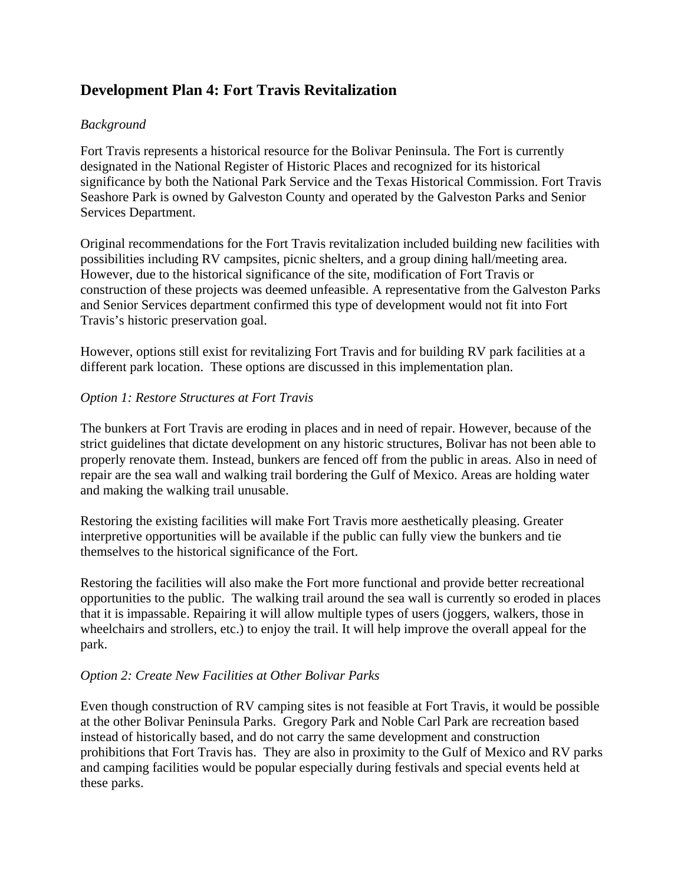## Development Plan 4: Fort Travis Revitalization

*Background*

Fort Travis represents a historical resource for the Bolivar Peninsula. The Fort is currently designated in the National Register of Historic Places and recognized for its historical significance by both the National Park Service and the Texas Historical Commission. Fort Travis Seashore Park is owned by Galveston County and operated by the Galveston Parks and Senior Services Department.

Original recommendations for the Fort Travis revitalization included building new facilities with possibilities including RV campsites, picnic shelters, and a group dining hall/meeting area. However, due to the historical significance of the site, modification of Fort Travis or construction of these projects was deemed unfeasible. A representative from the Galveston Parks and Senior Services department confirmed this type of development would not fit into Fort Travis's historic preservation goal.

However, options still exist for revitalizing Fort Travis and for building RV park facilities at a different park location. These options are discussed in this implementation plan.

*Option 1: Restore Structures at Fort Travis*

The bunkers at Fort Travis are eroding in places and in need of repair. However, because of the strict guidelines that dictate development on any historic structures, Bolivar has not been able to properly renovate them. Instead, bunkers are fenced off from the public in areas. Also in need of repair are the sea wall and walking trail bordering the Gulf of Mexico. Areas are holding water and making the walking trail unusable.

Restoring the existing facilities will make Fort Travis more aesthetically pleasing. Greater interpretive opportunities will be available if the public can fully view the bunkers and tie themselves to the historical significance of the Fort.

Restoring the facilities will also make the Fort more functional and provide better recreational opportunities to the public. The walking trail around the sea wall is currently so eroded in places that it is impassable. Repairing it will allow multiple types of users (joggers, walkers, those in wheelchairs and strollers, etc.) to enjoy the trail. It will help improve the overall appeal for the park.

*Option 2: Create New Facilities at Other Bolivar Parks*

Even though construction of RV camping sites is not feasible at Fort Travis, it would be possible at the other Bolivar Peninsula Parks. Gregory Park and Noble Carl Park are recreation based instead of historically based, and do not carry the same development and construction prohibitions that Fort Travis has. They are also in proximity to the Gulf of Mexico and RV parks and camping facilities would be popular especially during festivals and special events held at these parks.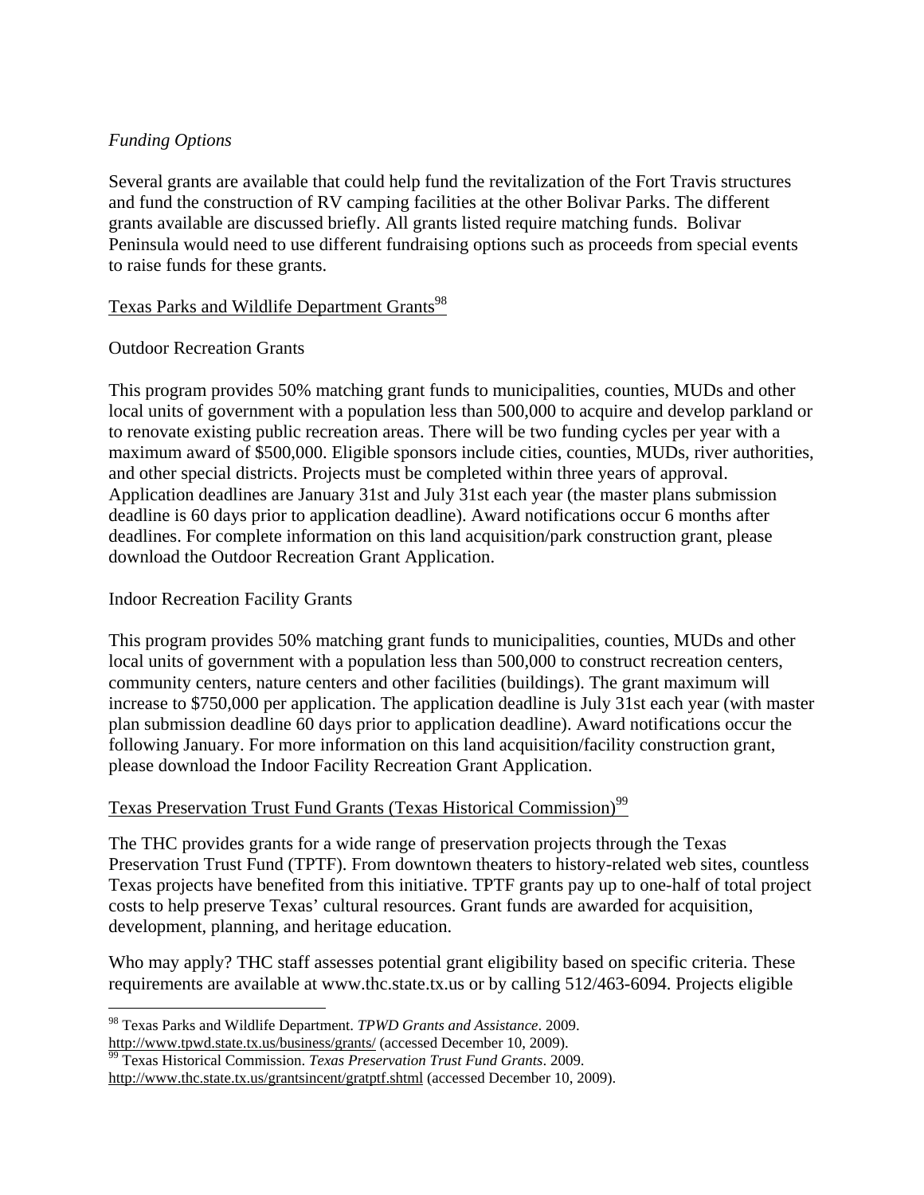*Funding Options*

Several grants are available that could help fund the revitalization of the Fort Travis structures and fund the construction of RV camping facilities at the other Bolivar Parks. The different grants available are discussed briefly. All grants listed require matching funds. Bolivar Peninsula would need to use different fundraising options such as proceeds from special events to raise funds for these grants.

Texas Parks and Wildlife Department Grants[98]

Outdoor Recreation Grants

This program provides 50% matching grant funds to municipalities, counties, MUDs and other local units of government with a population less than 500,000 to acquire and develop parkland or to renovate existing public recreation areas. There will be two funding cycles per year with a maximum award of $500,000. Eligible sponsors include cities, counties, MUDs, river authorities, and other special districts. Projects must be completed within three years of approval. Application deadlines are January 31st and July 31st each year (the master plans submission deadline is 60 days prior to application deadline). Award notifications occur 6 months after deadlines. For complete information on this land acquisition/park construction grant, please download the Outdoor Recreation Grant Application.

Indoor Recreation Facility Grants

This program provides 50% matching grant funds to municipalities, counties, MUDs and other local units of government with a population less than 500,000 to construct recreation centers, community centers, nature centers and other facilities (buildings). The grant maximum will increase to $750,000 per application. The application deadline is July 31st each year (with master plan submission deadline 60 days prior to application deadline). Award notifications occur the following January. For more information on this land acquisition/facility construction grant, please download the Indoor Facility Recreation Grant Application.

Texas Preservation Trust Fund Grants (Texas Historical Commission)[99]

The THC provides grants for a wide range of preservation projects through the Texas Preservation Trust Fund (TPTF). From downtown theaters to history-related web sites, countless Texas projects have benefited from this initiative. TPTF grants pay up to one-half of total project costs to help preserve Texas' cultural resources. Grant funds are awarded for acquisition, development, planning, and heritage education.

Who may apply? THC staff assesses potential grant eligibility based on specific criteria. These requirements are available at www.thc.state.tx.us or by calling 512/463-6094. Projects eligible

---

[98] Texas Parks and Wildlife Department. *TPWD Grants and Assistance*. 2009. http://www.tpwd.state.tx.us/business/grants/ (accessed December 10, 2009).

[99] Texas Historical Commission. *Texas Preservation Trust Fund Grants*. 2009. http://www.thc.state.tx.us/grantsincent/gratptf.shtml (accessed December 10, 2009).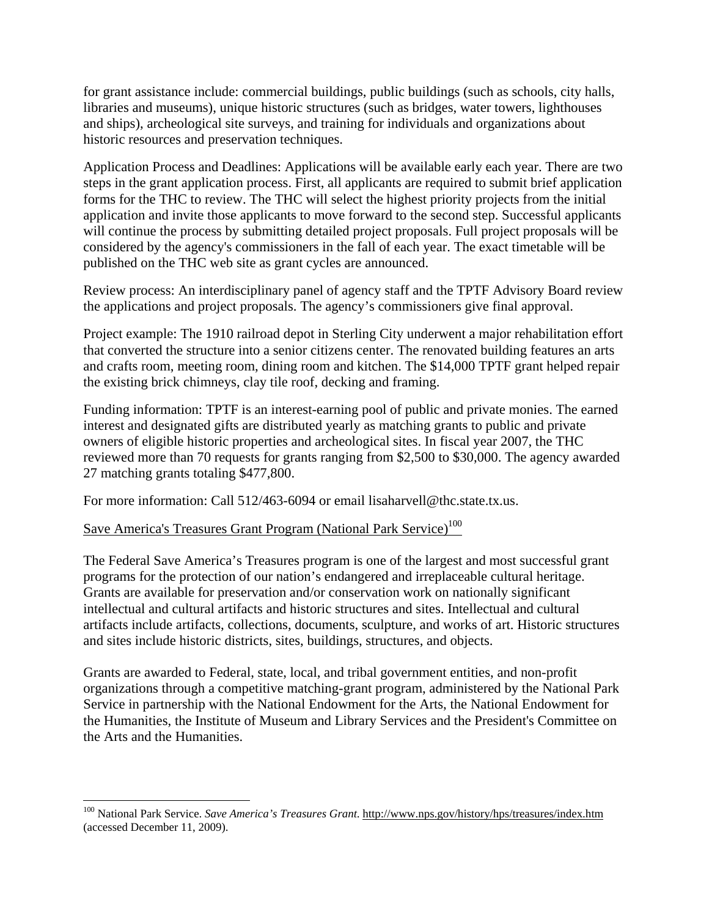for grant assistance include: commercial buildings, public buildings (such as schools, city halls, libraries and museums), unique historic structures (such as bridges, water towers, lighthouses and ships), archeological site surveys, and training for individuals and organizations about historic resources and preservation techniques.

Application Process and Deadlines: Applications will be available early each year. There are two steps in the grant application process. First, all applicants are required to submit brief application forms for the THC to review. The THC will select the highest priority projects from the initial application and invite those applicants to move forward to the second step. Successful applicants will continue the process by submitting detailed project proposals. Full project proposals will be considered by the agency's commissioners in the fall of each year. The exact timetable will be published on the THC web site as grant cycles are announced.

Review process: An interdisciplinary panel of agency staff and the TPTF Advisory Board review the applications and project proposals. The agency's commissioners give final approval.

Project example: The 1910 railroad depot in Sterling City underwent a major rehabilitation effort that converted the structure into a senior citizens center. The renovated building features an arts and crafts room, meeting room, dining room and kitchen. The $14,000 TPTF grant helped repair the existing brick chimneys, clay tile roof, decking and framing.

Funding information: TPTF is an interest-earning pool of public and private monies. The earned interest and designated gifts are distributed yearly as matching grants to public and private owners of eligible historic properties and archeological sites. In fiscal year 2007, the THC reviewed more than 70 requests for grants ranging from $2,500 to $30,000. The agency awarded 27 matching grants totaling $477,800.

For more information: Call 512/463-6094 or email lisaharvell@thc.state.tx.us.

Save America's Treasures Grant Program (National Park Service)[100]

The Federal Save America's Treasures program is one of the largest and most successful grant programs for the protection of our nation's endangered and irreplaceable cultural heritage. Grants are available for preservation and/or conservation work on nationally significant intellectual and cultural artifacts and historic structures and sites. Intellectual and cultural artifacts include artifacts, collections, documents, sculpture, and works of art. Historic structures and sites include historic districts, sites, buildings, structures, and objects.

Grants are awarded to Federal, state, local, and tribal government entities, and non-profit organizations through a competitive matching-grant program, administered by the National Park Service in partnership with the National Endowment for the Arts, the National Endowment for the Humanities, the Institute of Museum and Library Services and the President's Committee on the Arts and the Humanities.

---

[100] National Park Service. *Save America's Treasures Grant*. http://www.nps.gov/history/hps/treasures/index.htm (accessed December 11, 2009).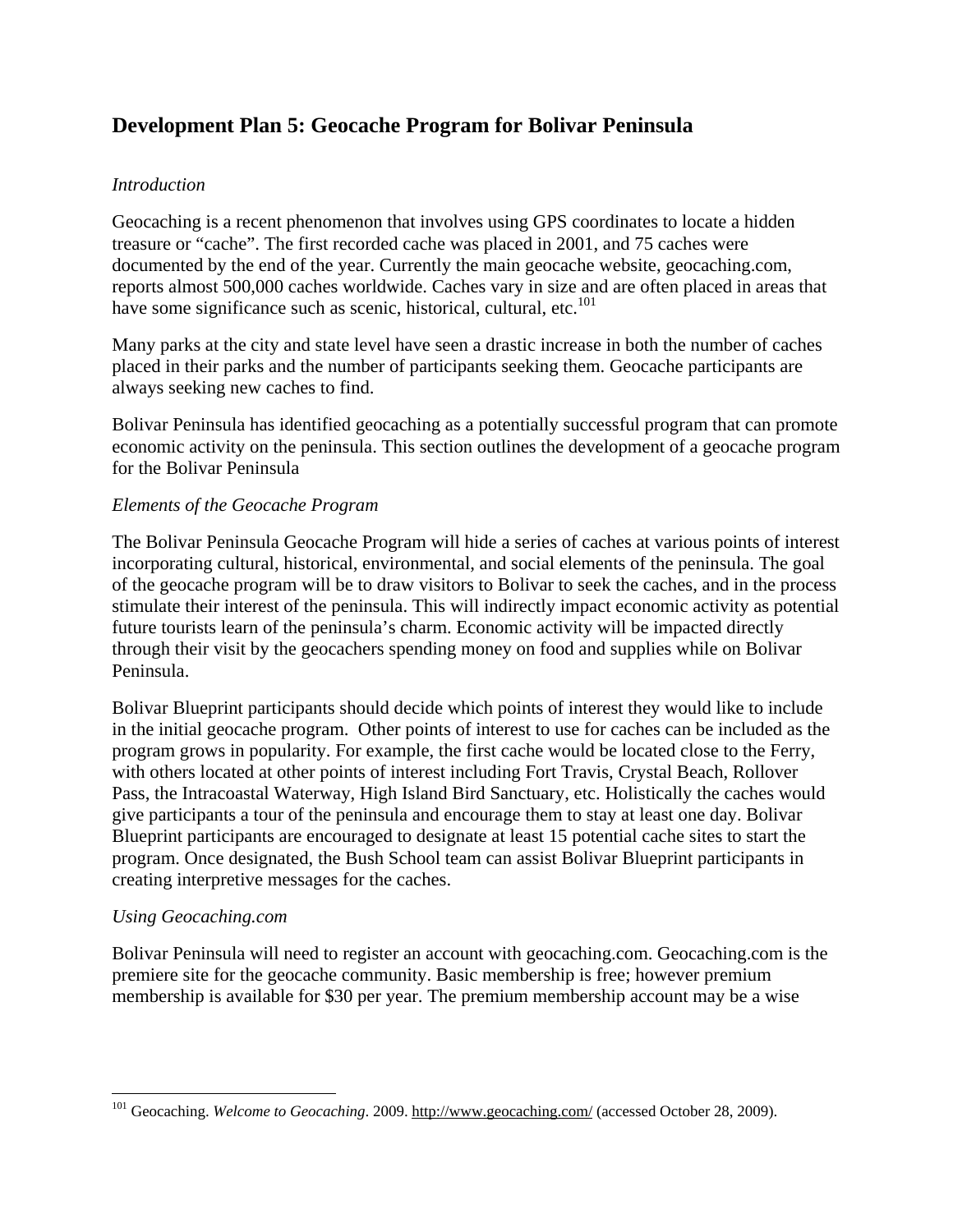## Development Plan 5: Geocache Program for Bolivar Peninsula

*Introduction*

Geocaching is a recent phenomenon that involves using GPS coordinates to locate a hidden treasure or "cache". The first recorded cache was placed in 2001, and 75 caches were documented by the end of the year. Currently the main geocache website, geocaching.com, reports almost 500,000 caches worldwide. Caches vary in size and are often placed in areas that have some significance such as scenic, historical, cultural, etc.[101]

Many parks at the city and state level have seen a drastic increase in both the number of caches placed in their parks and the number of participants seeking them. Geocache participants are always seeking new caches to find.

Bolivar Peninsula has identified geocaching as a potentially successful program that can promote economic activity on the peninsula. This section outlines the development of a geocache program for the Bolivar Peninsula

*Elements of the Geocache Program*

The Bolivar Peninsula Geocache Program will hide a series of caches at various points of interest incorporating cultural, historical, environmental, and social elements of the peninsula. The goal of the geocache program will be to draw visitors to Bolivar to seek the caches, and in the process stimulate their interest of the peninsula. This will indirectly impact economic activity as potential future tourists learn of the peninsula's charm. Economic activity will be impacted directly through their visit by the geocachers spending money on food and supplies while on Bolivar Peninsula.

Bolivar Blueprint participants should decide which points of interest they would like to include in the initial geocache program. Other points of interest to use for caches can be included as the program grows in popularity. For example, the first cache would be located close to the Ferry, with others located at other points of interest including Fort Travis, Crystal Beach, Rollover Pass, the Intracoastal Waterway, High Island Bird Sanctuary, etc. Holistically the caches would give participants a tour of the peninsula and encourage them to stay at least one day. Bolivar Blueprint participants are encouraged to designate at least 15 potential cache sites to start the program. Once designated, the Bush School team can assist Bolivar Blueprint participants in creating interpretive messages for the caches.

*Using Geocaching.com*

Bolivar Peninsula will need to register an account with geocaching.com. Geocaching.com is the premiere site for the geocache community. Basic membership is free; however premium membership is available for $30 per year. The premium membership account may be a wise

---

[101] Geocaching. *Welcome to Geocaching*. 2009. http://www.geocaching.com/ (accessed October 28, 2009).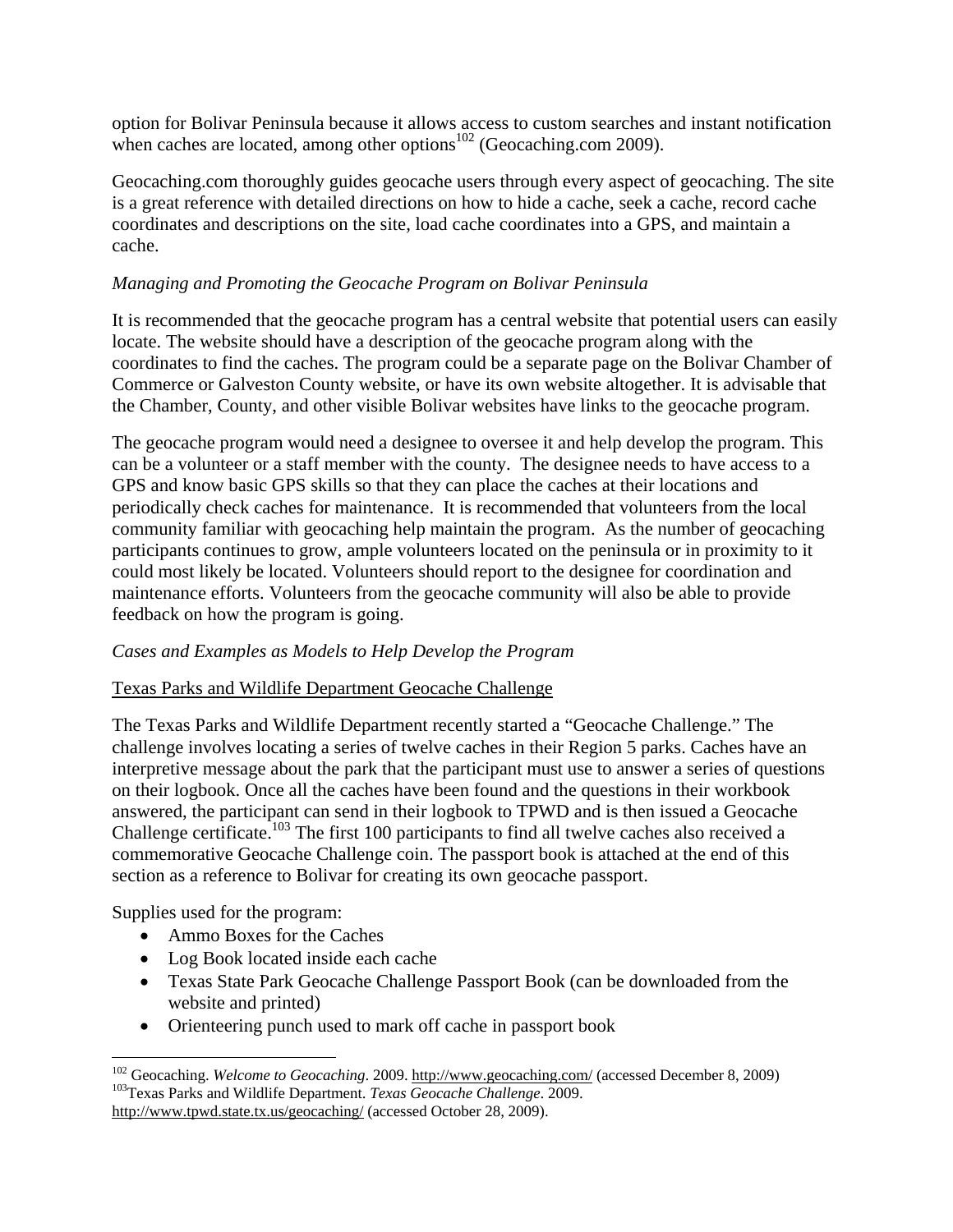option for Bolivar Peninsula because it allows access to custom searches and instant notification when caches are located, among other options[102] (Geocaching.com 2009).

Geocaching.com thoroughly guides geocache users through every aspect of geocaching. The site is a great reference with detailed directions on how to hide a cache, seek a cache, record cache coordinates and descriptions on the site, load cache coordinates into a GPS, and maintain a cache.

*Managing and Promoting the Geocache Program on Bolivar Peninsula*

It is recommended that the geocache program has a central website that potential users can easily locate. The website should have a description of the geocache program along with the coordinates to find the caches. The program could be a separate page on the Bolivar Chamber of Commerce or Galveston County website, or have its own website altogether. It is advisable that the Chamber, County, and other visible Bolivar websites have links to the geocache program.

The geocache program would need a designee to oversee it and help develop the program. This can be a volunteer or a staff member with the county. The designee needs to have access to a GPS and know basic GPS skills so that they can place the caches at their locations and periodically check caches for maintenance. It is recommended that volunteers from the local community familiar with geocaching help maintain the program. As the number of geocaching participants continues to grow, ample volunteers located on the peninsula or in proximity to it could most likely be located. Volunteers should report to the designee for coordination and maintenance efforts. Volunteers from the geocache community will also be able to provide feedback on how the program is going.

*Cases and Examples as Models to Help Develop the Program*

<u>Texas Parks and Wildlife Department Geocache Challenge</u>

The Texas Parks and Wildlife Department recently started a "Geocache Challenge." The challenge involves locating a series of twelve caches in their Region 5 parks. Caches have an interpretive message about the park that the participant must use to answer a series of questions on their logbook. Once all the caches have been found and the questions in their workbook answered, the participant can send in their logbook to TPWD and is then issued a Geocache Challenge certificate.[103] The first 100 participants to find all twelve caches also received a commemorative Geocache Challenge coin. The passport book is attached at the end of this section as a reference to Bolivar for creating its own geocache passport.

Supplies used for the program:

- Ammo Boxes for the Caches
- Log Book located inside each cache
- Texas State Park Geocache Challenge Passport Book (can be downloaded from the website and printed)
- Orienteering punch used to mark off cache in passport book

---

[102] Geocaching. *Welcome to Geocaching*. 2009. http://www.geocaching.com/ (accessed December 8, 2009)

[103] Texas Parks and Wildlife Department. *Texas Geocache Challenge*. 2009. http://www.tpwd.state.tx.us/geocaching/ (accessed October 28, 2009).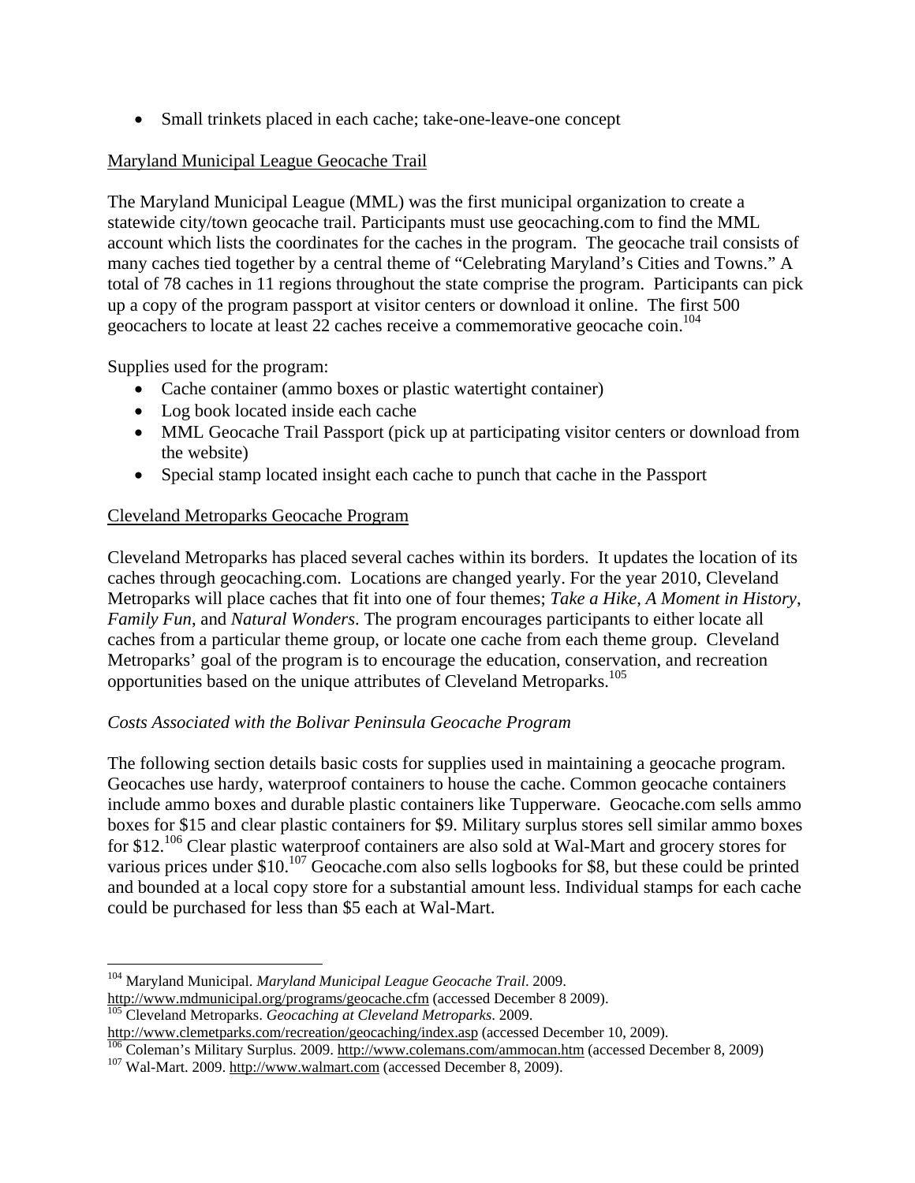- Small trinkets placed in each cache; take-one-leave-one concept

Maryland Municipal League Geocache Trail

The Maryland Municipal League (MML) was the first municipal organization to create a statewide city/town geocache trail. Participants must use geocaching.com to find the MML account which lists the coordinates for the caches in the program. The geocache trail consists of many caches tied together by a central theme of "Celebrating Maryland's Cities and Towns." A total of 78 caches in 11 regions throughout the state comprise the program. Participants can pick up a copy of the program passport at visitor centers or download it online. The first 500 geocachers to locate at least 22 caches receive a commemorative geocache coin.[104]

Supplies used for the program:

- Cache container (ammo boxes or plastic watertight container)
- Log book located inside each cache
- MML Geocache Trail Passport (pick up at participating visitor centers or download from the website)
- Special stamp located insight each cache to punch that cache in the Passport

Cleveland Metroparks Geocache Program

Cleveland Metroparks has placed several caches within its borders. It updates the location of its caches through geocaching.com. Locations are changed yearly. For the year 2010, Cleveland Metroparks will place caches that fit into one of four themes; *Take a Hike*, *A Moment in History*, *Family Fun*, and *Natural Wonders*. The program encourages participants to either locate all caches from a particular theme group, or locate one cache from each theme group. Cleveland Metroparks' goal of the program is to encourage the education, conservation, and recreation opportunities based on the unique attributes of Cleveland Metroparks.[105]

*Costs Associated with the Bolivar Peninsula Geocache Program*

The following section details basic costs for supplies used in maintaining a geocache program. Geocaches use hardy, waterproof containers to house the cache. Common geocache containers include ammo boxes and durable plastic containers like Tupperware. Geocache.com sells ammo boxes for $15 and clear plastic containers for $9. Military surplus stores sell similar ammo boxes for $12.[106] Clear plastic waterproof containers are also sold at Wal-Mart and grocery stores for various prices under $10.[107] Geocache.com also sells logbooks for $8, but these could be printed and bounded at a local copy store for a substantial amount less. Individual stamps for each cache could be purchased for less than $5 each at Wal-Mart.

---

[104] Maryland Municipal. *Maryland Municipal League Geocache Trail*. 2009. http://www.mdmunicipal.org/programs/geocache.cfm (accessed December 8 2009).

[105] Cleveland Metroparks. *Geocaching at Cleveland Metroparks*. 2009. http://www.clemetparks.com/recreation/geocaching/index.asp (accessed December 10, 2009).

[106] Coleman's Military Surplus. 2009. http://www.colemans.com/ammocan.htm (accessed December 8, 2009)

[107] Wal-Mart. 2009. http://www.walmart.com (accessed December 8, 2009).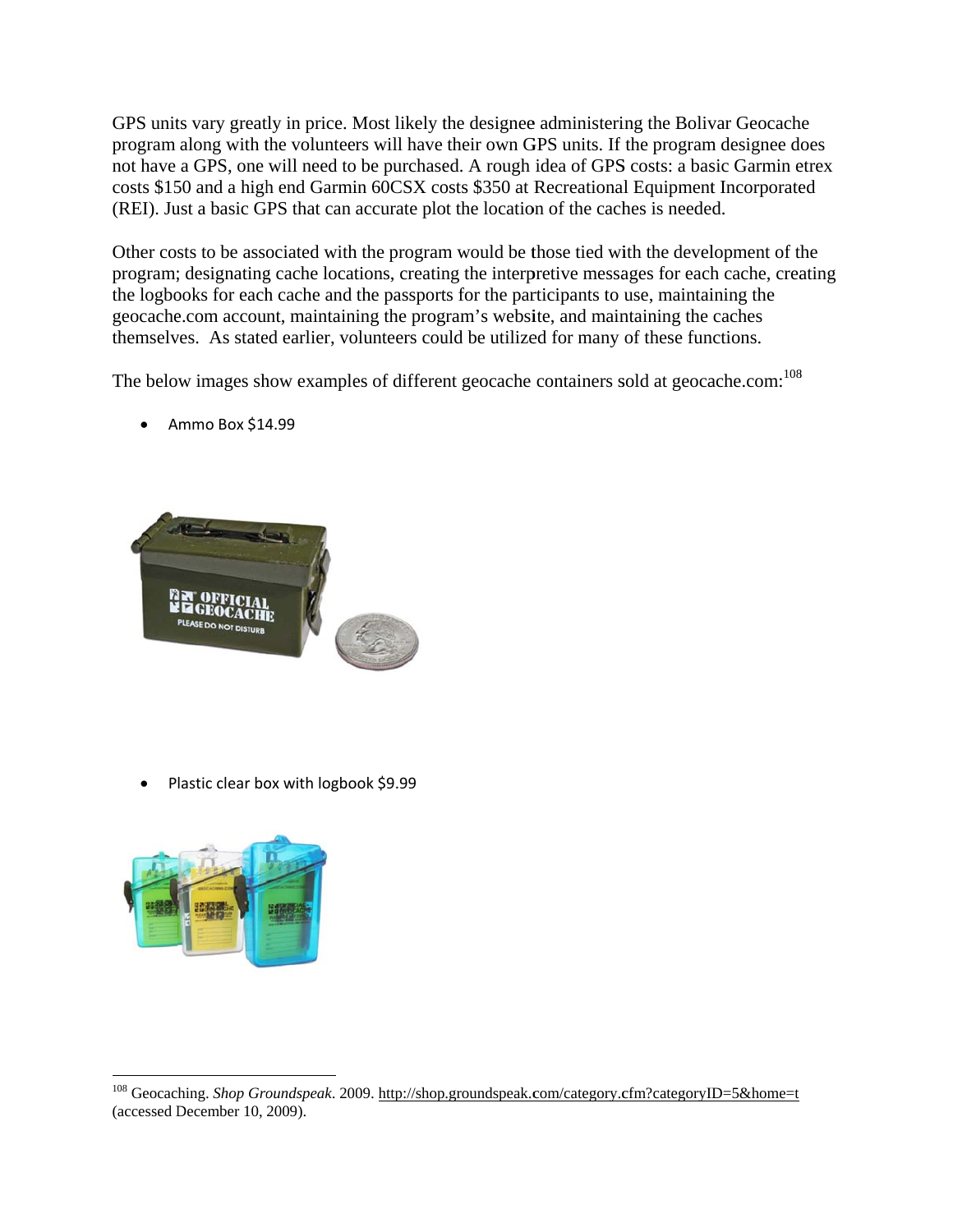GPS units vary greatly in price. Most likely the designee administering the Bolivar Geocache program along with the volunteers will have their own GPS units. If the program designee does not have a GPS, one will need to be purchased. A rough idea of GPS costs: a basic Garmin etrex costs $150 and a high end Garmin 60CSX costs $350 at Recreational Equipment Incorporated (REI). Just a basic GPS that can accurate plot the location of the caches is needed.

Other costs to be associated with the program would be those tied with the development of the program; designating cache locations, creating the interpretive messages for each cache, creating the logbooks for each cache and the passports for the participants to use, maintaining the geocache.com account, maintaining the program's website, and maintaining the caches themselves. As stated earlier, volunteers could be utilized for many of these functions.

The below images show examples of different geocache containers sold at geocache.com:[108]

- Ammo Box $14.99

- Plastic clear box with logbook $9.99

---

[108] Geocaching. *Shop Groundspeak*. 2009. http://shop.groundspeak.com/category.cfm?categoryID=5&home=t (accessed December 10, 2009).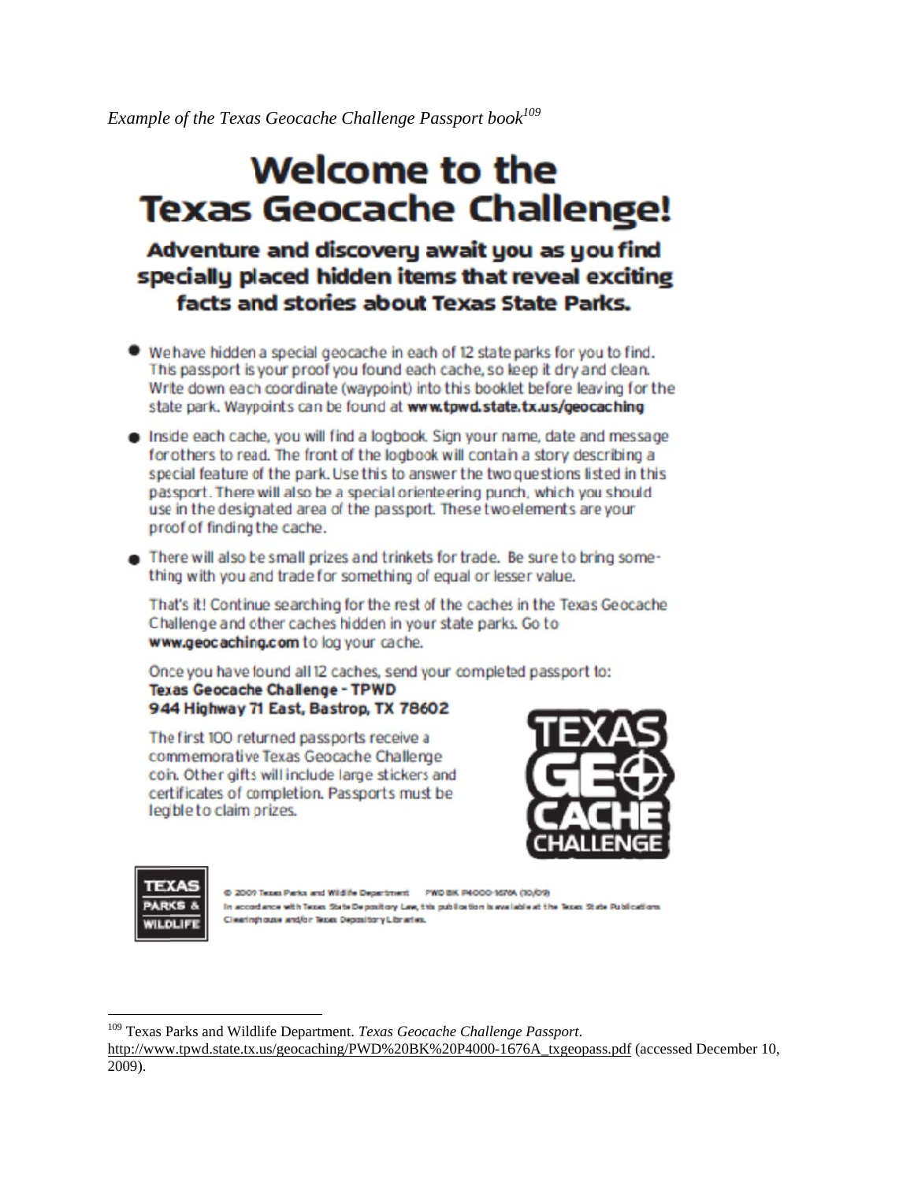*Example of the Texas Geocache Challenge Passport book*[109]

# Welcome to the Texas Geocache Challenge!

## Adventure and discovery await you as you find specially placed hidden items that reveal exciting facts and stories about Texas State Parks.

- We have hidden a special geocache in each of 12 state parks for you to find. This passport is your proof you found each cache, so keep it dry and clean. Write down each coordinate (waypoint) into this booklet before leaving for the state park. Waypoints can be found at **www.tpwd.state.tx.us/geocaching**
- Inside each cache, you will find a logbook. Sign your name, date and message for others to read. The front of the logbook will contain a story describing a special feature of the park. Use this to answer the two questions listed in this passport. There will also be a special orienteering punch, which you should use in the designated area of the passport. These two elements are your proof of finding the cache.
- There will also be small prizes and trinkets for trade. Be sure to bring something with you and trade for something of equal or lesser value.

That's it! Continue searching for the rest of the caches in the Texas Geocache Challenge and other caches hidden in your state parks. Go to **www.geocaching.com** to log your cache.

Once you have found all 12 caches, send your completed passport to:
**Texas Geocache Challenge - TPWD**
**944 Highway 71 East, Bastrop, TX 78602**

The first 100 returned passports receive a commemorative Texas Geocache Challenge coin. Other gifts will include large stickers and certificates of completion. Passports must be legible to claim prizes.

TEXAS GEOCACHE CHALLENGE

TEXAS PARKS & WILDLIFE

© 2009 Texas Parks and Wildlife Department PWD BK P4000-1676A (10/09)
In accordance with Texas State Depository Law, this publication is available at the Texas State Publications Clearinghouse and/or Texas Depository Libraries.

---

[109] Texas Parks and Wildlife Department. *Texas Geocache Challenge Passport*. http://www.tpwd.state.tx.us/geocaching/PWD%20BK%20P4000-1676A_txgeopass.pdf (accessed December 10, 2009).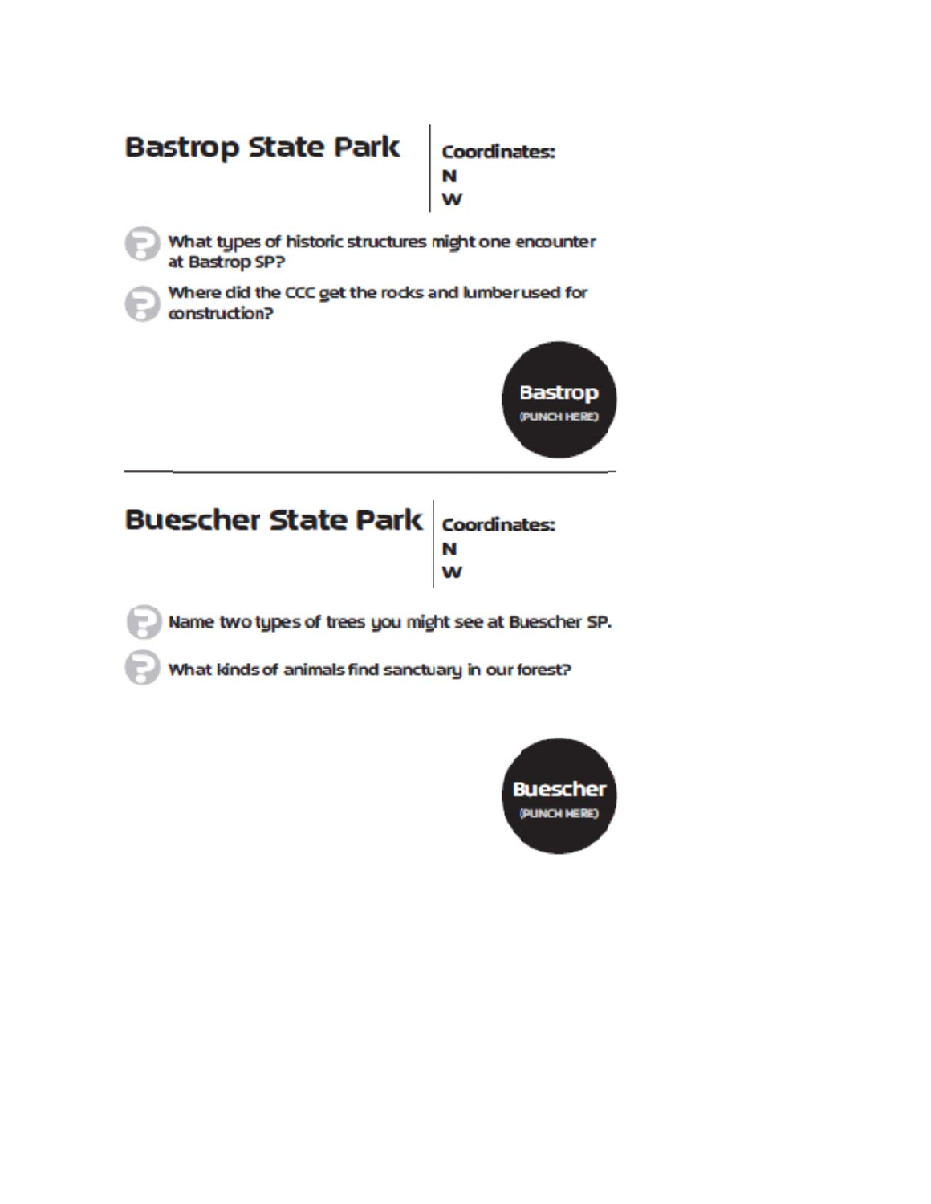## Bastrop State Park

**Coordinates:**
**N**
**W**

- What types of historic structures might one encounter at Bastrop SP?
- Where did the CCC get the rocks and lumber used for construction?

**Bastrop**
(PUNCH HERE)

---

## Buescher State Park

**Coordinates:**
**N**
**W**

- Name two types of trees you might see at Buescher SP.
- What kinds of animals find sanctuary in our forest?

**Buescher**
(PUNCH HERE)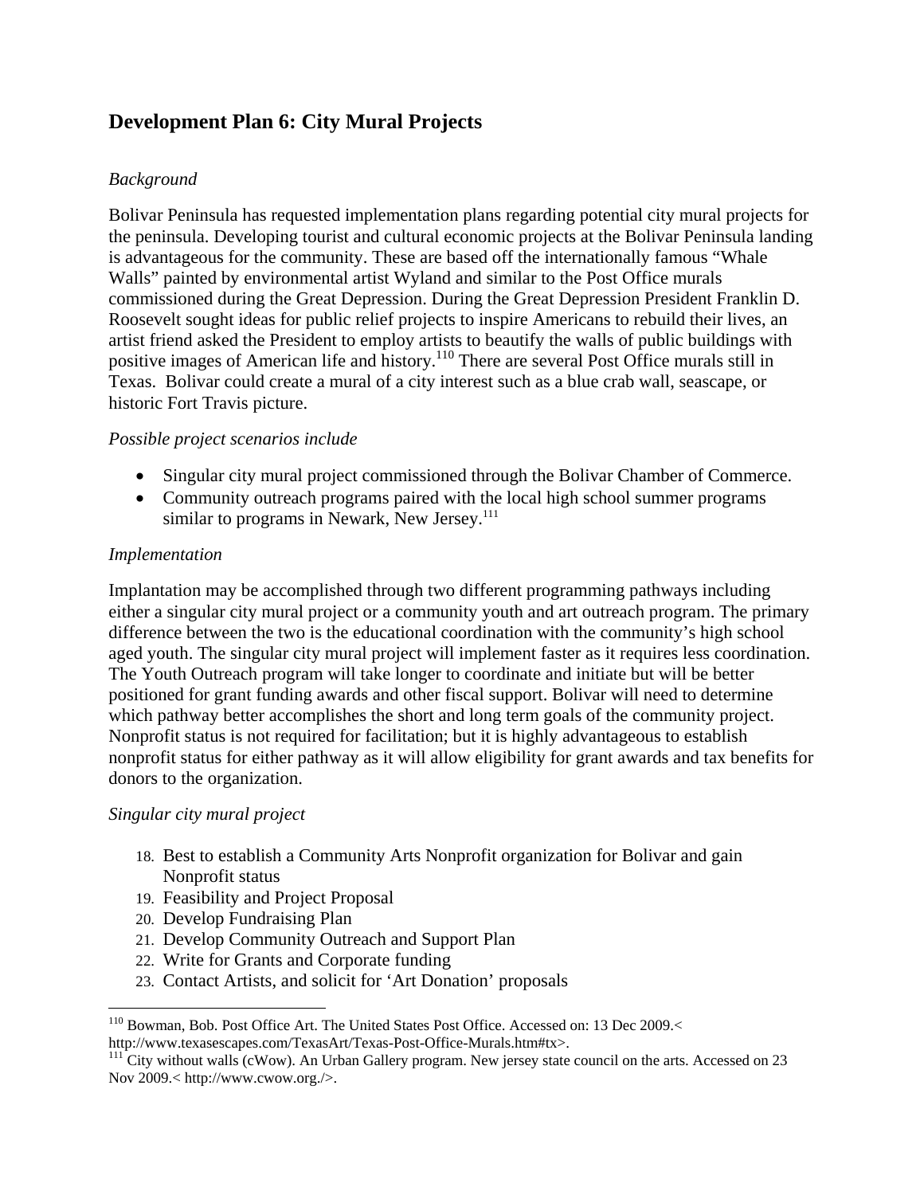## Development Plan 6: City Mural Projects

*Background*

Bolivar Peninsula has requested implementation plans regarding potential city mural projects for the peninsula. Developing tourist and cultural economic projects at the Bolivar Peninsula landing is advantageous for the community. These are based off the internationally famous "Whale Walls" painted by environmental artist Wyland and similar to the Post Office murals commissioned during the Great Depression. During the Great Depression President Franklin D. Roosevelt sought ideas for public relief projects to inspire Americans to rebuild their lives, an artist friend asked the President to employ artists to beautify the walls of public buildings with positive images of American life and history.[110] There are several Post Office murals still in Texas. Bolivar could create a mural of a city interest such as a blue crab wall, seascape, or historic Fort Travis picture.

*Possible project scenarios include*

- Singular city mural project commissioned through the Bolivar Chamber of Commerce.
- Community outreach programs paired with the local high school summer programs similar to programs in Newark, New Jersey.[111]

*Implementation*

Implantation may be accomplished through two different programming pathways including either a singular city mural project or a community youth and art outreach program. The primary difference between the two is the educational coordination with the community's high school aged youth. The singular city mural project will implement faster as it requires less coordination. The Youth Outreach program will take longer to coordinate and initiate but will be better positioned for grant funding awards and other fiscal support. Bolivar will need to determine which pathway better accomplishes the short and long term goals of the community project. Nonprofit status is not required for facilitation; but it is highly advantageous to establish nonprofit status for either pathway as it will allow eligibility for grant awards and tax benefits for donors to the organization.

*Singular city mural project*

18. Best to establish a Community Arts Nonprofit organization for Bolivar and gain Nonprofit status
19. Feasibility and Project Proposal
20. Develop Fundraising Plan
21. Develop Community Outreach and Support Plan
22. Write for Grants and Corporate funding
23. Contact Artists, and solicit for 'Art Donation' proposals

---

[110] Bowman, Bob. Post Office Art. The United States Post Office. Accessed on: 13 Dec 2009.< http://www.texasescapes.com/TexasArt/Texas-Post-Office-Murals.htm#tx>.

[111] City without walls (cWow). An Urban Gallery program. New jersey state council on the arts. Accessed on 23 Nov 2009.< http://www.cwow.org./>.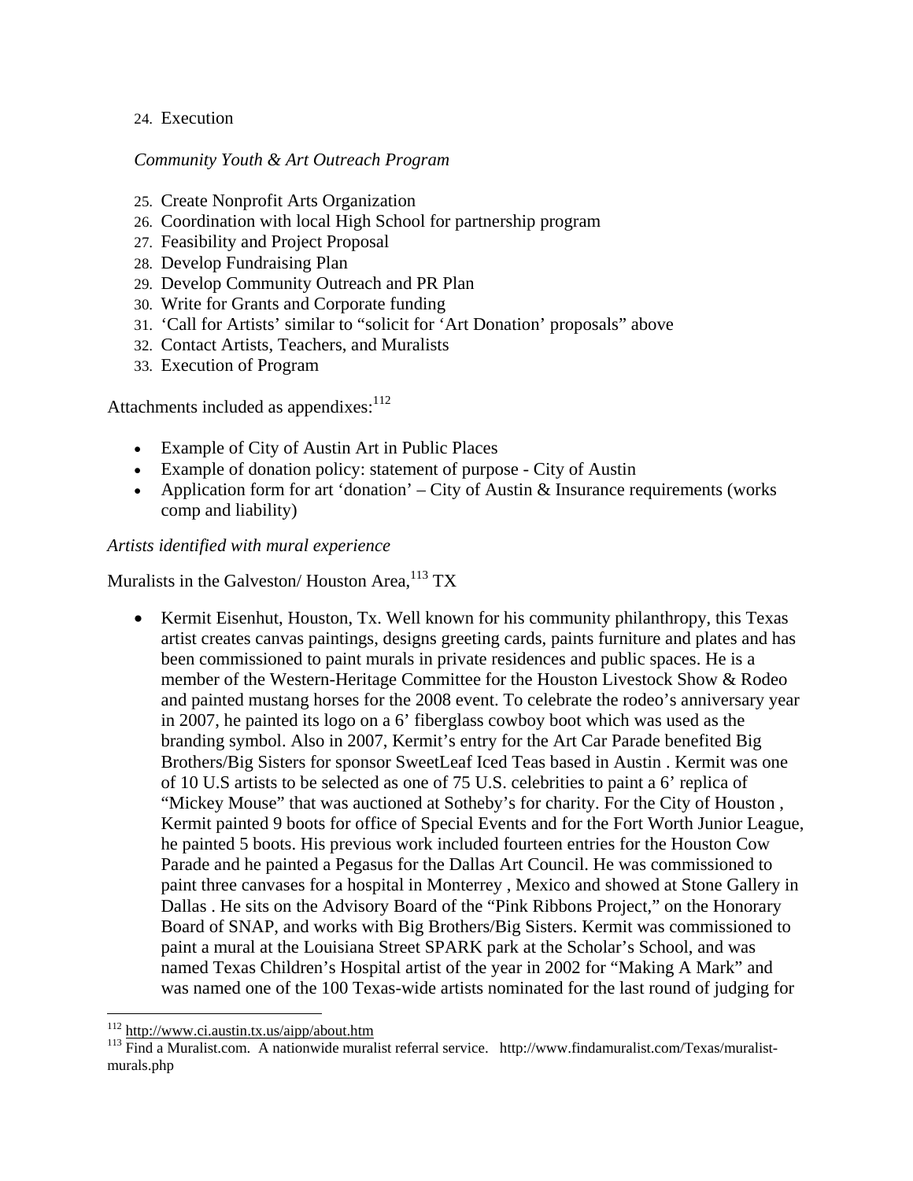24. Execution

*Community Youth & Art Outreach Program*

25. Create Nonprofit Arts Organization
26. Coordination with local High School for partnership program
27. Feasibility and Project Proposal
28. Develop Fundraising Plan
29. Develop Community Outreach and PR Plan
30. Write for Grants and Corporate funding
31. 'Call for Artists' similar to "solicit for 'Art Donation' proposals" above
32. Contact Artists, Teachers, and Muralists
33. Execution of Program

Attachments included as appendixes:[112]

- Example of City of Austin Art in Public Places
- Example of donation policy: statement of purpose - City of Austin
- Application form for art 'donation' – City of Austin & Insurance requirements (works comp and liability)

*Artists identified with mural experience*

Muralists in the Galveston/ Houston Area,[113] TX

- Kermit Eisenhut, Houston, Tx. Well known for his community philanthropy, this Texas artist creates canvas paintings, designs greeting cards, paints furniture and plates and has been commissioned to paint murals in private residences and public spaces. He is a member of the Western-Heritage Committee for the Houston Livestock Show & Rodeo and painted mustang horses for the 2008 event. To celebrate the rodeo's anniversary year in 2007, he painted its logo on a 6' fiberglass cowboy boot which was used as the branding symbol. Also in 2007, Kermit's entry for the Art Car Parade benefited Big Brothers/Big Sisters for sponsor SweetLeaf Iced Teas based in Austin . Kermit was one of 10 U.S artists to be selected as one of 75 U.S. celebrities to paint a 6' replica of "Mickey Mouse" that was auctioned at Sotheby's for charity. For the City of Houston , Kermit painted 9 boots for office of Special Events and for the Fort Worth Junior League, he painted 5 boots. His previous work included fourteen entries for the Houston Cow Parade and he painted a Pegasus for the Dallas Art Council. He was commissioned to paint three canvases for a hospital in Monterrey , Mexico and showed at Stone Gallery in Dallas . He sits on the Advisory Board of the "Pink Ribbons Project," on the Honorary Board of SNAP, and works with Big Brothers/Big Sisters. Kermit was commissioned to paint a mural at the Louisiana Street SPARK park at the Scholar's School, and was named Texas Children's Hospital artist of the year in 2002 for "Making A Mark" and was named one of the 100 Texas-wide artists nominated for the last round of judging for

---

[112] http://www.ci.austin.tx.us/aipp/about.htm

[113] Find a Muralist.com. A nationwide muralist referral service. http://www.findamuralist.com/Texas/muralist-murals.php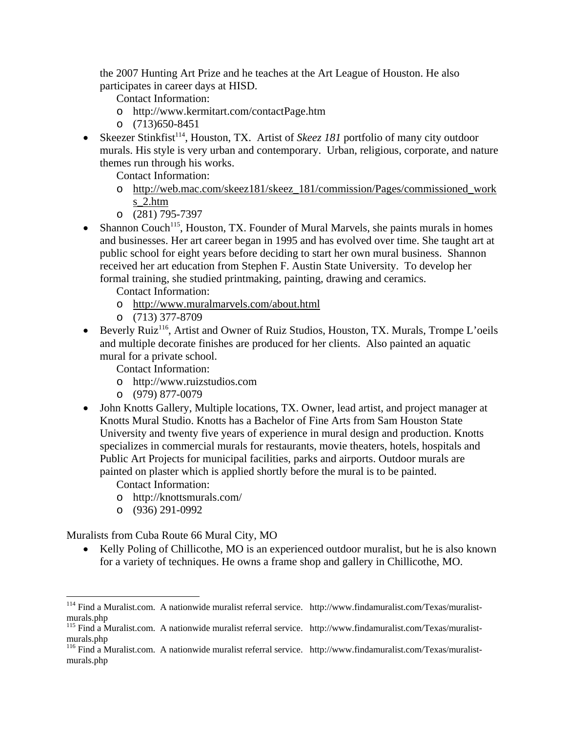the 2007 Hunting Art Prize and he teaches at the Art League of Houston. He also participates in career days at HISD.

Contact Information:
  - http://www.kermitart.com/contactPage.htm
  - (713)650-8451

- Skeezer Stinkfist[114], Houston, TX. Artist of *Skeez 181* portfolio of many city outdoor murals. His style is very urban and contemporary. Urban, religious, corporate, and nature themes run through his works.

  Contact Information:
  - http://web.mac.com/skeez181/skeez_181/commission/Pages/commissioned_works_2.htm
  - (281) 795-7397

- Shannon Couch[115], Houston, TX. Founder of Mural Marvels, she paints murals in homes and businesses. Her art career began in 1995 and has evolved over time. She taught art at public school for eight years before deciding to start her own mural business. Shannon received her art education from Stephen F. Austin State University. To develop her formal training, she studied printmaking, painting, drawing and ceramics.

  Contact Information:
  - http://www.muralmarvels.com/about.html
  - (713) 377-8709

- Beverly Ruiz[116], Artist and Owner of Ruiz Studios, Houston, TX. Murals, Trompe L'oeils and multiple decorate finishes are produced for her clients. Also painted an aquatic mural for a private school.

  Contact Information:
  - http://www.ruizstudios.com
  - (979) 877-0079

- John Knotts Gallery, Multiple locations, TX. Owner, lead artist, and project manager at Knotts Mural Studio. Knotts has a Bachelor of Fine Arts from Sam Houston State University and twenty five years of experience in mural design and production. Knotts specializes in commercial murals for restaurants, movie theaters, hotels, hospitals and Public Art Projects for municipal facilities, parks and airports. Outdoor murals are painted on plaster which is applied shortly before the mural is to be painted.

  Contact Information:
  - http://knottsmurals.com/
  - (936) 291-0992

Muralists from Cuba Route 66 Mural City, MO

- Kelly Poling of Chillicothe, MO is an experienced outdoor muralist, but he is also known for a variety of techniques. He owns a frame shop and gallery in Chillicothe, MO.

---

[114] Find a Muralist.com. A nationwide muralist referral service. http://www.findamuralist.com/Texas/muralist-murals.php

[115] Find a Muralist.com. A nationwide muralist referral service. http://www.findamuralist.com/Texas/muralist-murals.php

[116] Find a Muralist.com. A nationwide muralist referral service. http://www.findamuralist.com/Texas/muralist-murals.php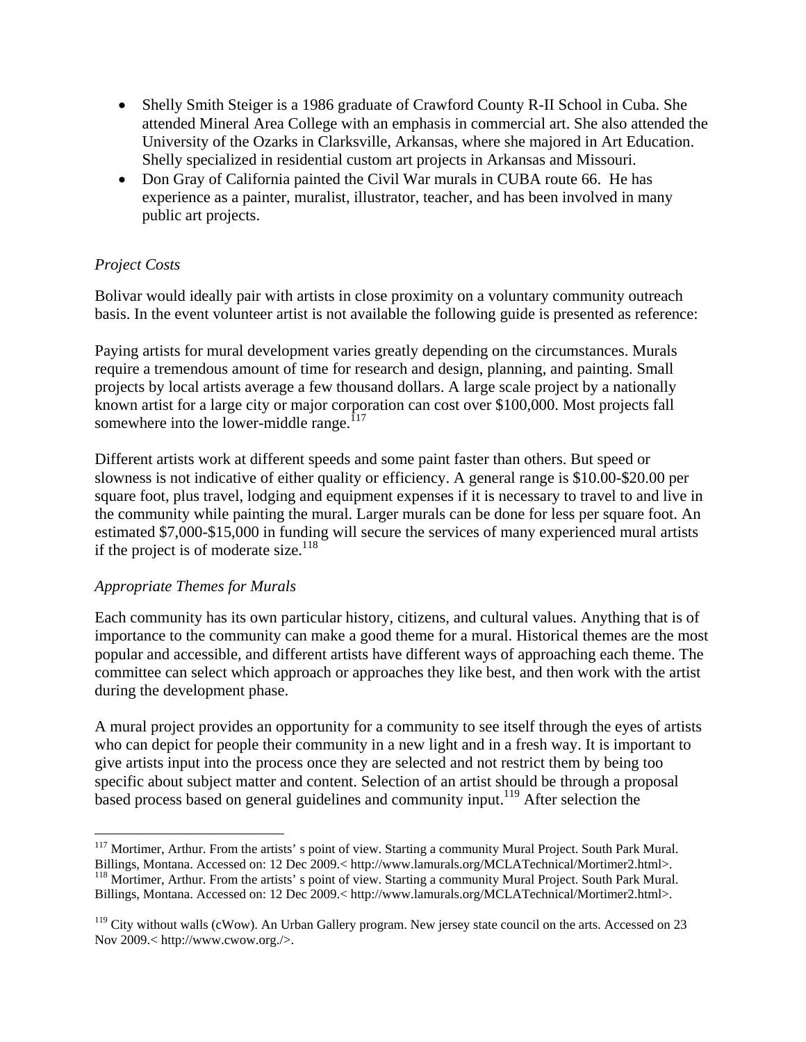- Shelly Smith Steiger is a 1986 graduate of Crawford County R-II School in Cuba. She attended Mineral Area College with an emphasis in commercial art. She also attended the University of the Ozarks in Clarksville, Arkansas, where she majored in Art Education. Shelly specialized in residential custom art projects in Arkansas and Missouri.
- Don Gray of California painted the Civil War murals in CUBA route 66. He has experience as a painter, muralist, illustrator, teacher, and has been involved in many public art projects.

*Project Costs*

Bolivar would ideally pair with artists in close proximity on a voluntary community outreach basis. In the event volunteer artist is not available the following guide is presented as reference:

Paying artists for mural development varies greatly depending on the circumstances. Murals require a tremendous amount of time for research and design, planning, and painting. Small projects by local artists average a few thousand dollars. A large scale project by a nationally known artist for a large city or major corporation can cost over $100,000. Most projects fall somewhere into the lower-middle range.[117]

Different artists work at different speeds and some paint faster than others. But speed or slowness is not indicative of either quality or efficiency. A general range is $10.00-$20.00 per square foot, plus travel, lodging and equipment expenses if it is necessary to travel to and live in the community while painting the mural. Larger murals can be done for less per square foot. An estimated $7,000-$15,000 in funding will secure the services of many experienced mural artists if the project is of moderate size.[118]

*Appropriate Themes for Murals*

Each community has its own particular history, citizens, and cultural values. Anything that is of importance to the community can make a good theme for a mural. Historical themes are the most popular and accessible, and different artists have different ways of approaching each theme. The committee can select which approach or approaches they like best, and then work with the artist during the development phase.

A mural project provides an opportunity for a community to see itself through the eyes of artists who can depict for people their community in a new light and in a fresh way. It is important to give artists input into the process once they are selected and not restrict them by being too specific about subject matter and content. Selection of an artist should be through a proposal based process based on general guidelines and community input.[119] After selection the

---

[117] Mortimer, Arthur. From the artists' s point of view. Starting a community Mural Project. South Park Mural. Billings, Montana. Accessed on: 12 Dec 2009.< http://www.lamurals.org/MCLATechnical/Mortimer2.html>.

[118] Mortimer, Arthur. From the artists' s point of view. Starting a community Mural Project. South Park Mural. Billings, Montana. Accessed on: 12 Dec 2009.< http://www.lamurals.org/MCLATechnical/Mortimer2.html>.

[119] City without walls (cWow). An Urban Gallery program. New jersey state council on the arts. Accessed on 23 Nov 2009.< http://www.cwow.org./>.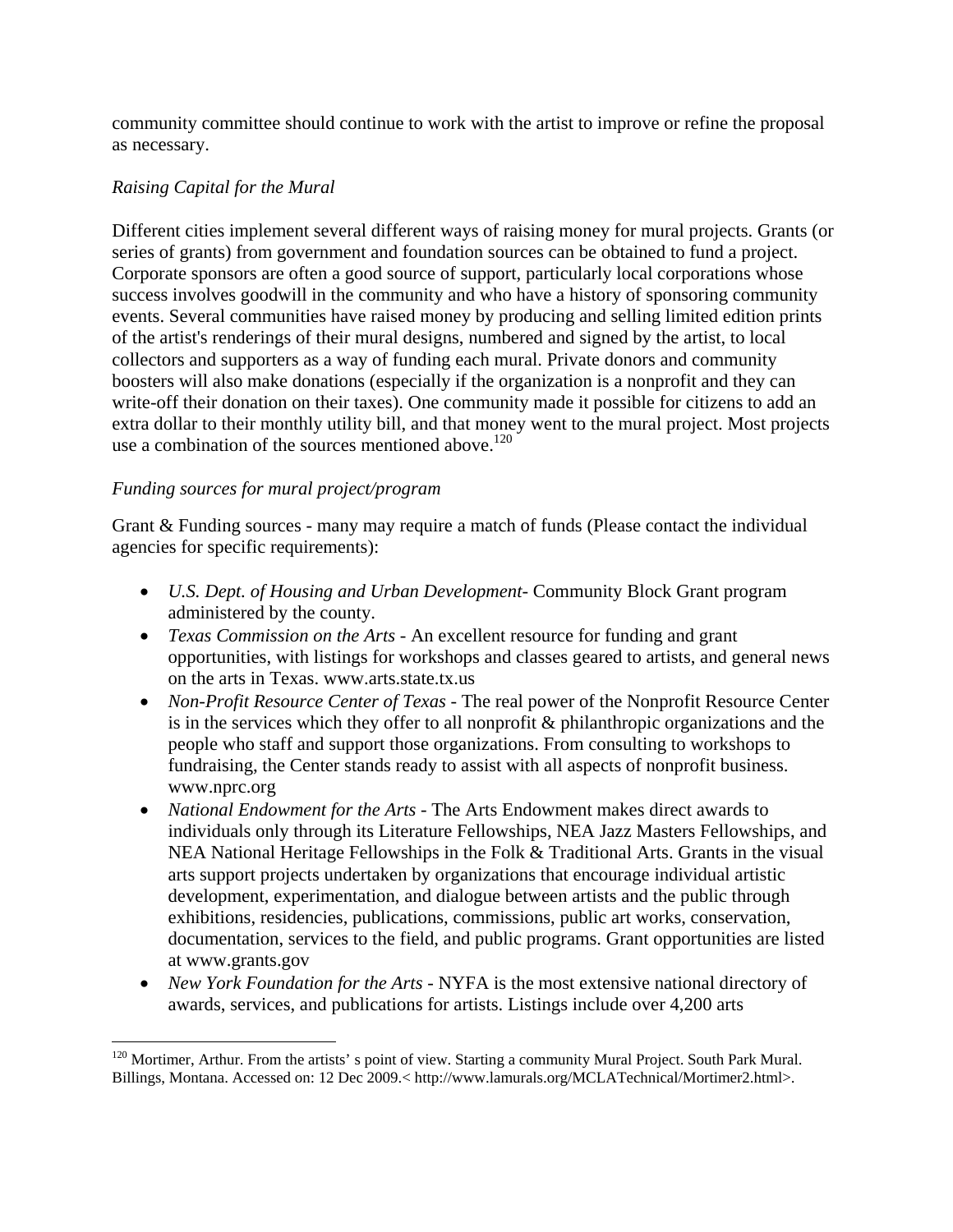community committee should continue to work with the artist to improve or refine the proposal as necessary.

*Raising Capital for the Mural*

Different cities implement several different ways of raising money for mural projects. Grants (or series of grants) from government and foundation sources can be obtained to fund a project. Corporate sponsors are often a good source of support, particularly local corporations whose success involves goodwill in the community and who have a history of sponsoring community events. Several communities have raised money by producing and selling limited edition prints of the artist's renderings of their mural designs, numbered and signed by the artist, to local collectors and supporters as a way of funding each mural. Private donors and community boosters will also make donations (especially if the organization is a nonprofit and they can write-off their donation on their taxes). One community made it possible for citizens to add an extra dollar to their monthly utility bill, and that money went to the mural project. Most projects use a combination of the sources mentioned above.[120]

*Funding sources for mural project/program*

Grant & Funding sources - many may require a match of funds (Please contact the individual agencies for specific requirements):

- *U.S. Dept. of Housing and Urban Development*- Community Block Grant program administered by the county.
- *Texas Commission on the Arts* - An excellent resource for funding and grant opportunities, with listings for workshops and classes geared to artists, and general news on the arts in Texas. www.arts.state.tx.us
- *Non-Profit Resource Center of Texas* - The real power of the Nonprofit Resource Center is in the services which they offer to all nonprofit & philanthropic organizations and the people who staff and support those organizations. From consulting to workshops to fundraising, the Center stands ready to assist with all aspects of nonprofit business. www.nprc.org
- *National Endowment for the Arts* - The Arts Endowment makes direct awards to individuals only through its Literature Fellowships, NEA Jazz Masters Fellowships, and NEA National Heritage Fellowships in the Folk & Traditional Arts. Grants in the visual arts support projects undertaken by organizations that encourage individual artistic development, experimentation, and dialogue between artists and the public through exhibitions, residencies, publications, commissions, public art works, conservation, documentation, services to the field, and public programs. Grant opportunities are listed at www.grants.gov
- *New York Foundation for the Arts* - NYFA is the most extensive national directory of awards, services, and publications for artists. Listings include over 4,200 arts

[120] Mortimer, Arthur. From the artists' s point of view. Starting a community Mural Project. South Park Mural. Billings, Montana. Accessed on: 12 Dec 2009.< http://www.lamurals.org/MCLATechnical/Mortimer2.html>.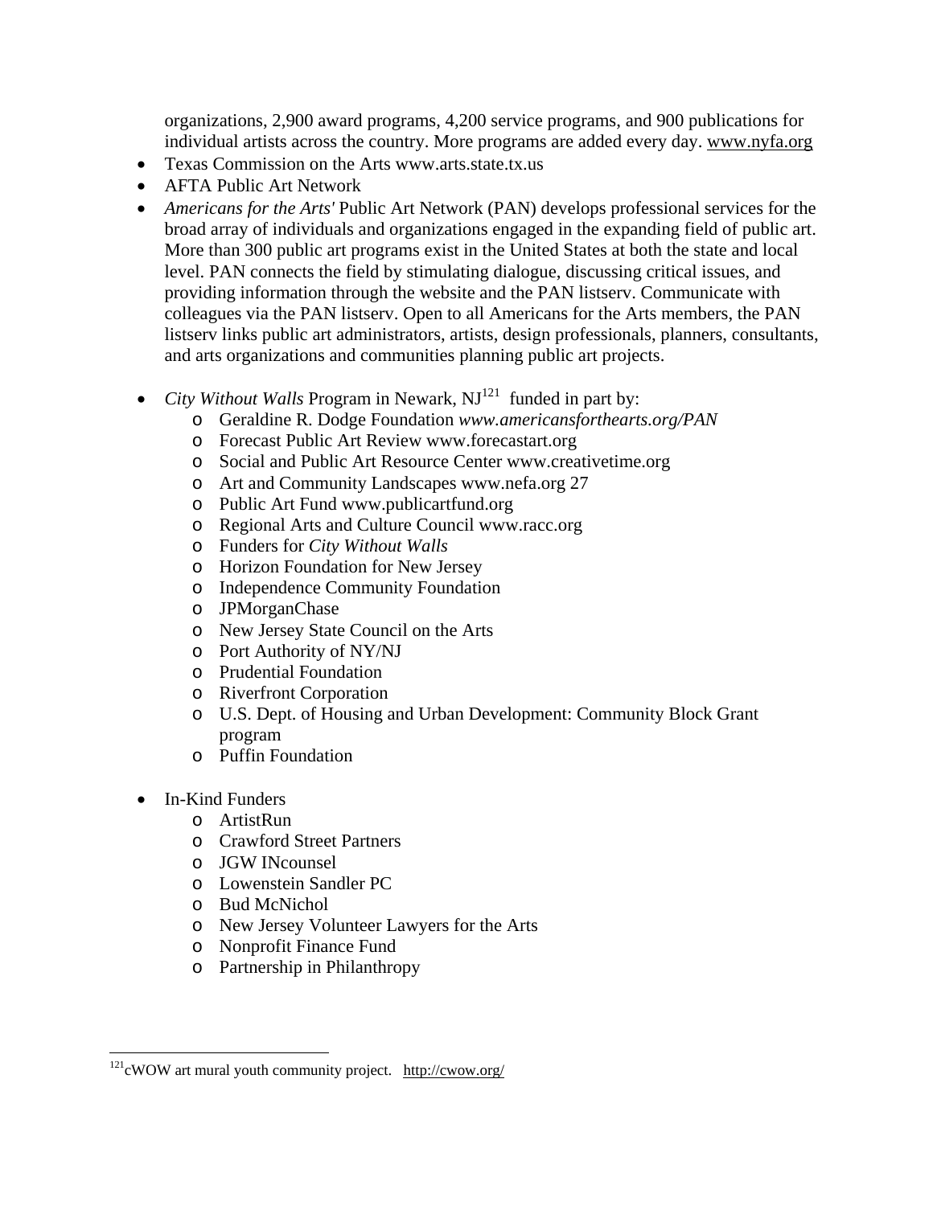organizations, 2,900 award programs, 4,200 service programs, and 900 publications for individual artists across the country. More programs are added every day. www.nyfa.org

- Texas Commission on the Arts www.arts.state.tx.us
- AFTA Public Art Network
- *Americans for the Arts'* Public Art Network (PAN) develops professional services for the broad array of individuals and organizations engaged in the expanding field of public art. More than 300 public art programs exist in the United States at both the state and local level. PAN connects the field by stimulating dialogue, discussing critical issues, and providing information through the website and the PAN listserv. Communicate with colleagues via the PAN listserv. Open to all Americans for the Arts members, the PAN listserv links public art administrators, artists, design professionals, planners, consultants, and arts organizations and communities planning public art projects.

- *City Without Walls* Program in Newark, NJ[121] funded in part by:
  - Geraldine R. Dodge Foundation *www.americansforthearts.org/PAN*
  - Forecast Public Art Review www.forecastart.org
  - Social and Public Art Resource Center www.creativetime.org
  - Art and Community Landscapes www.nefa.org 27
  - Public Art Fund www.publicartfund.org
  - Regional Arts and Culture Council www.racc.org
  - Funders for *City Without Walls*
  - Horizon Foundation for New Jersey
  - Independence Community Foundation
  - JPMorganChase
  - New Jersey State Council on the Arts
  - Port Authority of NY/NJ
  - Prudential Foundation
  - Riverfront Corporation
  - U.S. Dept. of Housing and Urban Development: Community Block Grant program
  - Puffin Foundation

- In-Kind Funders
  - ArtistRun
  - Crawford Street Partners
  - JGW INcounsel
  - Lowenstein Sandler PC
  - Bud McNichol
  - New Jersey Volunteer Lawyers for the Arts
  - Nonprofit Finance Fund
  - Partnership in Philanthropy

---

[121] cWOW art mural youth community project. http://cwow.org/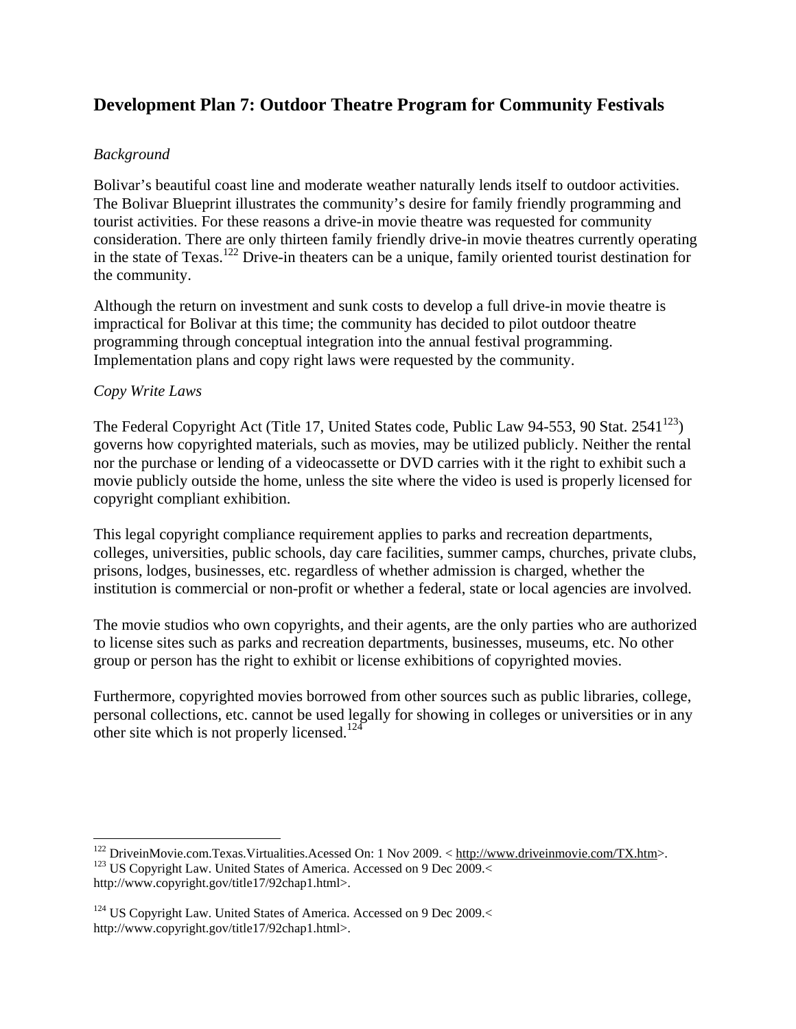## Development Plan 7: Outdoor Theatre Program for Community Festivals

*Background*

Bolivar's beautiful coast line and moderate weather naturally lends itself to outdoor activities. The Bolivar Blueprint illustrates the community's desire for family friendly programming and tourist activities. For these reasons a drive-in movie theatre was requested for community consideration. There are only thirteen family friendly drive-in movie theatres currently operating in the state of Texas.[122] Drive-in theaters can be a unique, family oriented tourist destination for the community.

Although the return on investment and sunk costs to develop a full drive-in movie theatre is impractical for Bolivar at this time; the community has decided to pilot outdoor theatre programming through conceptual integration into the annual festival programming. Implementation plans and copy right laws were requested by the community.

*Copy Write Laws*

The Federal Copyright Act (Title 17, United States code, Public Law 94-553, 90 Stat. 2541[123]) governs how copyrighted materials, such as movies, may be utilized publicly. Neither the rental nor the purchase or lending of a videocassette or DVD carries with it the right to exhibit such a movie publicly outside the home, unless the site where the video is used is properly licensed for copyright compliant exhibition.

This legal copyright compliance requirement applies to parks and recreation departments, colleges, universities, public schools, day care facilities, summer camps, churches, private clubs, prisons, lodges, businesses, etc. regardless of whether admission is charged, whether the institution is commercial or non-profit or whether a federal, state or local agencies are involved.

The movie studios who own copyrights, and their agents, are the only parties who are authorized to license sites such as parks and recreation departments, businesses, museums, etc. No other group or person has the right to exhibit or license exhibitions of copyrighted movies.

Furthermore, copyrighted movies borrowed from other sources such as public libraries, college, personal collections, etc. cannot be used legally for showing in colleges or universities or in any other site which is not properly licensed.[124]

---

[122] DriveinMovie.com.Texas.Virtualities.Acessed On: 1 Nov 2009. < http://www.driveinmovie.com/TX.htm>.
[123] US Copyright Law. United States of America. Accessed on 9 Dec 2009.< http://www.copyright.gov/title17/92chap1.html>.

[124] US Copyright Law. United States of America. Accessed on 9 Dec 2009.< http://www.copyright.gov/title17/92chap1.html>.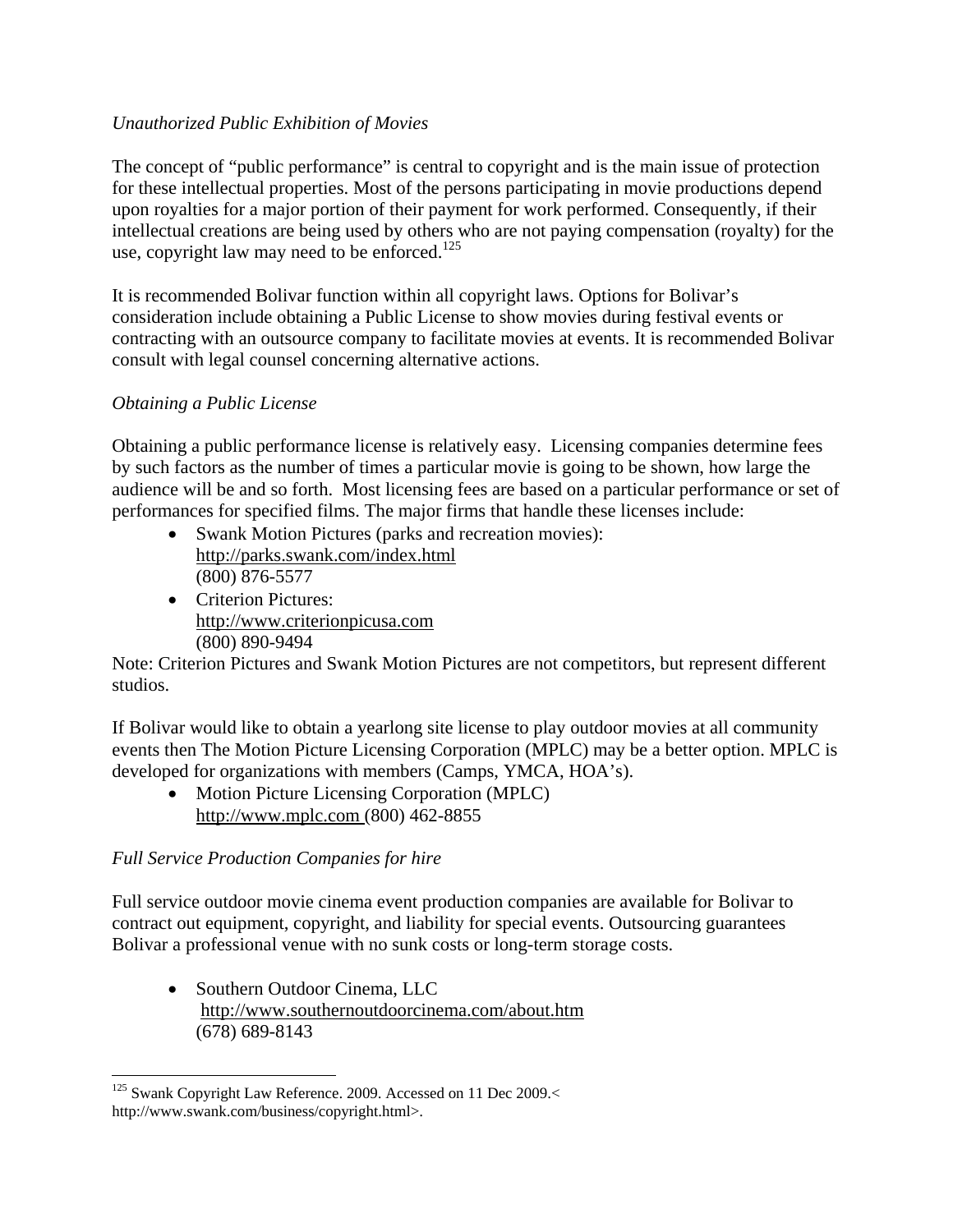*Unauthorized Public Exhibition of Movies*

The concept of "public performance" is central to copyright and is the main issue of protection for these intellectual properties. Most of the persons participating in movie productions depend upon royalties for a major portion of their payment for work performed. Consequently, if their intellectual creations are being used by others who are not paying compensation (royalty) for the use, copyright law may need to be enforced.[125]

It is recommended Bolivar function within all copyright laws. Options for Bolivar's consideration include obtaining a Public License to show movies during festival events or contracting with an outsource company to facilitate movies at events. It is recommended Bolivar consult with legal counsel concerning alternative actions.

*Obtaining a Public License*

Obtaining a public performance license is relatively easy. Licensing companies determine fees by such factors as the number of times a particular movie is going to be shown, how large the audience will be and so forth. Most licensing fees are based on a particular performance or set of performances for specified films. The major firms that handle these licenses include:

- Swank Motion Pictures (parks and recreation movies): http://parks.swank.com/index.html (800) 876-5577
- Criterion Pictures: http://www.criterionpicusa.com (800) 890-9494

Note: Criterion Pictures and Swank Motion Pictures are not competitors, but represent different studios.

If Bolivar would like to obtain a yearlong site license to play outdoor movies at all community events then The Motion Picture Licensing Corporation (MPLC) may be a better option. MPLC is developed for organizations with members (Camps, YMCA, HOA's).

- Motion Picture Licensing Corporation (MPLC) http://www.mplc.com (800) 462-8855

*Full Service Production Companies for hire*

Full service outdoor movie cinema event production companies are available for Bolivar to contract out equipment, copyright, and liability for special events. Outsourcing guarantees Bolivar a professional venue with no sunk costs or long-term storage costs.

- Southern Outdoor Cinema, LLC http://www.southernoutdoorcinema.com/about.htm (678) 689-8143

---

[125] Swank Copyright Law Reference. 2009. Accessed on 11 Dec 2009.< http://www.swank.com/business/copyright.html>.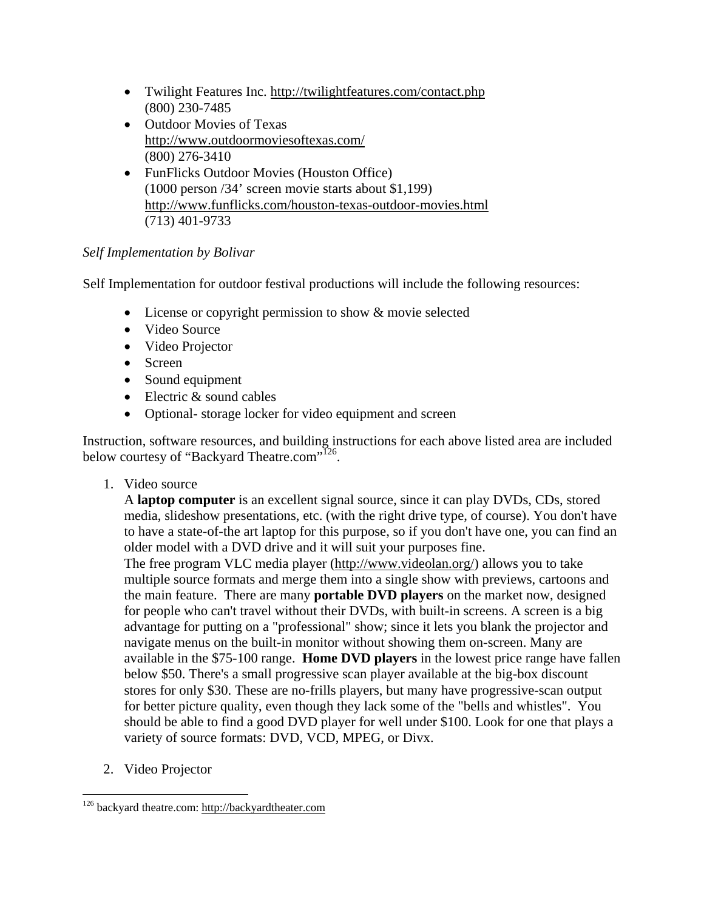- Twilight Features Inc. http://twilightfeatures.com/contact.php
  (800) 230-7485
- Outdoor Movies of Texas
  http://www.outdoormoviesoftexas.com/
  (800) 276-3410
- FunFlicks Outdoor Movies (Houston Office)
  (1000 person /34' screen movie starts about $1,199)
  http://www.funflicks.com/houston-texas-outdoor-movies.html
  (713) 401-9733

*Self Implementation by Bolivar*

Self Implementation for outdoor festival productions will include the following resources:

- License or copyright permission to show & movie selected
- Video Source
- Video Projector
- Screen
- Sound equipment
- Electric & sound cables
- Optional- storage locker for video equipment and screen

Instruction, software resources, and building instructions for each above listed area are included below courtesy of "Backyard Theatre.com"[126].

1. Video source
   A **laptop computer** is an excellent signal source, since it can play DVDs, CDs, stored media, slideshow presentations, etc. (with the right drive type, of course). You don't have to have a state-of-the art laptop for this purpose, so if you don't have one, you can find an older model with a DVD drive and it will suit your purposes fine.
   The free program VLC media player (http://www.videolan.org/) allows you to take multiple source formats and merge them into a single show with previews, cartoons and the main feature. There are many **portable DVD players** on the market now, designed for people who can't travel without their DVDs, with built-in screens. A screen is a big advantage for putting on a "professional" show; since it lets you blank the projector and navigate menus on the built-in monitor without showing them on-screen. Many are available in the $75-100 range. **Home DVD players** in the lowest price range have fallen below $50. There's a small progressive scan player available at the big-box discount stores for only $30. These are no-frills players, but many have progressive-scan output for better picture quality, even though they lack some of the "bells and whistles". You should be able to find a good DVD player for well under $100. Look for one that plays a variety of source formats: DVD, VCD, MPEG, or Divx.

2. Video Projector

[126] backyard theatre.com: http://backyardtheater.com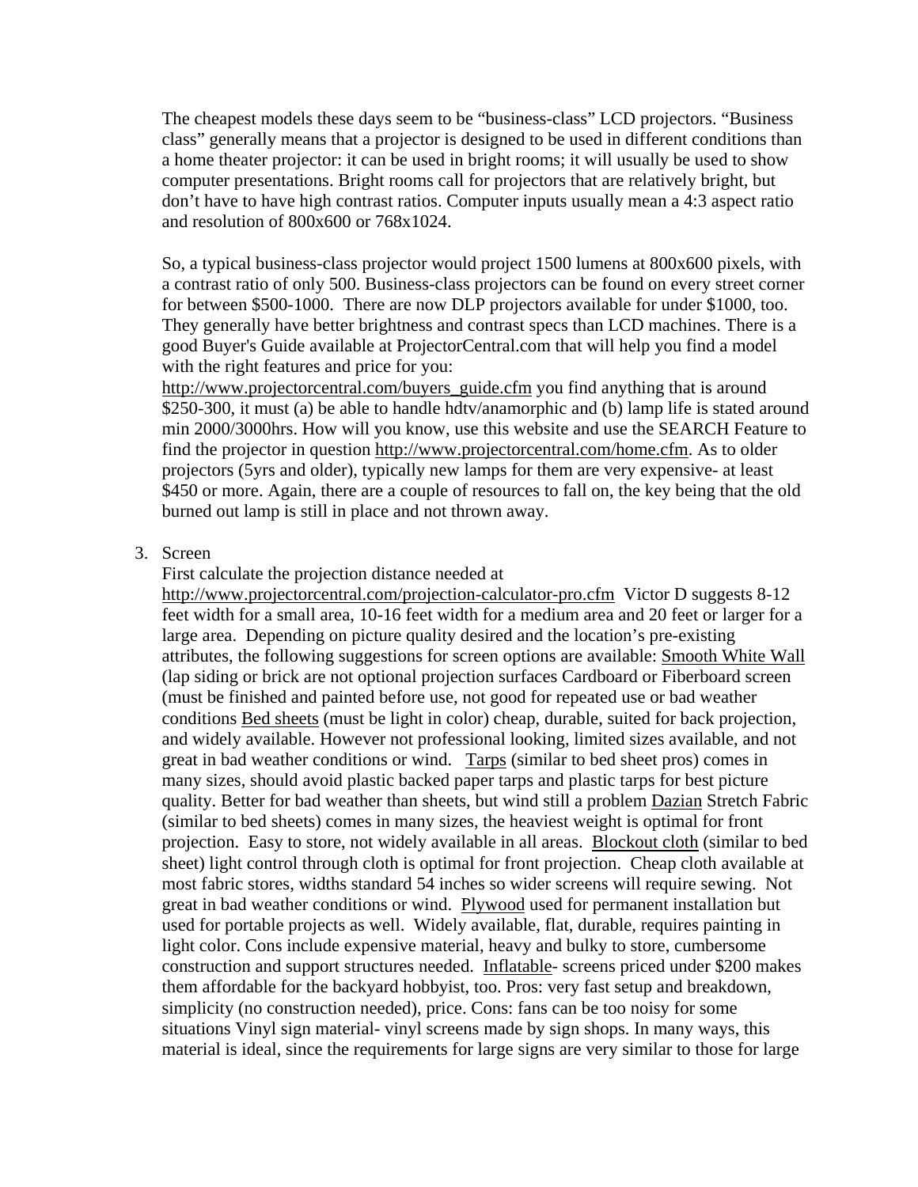The cheapest models these days seem to be "business-class" LCD projectors. "Business class" generally means that a projector is designed to be used in different conditions than a home theater projector: it can be used in bright rooms; it will usually be used to show computer presentations. Bright rooms call for projectors that are relatively bright, but don't have to have high contrast ratios. Computer inputs usually mean a 4:3 aspect ratio and resolution of 800x600 or 768x1024.

So, a typical business-class projector would project 1500 lumens at 800x600 pixels, with a contrast ratio of only 500. Business-class projectors can be found on every street corner for between $500-1000. There are now DLP projectors available for under $1000, too. They generally have better brightness and contrast specs than LCD machines. There is a good Buyer's Guide available at ProjectorCentral.com that will help you find a model with the right features and price for you: http://www.projectorcentral.com/buyers_guide.cfm you find anything that is around $250-300, it must (a) be able to handle hdtv/anamorphic and (b) lamp life is stated around min 2000/3000hrs. How will you know, use this website and use the SEARCH Feature to find the projector in question http://www.projectorcentral.com/home.cfm. As to older projectors (5yrs and older), typically new lamps for them are very expensive- at least $450 or more. Again, there are a couple of resources to fall on, the key being that the old burned out lamp is still in place and not thrown away.

3. Screen
   First calculate the projection distance needed at http://www.projectorcentral.com/projection-calculator-pro.cfm Victor D suggests 8-12 feet width for a small area, 10-16 feet width for a medium area and 20 feet or larger for a large area. Depending on picture quality desired and the location's pre-existing attributes, the following suggestions for screen options are available: Smooth White Wall (lap siding or brick are not optional projection surfaces Cardboard or Fiberboard screen (must be finished and painted before use, not good for repeated use or bad weather conditions Bed sheets (must be light in color) cheap, durable, suited for back projection, and widely available. However not professional looking, limited sizes available, and not great in bad weather conditions or wind. Tarps (similar to bed sheet pros) comes in many sizes, should avoid plastic backed paper tarps and plastic tarps for best picture quality. Better for bad weather than sheets, but wind still a problem Dazian Stretch Fabric (similar to bed sheets) comes in many sizes, the heaviest weight is optimal for front projection. Easy to store, not widely available in all areas. Blockout cloth (similar to bed sheet) light control through cloth is optimal for front projection. Cheap cloth available at most fabric stores, widths standard 54 inches so wider screens will require sewing. Not great in bad weather conditions or wind. Plywood used for permanent installation but used for portable projects as well. Widely available, flat, durable, requires painting in light color. Cons include expensive material, heavy and bulky to store, cumbersome construction and support structures needed. Inflatable- screens priced under $200 makes them affordable for the backyard hobbyist, too. Pros: very fast setup and breakdown, simplicity (no construction needed), price. Cons: fans can be too noisy for some situations Vinyl sign material- vinyl screens made by sign shops. In many ways, this material is ideal, since the requirements for large signs are very similar to those for large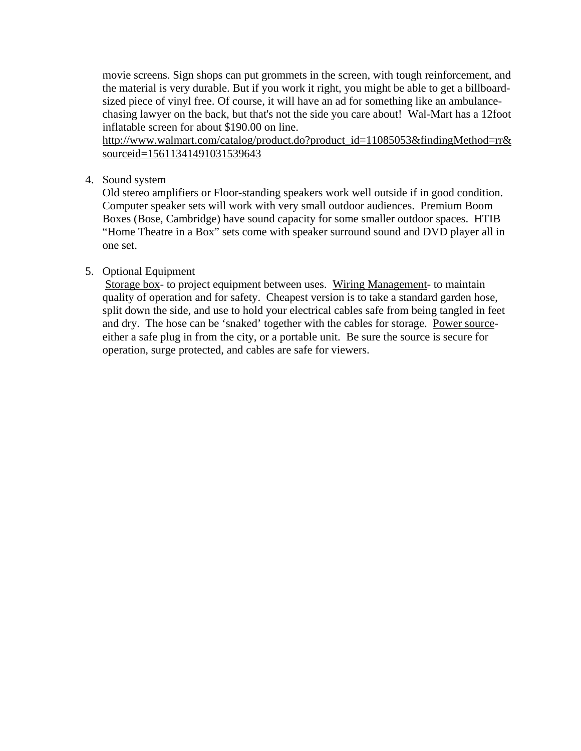movie screens. Sign shops can put grommets in the screen, with tough reinforcement, and the material is very durable. But if you work it right, you might be able to get a billboard-sized piece of vinyl free. Of course, it will have an ad for something like an ambulance-chasing lawyer on the back, but that's not the side you care about! Wal-Mart has a 12foot inflatable screen for about $190.00 on line.
http://www.walmart.com/catalog/product.do?product_id=11085053&findingMethod=rr&sourceid=15611341491031539643

4. Sound system
   Old stereo amplifiers or Floor-standing speakers work well outside if in good condition. Computer speaker sets will work with very small outdoor audiences. Premium Boom Boxes (Bose, Cambridge) have sound capacity for some smaller outdoor spaces. HTIB "Home Theatre in a Box" sets come with speaker surround sound and DVD player all in one set.

5. Optional Equipment
   Storage box- to project equipment between uses. Wiring Management- to maintain quality of operation and for safety. Cheapest version is to take a standard garden hose, split down the side, and use to hold your electrical cables safe from being tangled in feet and dry. The hose can be 'snaked' together with the cables for storage. Power source- either a safe plug in from the city, or a portable unit. Be sure the source is secure for operation, surge protected, and cables are safe for viewers.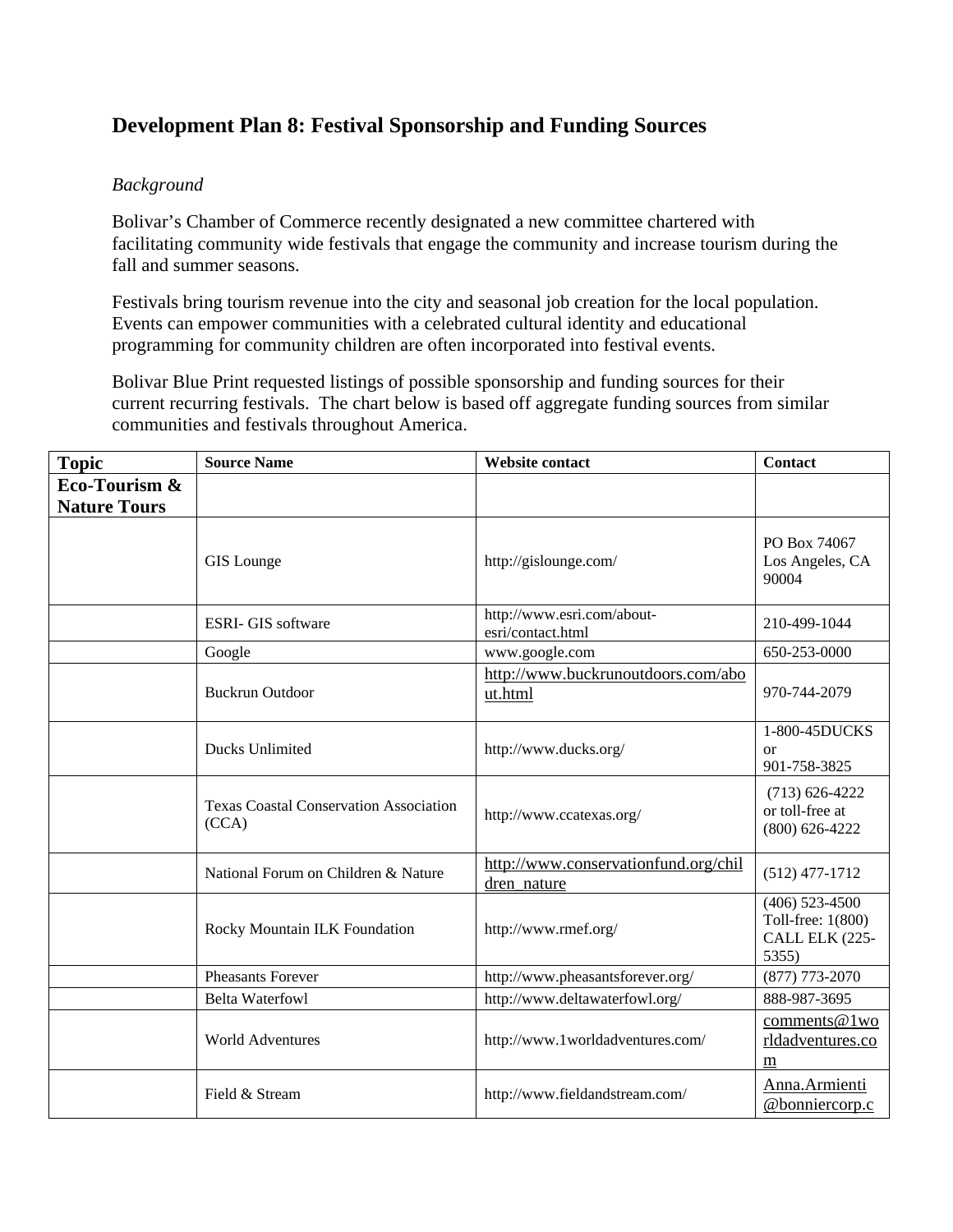## Development Plan 8: Festival Sponsorship and Funding Sources

*Background*

Bolivar's Chamber of Commerce recently designated a new committee chartered with facilitating community wide festivals that engage the community and increase tourism during the fall and summer seasons.

Festivals bring tourism revenue into the city and seasonal job creation for the local population. Events can empower communities with a celebrated cultural identity and educational programming for community children are often incorporated into festival events.

Bolivar Blue Print requested listings of possible sponsorship and funding sources for their current recurring festivals. The chart below is based off aggregate funding sources from similar communities and festivals throughout America.

| Topic | Source Name | Website contact | Contact |
|---|---|---|---|
| **Eco-Tourism & Nature Tours** | | | |
| | GIS Lounge | http://gislounge.com/ | PO Box 74067 Los Angeles, CA 90004 |
| | ESRI- GIS software | http://www.esri.com/about-esri/contact.html | 210-499-1044 |
| | Google | www.google.com | 650-253-0000 |
| | Buckrun Outdoor | http://www.buckrunoutdoors.com/about.html | 970-744-2079 |
| | Ducks Unlimited | http://www.ducks.org/ | 1-800-45DUCKS or 901-758-3825 |
| | Texas Coastal Conservation Association (CCA) | http://www.ccatexas.org/ | (713) 626-4222 or toll-free at (800) 626-4222 |
| | National Forum on Children & Nature | http://www.conservationfund.org/children_nature | (512) 477-1712 |
| | Rocky Mountain ILK Foundation | http://www.rmef.org/ | (406) 523-4500 Toll-free: 1(800) CALL ELK (225-5355) |
| | Pheasants Forever | http://www.pheasantsforever.org/ | (877) 773-2070 |
| | Belta Waterfowl | http://www.deltawaterfowl.org/ | 888-987-3695 |
| | World Adventures | http://www.1worldadventures.com/ | comments@1worldadventures.com |
| | Field & Stream | http://www.fieldandstream.com/ | Anna.Armienti@bonniercorp.c |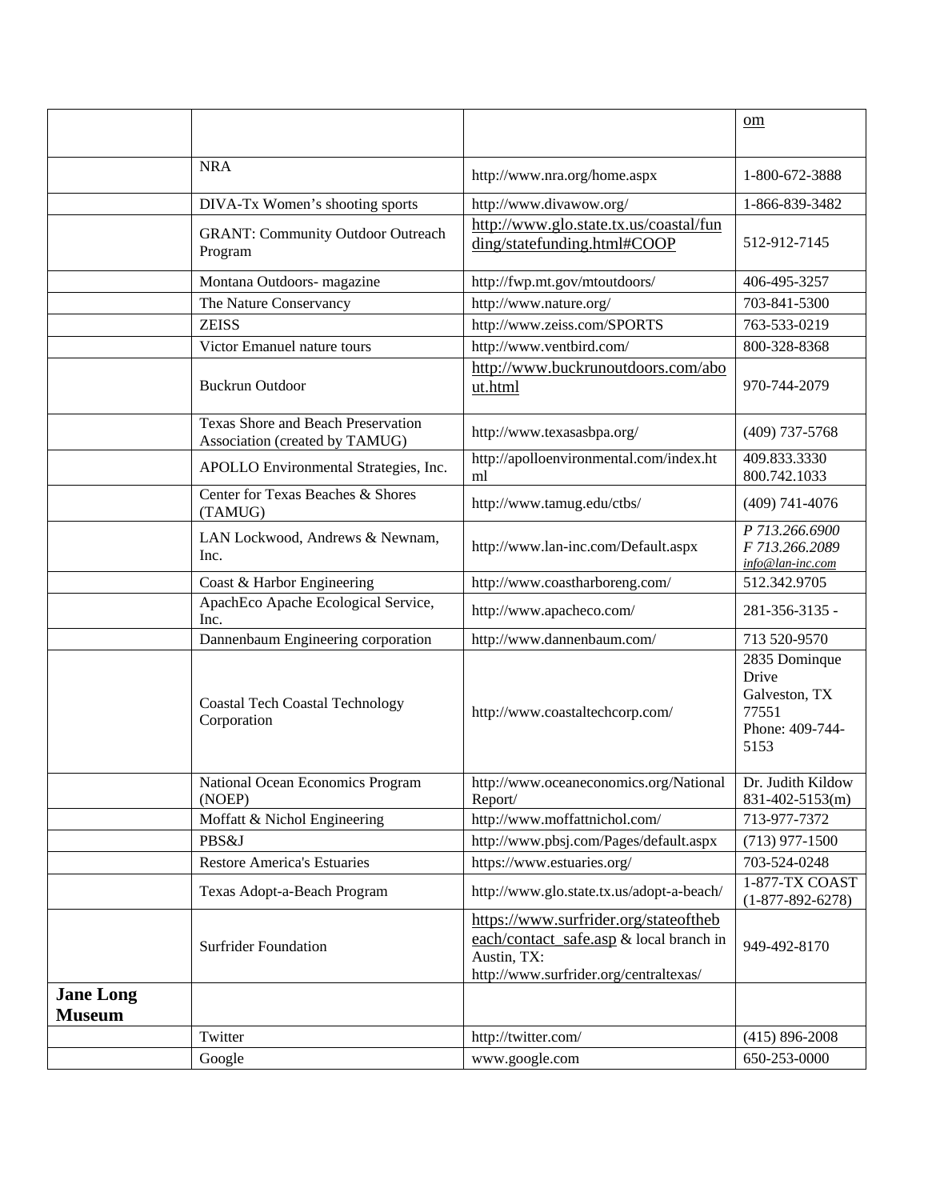| | | | om |
|---|---|---|---|
| | NRA | http://www.nra.org/home.aspx | 1-800-672-3888 |
| | DIVA-Tx Women's shooting sports | http://www.divawow.org/ | 1-866-839-3482 |
| | GRANT: Community Outdoor Outreach Program | http://www.glo.state.tx.us/coastal/funding/statefunding.html#COOP | 512-912-7145 |
| | Montana Outdoors- magazine | http://fwp.mt.gov/mtoutdoors/ | 406-495-3257 |
| | The Nature Conservancy | http://www.nature.org/ | 703-841-5300 |
| | ZEISS | http://www.zeiss.com/SPORTS | 763-533-0219 |
| | Victor Emanuel nature tours | http://www.ventbird.com/ | 800-328-8368 |
| | Buckrun Outdoor | http://www.buckrunoutdoors.com/about.html | 970-744-2079 |
| | Texas Shore and Beach Preservation Association (created by TAMUG) | http://www.texasasbpa.org/ | (409) 737-5768 |
| | APOLLO Environmental Strategies, Inc. | http://apolloenvironmental.com/index.html | 409.833.3330<br>800.742.1033 |
| | Center for Texas Beaches & Shores (TAMUG) | http://www.tamug.edu/ctbs/ | (409) 741-4076 |
| | LAN Lockwood, Andrews & Newnam, Inc. | http://www.lan-inc.com/Default.aspx | *P 713.266.6900*<br>*F 713.266.2089*<br>*info@lan-inc.com* |
| | Coast & Harbor Engineering | http://www.coastharboreng.com/ | 512.342.9705 |
| | ApachEco Apache Ecological Service, Inc. | http://www.apacheco.com/ | 281-356-3135 - |
| | Dannenbaum Engineering corporation | http://www.dannenbaum.com/ | 713 520-9570 |
| | Coastal Tech Coastal Technology Corporation | http://www.coastaltechcorp.com/ | 2835 Dominque Drive<br>Galveston, TX 77551<br>Phone: 409-744-5153 |
| | National Ocean Economics Program (NOEP) | http://www.oceaneconomics.org/NationalReport/ | Dr. Judith Kildow<br>831-402-5153(m) |
| | Moffatt & Nichol Engineering | http://www.moffattnichol.com/ | 713-977-7372 |
| | PBS&J | http://www.pbsj.com/Pages/default.aspx | (713) 977-1500 |
| | Restore America's Estuaries | https://www.estuaries.org/ | 703-524-0248 |
| | Texas Adopt-a-Beach Program | http://www.glo.state.tx.us/adopt-a-beach/ | 1-877-TX COAST<br>(1-877-892-6278) |
| | Surfrider Foundation | https://www.surfrider.org/stateofthebeach/contact_safe.asp & local branch in Austin, TX: http://www.surfrider.org/centraltexas/ | 949-492-8170 |
| **Jane Long Museum** | | | |
| | Twitter | http://twitter.com/ | (415) 896-2008 |
| | Google | www.google.com | 650-253-0000 |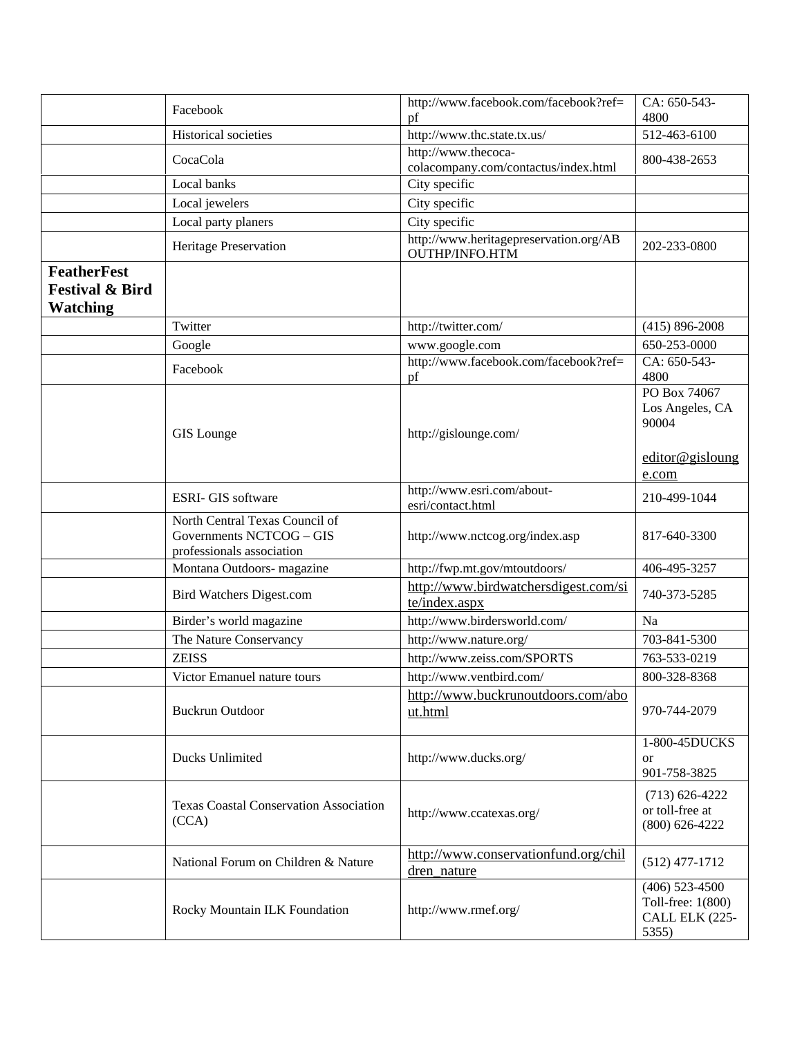| | | | |
|---|---|---|---|
| | Facebook | http://www.facebook.com/facebook?ref=pf | CA: 650-543-4800 |
| | Historical societies | http://www.thc.state.tx.us/ | 512-463-6100 |
| | CocaCola | http://www.thecoca-colacompany.com/contactus/index.html | 800-438-2653 |
| | Local banks | City specific | |
| | Local jewelers | City specific | |
| | Local party planers | City specific | |
| | Heritage Preservation | http://www.heritagepreservation.org/ABOUTHP/INFO.HTM | 202-233-0800 |
| **FeatherFest Festival & Bird Watching** | | | |
| | Twitter | http://twitter.com/ | (415) 896-2008 |
| | Google | www.google.com | 650-253-0000 |
| | Facebook | http://www.facebook.com/facebook?ref=pf | CA: 650-543-4800 |
| | GIS Lounge | http://gislounge.com/ | PO Box 74067 Los Angeles, CA 90004<br><br>editor@gislounge.com |
| | ESRI- GIS software | http://www.esri.com/about-esri/contact.html | 210-499-1044 |
| | North Central Texas Council of Governments NCTCOG – GIS professionals association | http://www.nctcog.org/index.asp | 817-640-3300 |
| | Montana Outdoors- magazine | http://fwp.mt.gov/mtoutdoors/ | 406-495-3257 |
| | Bird Watchers Digest.com | http://www.birdwatchersdigest.com/site/index.aspx | 740-373-5285 |
| | Birder's world magazine | http://www.birdersworld.com/ | Na |
| | The Nature Conservancy | http://www.nature.org/ | 703-841-5300 |
| | ZEISS | http://www.zeiss.com/SPORTS | 763-533-0219 |
| | Victor Emanuel nature tours | http://www.ventbird.com/ | 800-328-8368 |
| | Buckrun Outdoor | http://www.buckrunoutdoors.com/about.html | 970-744-2079 |
| | Ducks Unlimited | http://www.ducks.org/ | 1-800-45DUCKS or 901-758-3825 |
| | Texas Coastal Conservation Association (CCA) | http://www.ccatexas.org/ | (713) 626-4222 or toll-free at (800) 626-4222 |
| | National Forum on Children & Nature | http://www.conservationfund.org/children_nature | (512) 477-1712 |
| | Rocky Mountain ILK Foundation | http://www.rmef.org/ | (406) 523-4500 Toll-free: 1(800) CALL ELK (225-5355) |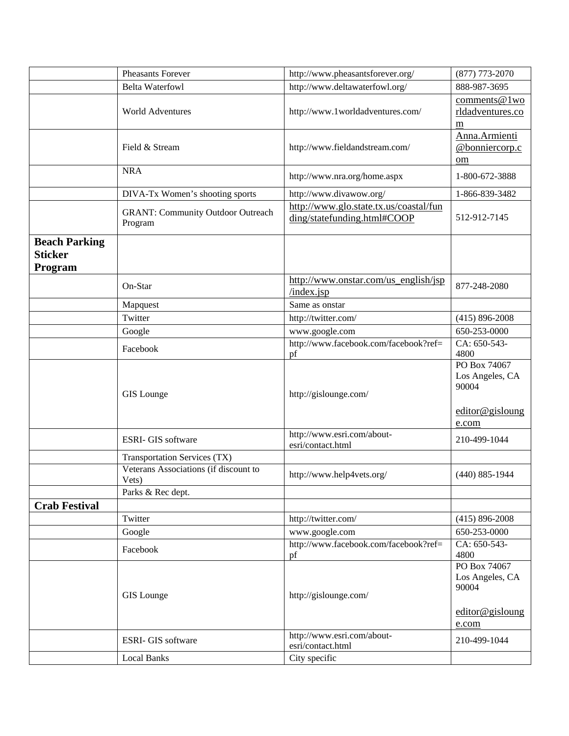| | | | |
|---|---|---|---|
| | Pheasants Forever | http://www.pheasantsforever.org/ | (877) 773-2070 |
| | Belta Waterfowl | http://www.deltawaterfowl.org/ | 888-987-3695 |
| | World Adventures | http://www.1worldadventures.com/ | comments@1worldadventures.com |
| | Field & Stream | http://www.fieldandstream.com/ | Anna.Armienti@bonniercorp.com |
| | NRA | http://www.nra.org/home.aspx | 1-800-672-3888 |
| | DIVA-Tx Women's shooting sports | http://www.divawow.org/ | 1-866-839-3482 |
| | GRANT: Community Outdoor Outreach Program | http://www.glo.state.tx.us/coastal/funding/statefunding.html#COOP | 512-912-7145 |
| **Beach Parking Sticker Program** | | | |
| | On-Star | http://www.onstar.com/us_english/jsp/index.jsp | 877-248-2080 |
| | Mapquest | Same as onstar | |
| | Twitter | http://twitter.com/ | (415) 896-2008 |
| | Google | www.google.com | 650-253-0000 |
| | Facebook | http://www.facebook.com/facebook?ref=pf | CA: 650-543-4800 |
| | GIS Lounge | http://gislounge.com/ | PO Box 74067 Los Angeles, CA 90004<br><br>editor@gislounge.com |
| | ESRI- GIS software | http://www.esri.com/about-esri/contact.html | 210-499-1044 |
| | Transportation Services (TX) | | |
| | Veterans Associations (if discount to Vets) | http://www.help4vets.org/ | (440) 885-1944 |
| | Parks & Rec dept. | | |
| **Crab Festival** | | | |
| | Twitter | http://twitter.com/ | (415) 896-2008 |
| | Google | www.google.com | 650-253-0000 |
| | Facebook | http://www.facebook.com/facebook?ref=pf | CA: 650-543-4800 |
| | GIS Lounge | http://gislounge.com/ | PO Box 74067 Los Angeles, CA 90004<br><br>editor@gislounge.com |
| | ESRI- GIS software | http://www.esri.com/about-esri/contact.html | 210-499-1044 |
| | Local Banks | City specific | |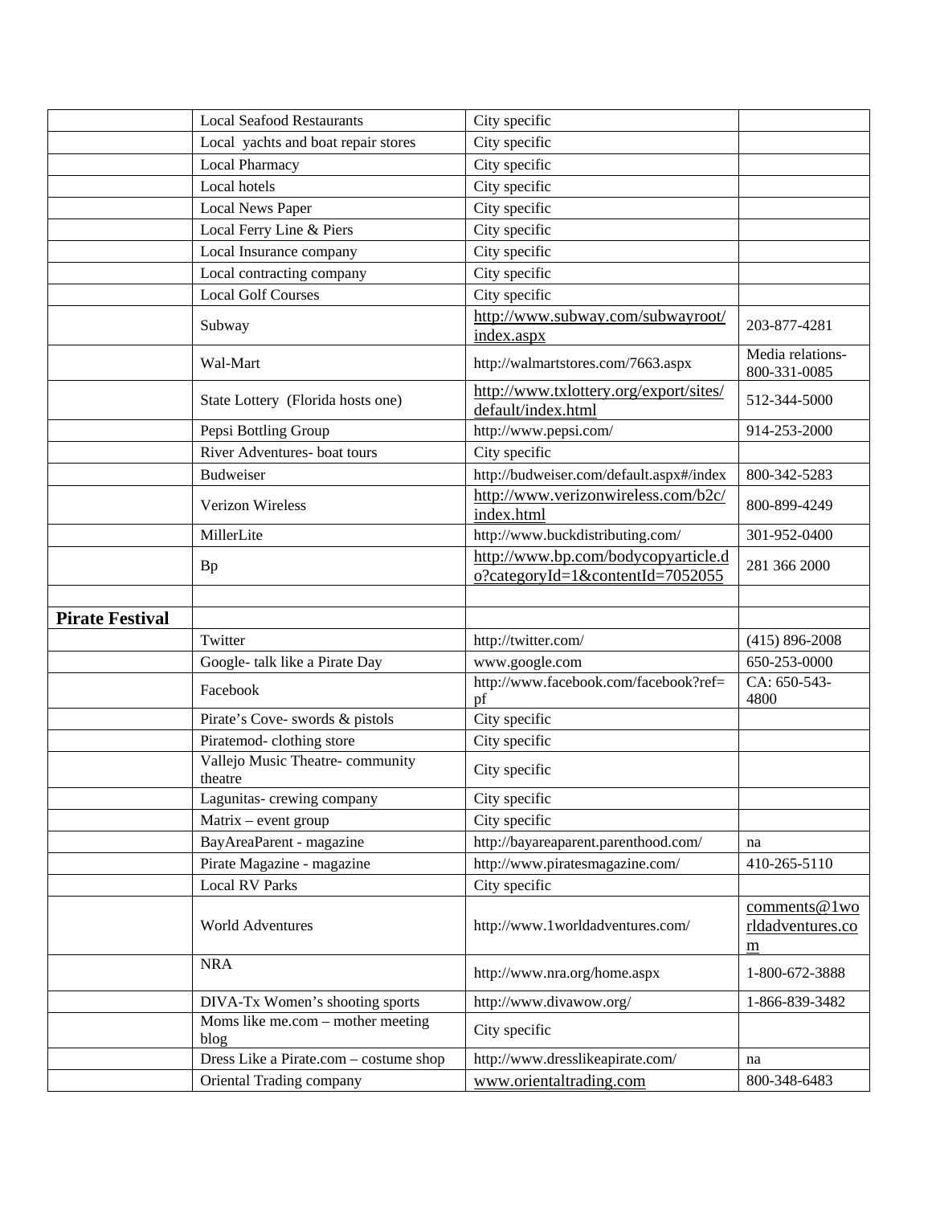| | | | |
|---|---|---|---|
| | Local Seafood Restaurants | City specific | |
| | Local yachts and boat repair stores | City specific | |
| | Local Pharmacy | City specific | |
| | Local hotels | City specific | |
| | Local News Paper | City specific | |
| | Local Ferry Line & Piers | City specific | |
| | Local Insurance company | City specific | |
| | Local contracting company | City specific | |
| | Local Golf Courses | City specific | |
| | Subway | http://www.subway.com/subwayroot/index.aspx | 203-877-4281 |
| | Wal-Mart | http://walmartstores.com/7663.aspx | Media relations- 800-331-0085 |
| | State Lottery (Florida hosts one) | http://www.txlottery.org/export/sites/default/index.html | 512-344-5000 |
| | Pepsi Bottling Group | http://www.pepsi.com/ | 914-253-2000 |
| | River Adventures- boat tours | City specific | |
| | Budweiser | http://budweiser.com/default.aspx#/index | 800-342-5283 |
| | Verizon Wireless | http://www.verizonwireless.com/b2c/index.html | 800-899-4249 |
| | MillerLite | http://www.buckdistributing.com/ | 301-952-0400 |
| | Bp | http://www.bp.com/bodycopyarticle.do?categoryId=1&contentId=7052055 | 281 366 2000 |
| | | | |
| **Pirate Festival** | | | |
| | Twitter | http://twitter.com/ | (415) 896-2008 |
| | Google- talk like a Pirate Day | www.google.com | 650-253-0000 |
| | Facebook | http://www.facebook.com/facebook?ref=pf | CA: 650-543-4800 |
| | Pirate's Cove- swords & pistols | City specific | |
| | Piratemod- clothing store | City specific | |
| | Vallejo Music Theatre- community theatre | City specific | |
| | Lagunitas- crewing company | City specific | |
| | Matrix – event group | City specific | |
| | BayAreaParent - magazine | http://bayareaparent.parenthood.com/ | na |
| | Pirate Magazine - magazine | http://www.piratesmagazine.com/ | 410-265-5110 |
| | Local RV Parks | City specific | |
| | World Adventures | http://www.1worldadventures.com/ | comments@1worldadventures.com |
| | NRA | http://www.nra.org/home.aspx | 1-800-672-3888 |
| | DIVA-Tx Women's shooting sports | http://www.divawow.org/ | 1-866-839-3482 |
| | Moms like me.com – mother meeting blog | City specific | |
| | Dress Like a Pirate.com – costume shop | http://www.dresslikeapirate.com/ | na |
| | Oriental Trading company | www.orientaltrading.com | 800-348-6483 |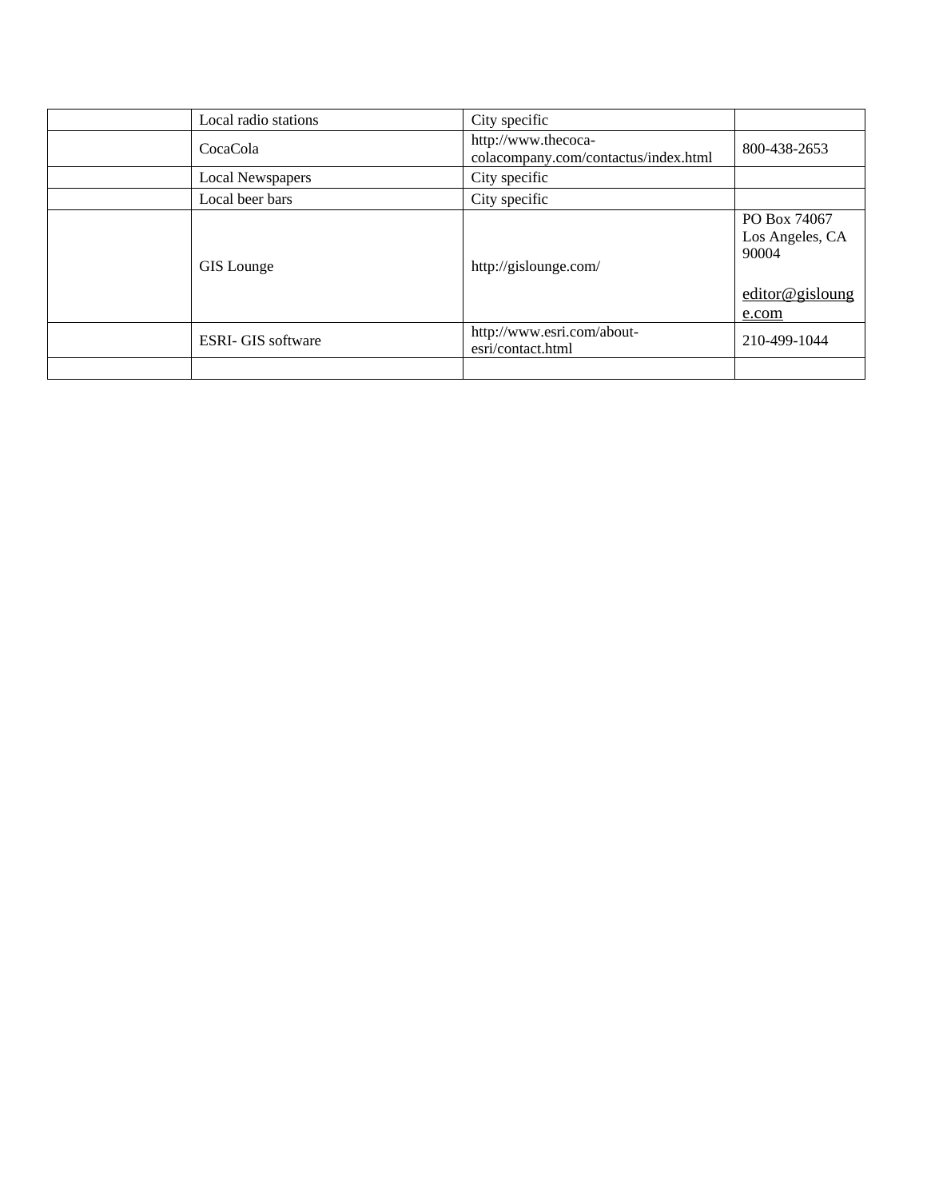| | | | |
|---|---|---|---|
| | Local radio stations | City specific | |
| | CocaCola | http://www.thecoca-colacompany.com/contactus/index.html | 800-438-2653 |
| | Local Newspapers | City specific | |
| | Local beer bars | City specific | |
| | GIS Lounge | http://gislounge.com/ | PO Box 74067 Los Angeles, CA 90004<br><br>editor@gislounge.com |
| | ESRI- GIS software | http://www.esri.com/about-esri/contact.html | 210-499-1044 |
| | | | |